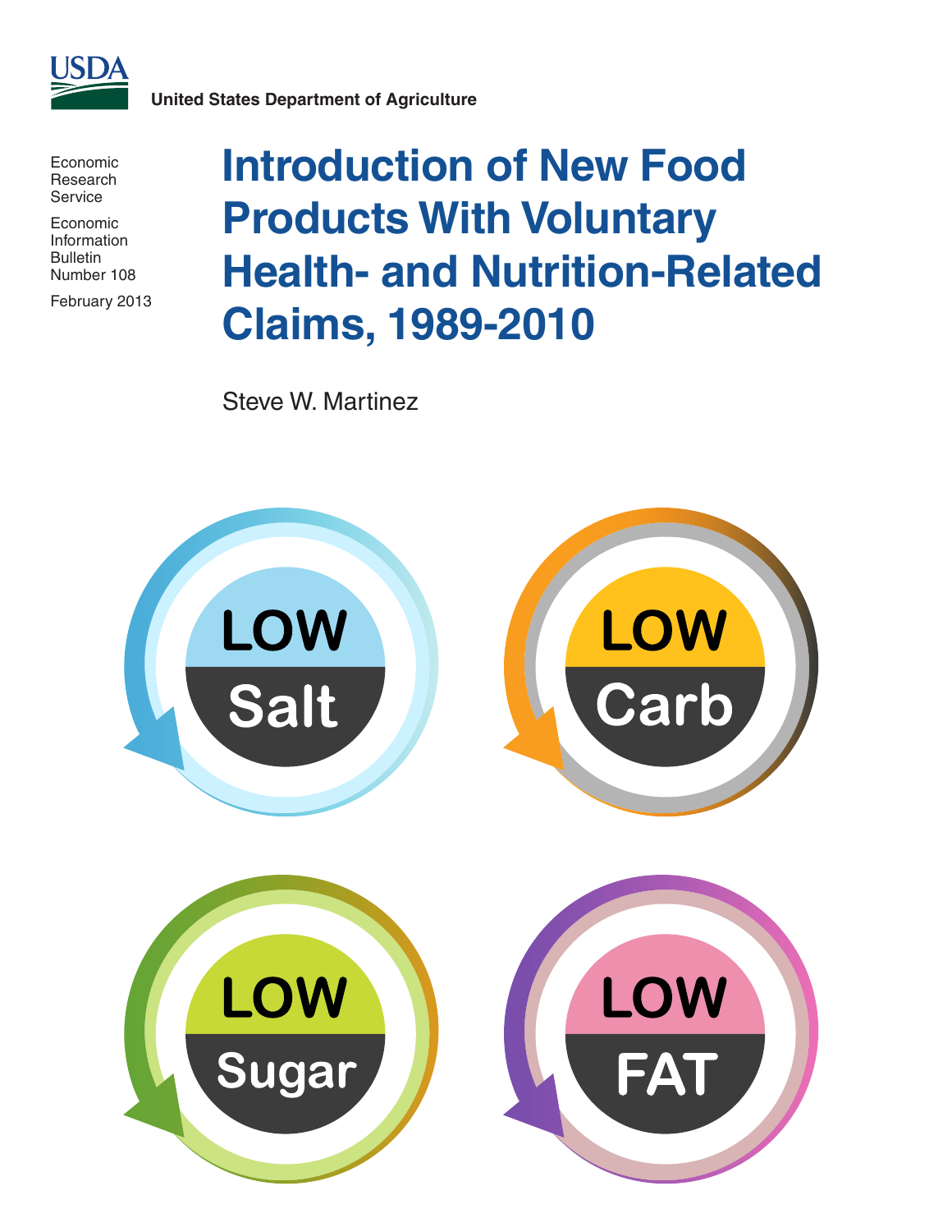USDA

United States Department of Agriculture

Economic Research Service

Economic Information Bulletin Number 108

February 2013

# Introduction of New Food Products With Voluntary Health- and Nutrition-Related Claims, 1989-2010

Steve W. Martinez

LOW Salt

LOW Carb

LOW Sugar

LOW FAT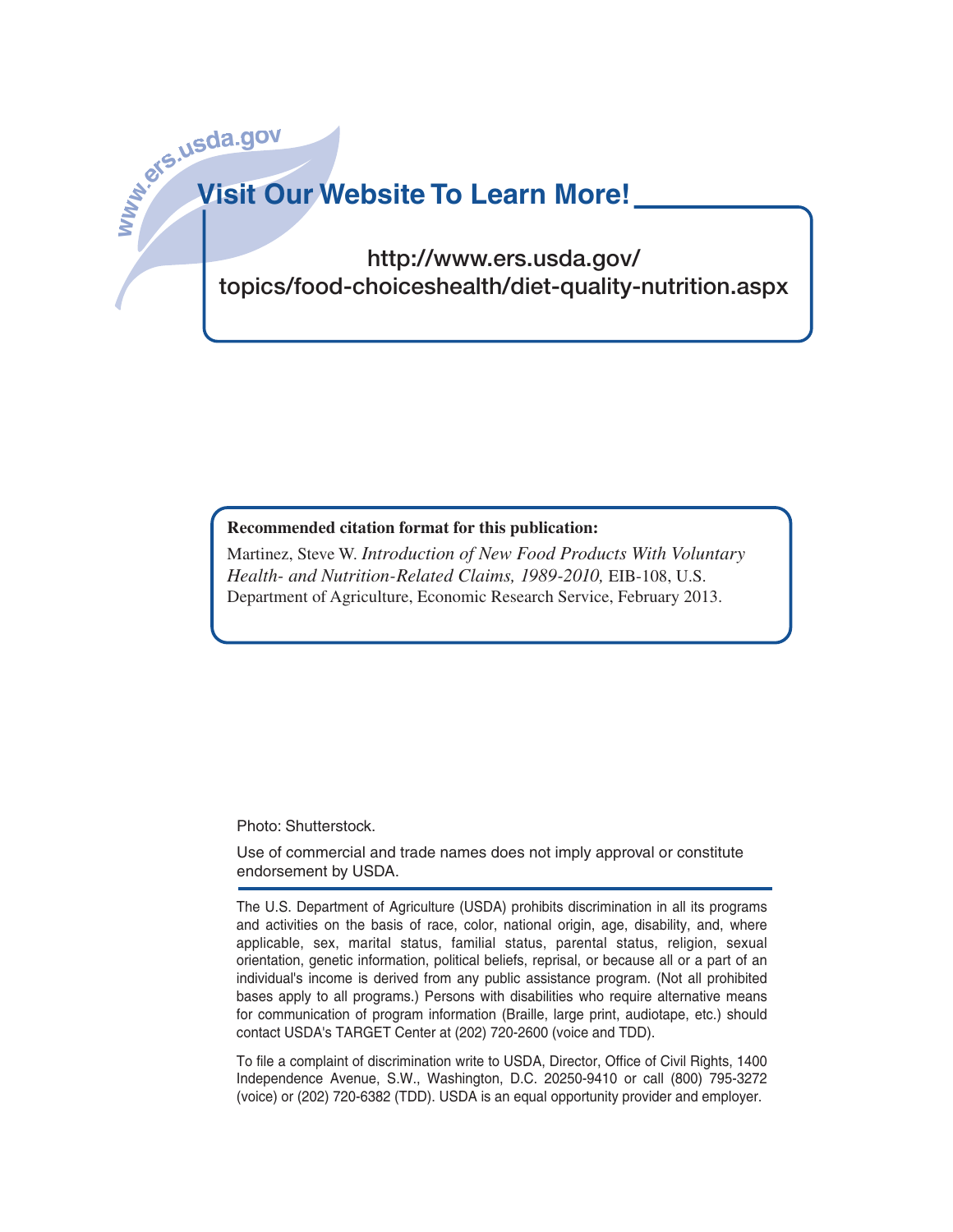www.ers.usda.gov

## Visit Our Website To Learn More!

http://www.ers.usda.gov/
topics/food-choiceshealth/diet-quality-nutrition.aspx

**Recommended citation format for this publication:**

Martinez, Steve W. *Introduction of New Food Products With Voluntary Health- and Nutrition-Related Claims, 1989-2010,* EIB-108, U.S. Department of Agriculture, Economic Research Service, February 2013.

Photo: Shutterstock.

Use of commercial and trade names does not imply approval or constitute endorsement by USDA.

---

The U.S. Department of Agriculture (USDA) prohibits discrimination in all its programs and activities on the basis of race, color, national origin, age, disability, and, where applicable, sex, marital status, familial status, parental status, religion, sexual orientation, genetic information, political beliefs, reprisal, or because all or a part of an individual's income is derived from any public assistance program. (Not all prohibited bases apply to all programs.) Persons with disabilities who require alternative means for communication of program information (Braille, large print, audiotape, etc.) should contact USDA's TARGET Center at (202) 720-2600 (voice and TDD).

To file a complaint of discrimination write to USDA, Director, Office of Civil Rights, 1400 Independence Avenue, S.W., Washington, D.C. 20250-9410 or call (800) 795-3272 (voice) or (202) 720-6382 (TDD). USDA is an equal opportunity provider and employer.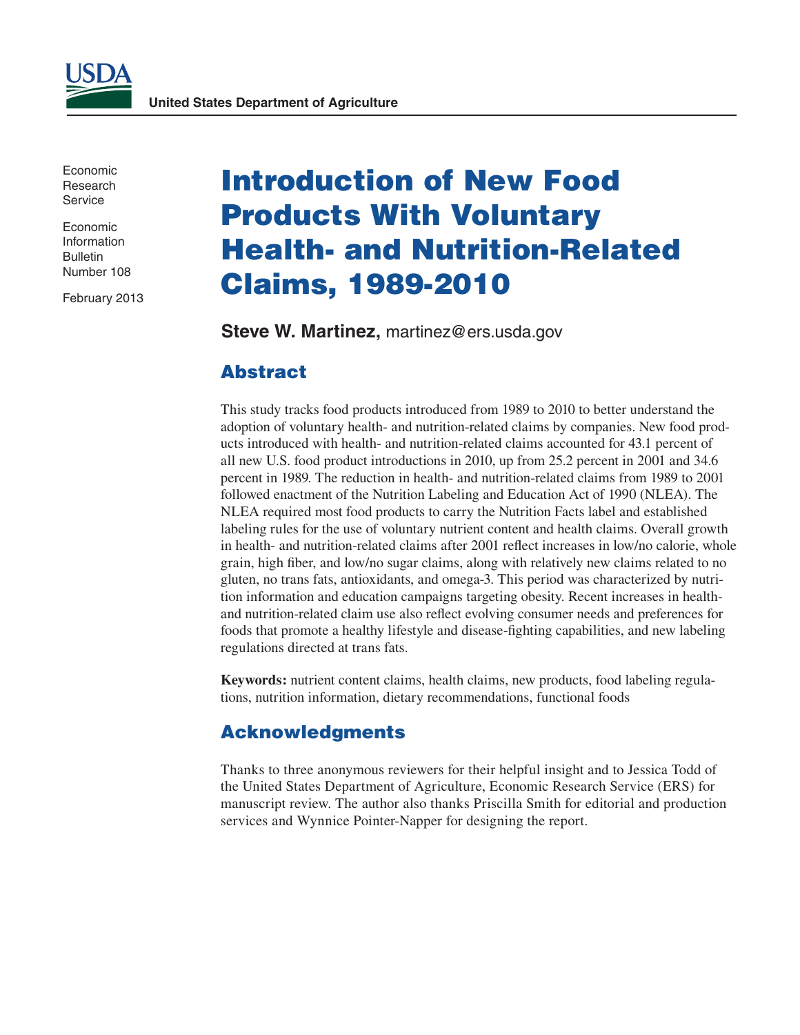United States Department of Agriculture

Economic Research Service

Economic Information Bulletin Number 108

February 2013

# Introduction of New Food Products With Voluntary Health- and Nutrition-Related Claims, 1989-2010

**Steve W. Martinez,** martinez@ers.usda.gov

## Abstract

This study tracks food products introduced from 1989 to 2010 to better understand the adoption of voluntary health- and nutrition-related claims by companies. New food products introduced with health- and nutrition-related claims accounted for 43.1 percent of all new U.S. food product introductions in 2010, up from 25.2 percent in 2001 and 34.6 percent in 1989. The reduction in health- and nutrition-related claims from 1989 to 2001 followed enactment of the Nutrition Labeling and Education Act of 1990 (NLEA). The NLEA required most food products to carry the Nutrition Facts label and established labeling rules for the use of voluntary nutrient content and health claims. Overall growth in health- and nutrition-related claims after 2001 reflect increases in low/no calorie, whole grain, high fiber, and low/no sugar claims, along with relatively new claims related to no gluten, no trans fats, antioxidants, and omega-3. This period was characterized by nutrition information and education campaigns targeting obesity. Recent increases in health- and nutrition-related claim use also reflect evolving consumer needs and preferences for foods that promote a healthy lifestyle and disease-fighting capabilities, and new labeling regulations directed at trans fats.

**Keywords:** nutrient content claims, health claims, new products, food labeling regulations, nutrition information, dietary recommendations, functional foods

## Acknowledgments

Thanks to three anonymous reviewers for their helpful insight and to Jessica Todd of the United States Department of Agriculture, Economic Research Service (ERS) for manuscript review. The author also thanks Priscilla Smith for editorial and production services and Wynnice Pointer-Napper for designing the report.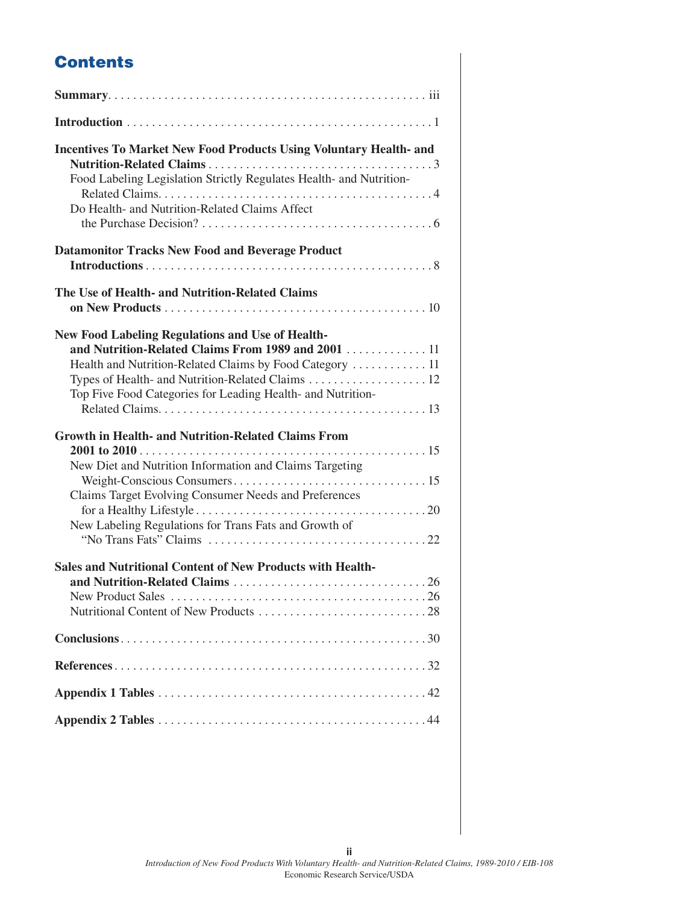# Contents

**Summary** . . . iii

**Introduction** . . . 1

**Incentives To Market New Food Products Using Voluntary Health- and Nutrition-Related Claims** . . . 3

- Food Labeling Legislation Strictly Regulates Health- and Nutrition-Related Claims . . . 4
- Do Health- and Nutrition-Related Claims Affect the Purchase Decision? . . . 6

**Datamonitor Tracks New Food and Beverage Product Introductions** . . . 8

**The Use of Health- and Nutrition-Related Claims on New Products** . . . 10

**New Food Labeling Regulations and Use of Health- and Nutrition-Related Claims From 1989 and 2001** . . . 11

- Health and Nutrition-Related Claims by Food Category . . . 11
- Types of Health- and Nutrition-Related Claims . . . 12
- Top Five Food Categories for Leading Health- and Nutrition-Related Claims . . . 13

**Growth in Health- and Nutrition-Related Claims From 2001 to 2010** . . . 15

- New Diet and Nutrition Information and Claims Targeting Weight-Conscious Consumers . . . 15
- Claims Target Evolving Consumer Needs and Preferences for a Healthy Lifestyle . . . 20
- New Labeling Regulations for Trans Fats and Growth of "No Trans Fats" Claims . . . 22

**Sales and Nutritional Content of New Products with Health- and Nutrition-Related Claims** . . . 26

- New Product Sales . . . 26
- Nutritional Content of New Products . . . 28

**Conclusions** . . . 30

**References** . . . 32

**Appendix 1 Tables** . . . 42

**Appendix 2 Tables** . . . 44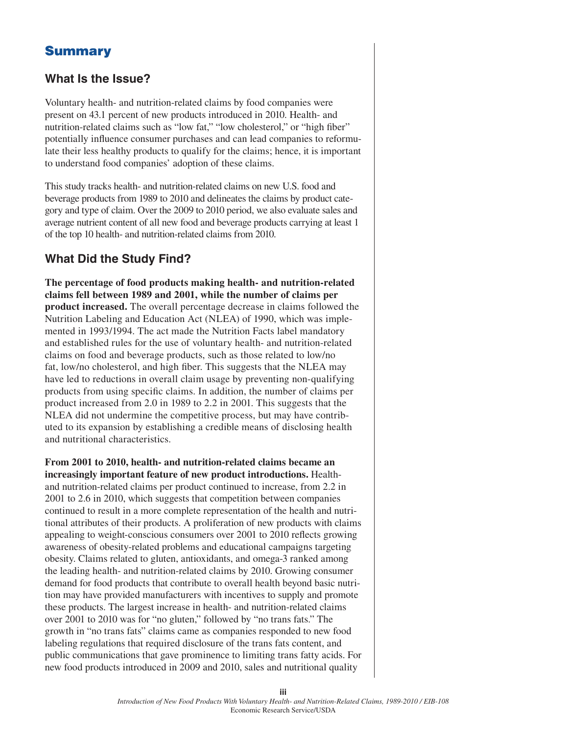# Summary

## What Is the Issue?

Voluntary health- and nutrition-related claims by food companies were present on 43.1 percent of new products introduced in 2010. Health- and nutrition-related claims such as "low fat," "low cholesterol," or "high fiber" potentially influence consumer purchases and can lead companies to reformulate their less healthy products to qualify for the claims; hence, it is important to understand food companies' adoption of these claims.

This study tracks health- and nutrition-related claims on new U.S. food and beverage products from 1989 to 2010 and delineates the claims by product category and type of claim. Over the 2009 to 2010 period, we also evaluate sales and average nutrient content of all new food and beverage products carrying at least 1 of the top 10 health- and nutrition-related claims from 2010.

## What Did the Study Find?

**The percentage of food products making health- and nutrition-related claims fell between 1989 and 2001, while the number of claims per product increased.** The overall percentage decrease in claims followed the Nutrition Labeling and Education Act (NLEA) of 1990, which was implemented in 1993/1994. The act made the Nutrition Facts label mandatory and established rules for the use of voluntary health- and nutrition-related claims on food and beverage products, such as those related to low/no fat, low/no cholesterol, and high fiber. This suggests that the NLEA may have led to reductions in overall claim usage by preventing non-qualifying products from using specific claims. In addition, the number of claims per product increased from 2.0 in 1989 to 2.2 in 2001. This suggests that the NLEA did not undermine the competitive process, but may have contributed to its expansion by establishing a credible means of disclosing health and nutritional characteristics.

**From 2001 to 2010, health- and nutrition-related claims became an increasingly important feature of new product introductions.** Health- and nutrition-related claims per product continued to increase, from 2.2 in 2001 to 2.6 in 2010, which suggests that competition between companies continued to result in a more complete representation of the health and nutritional attributes of their products. A proliferation of new products with claims appealing to weight-conscious consumers over 2001 to 2010 reflects growing awareness of obesity-related problems and educational campaigns targeting obesity. Claims related to gluten, antioxidants, and omega-3 ranked among the leading health- and nutrition-related claims by 2010. Growing consumer demand for food products that contribute to overall health beyond basic nutrition may have provided manufacturers with incentives to supply and promote these products. The largest increase in health- and nutrition-related claims over 2001 to 2010 was for "no gluten," followed by "no trans fats." The growth in "no trans fats" claims came as companies responded to new food labeling regulations that required disclosure of the trans fats content, and public communications that gave prominence to limiting trans fatty acids. For new food products introduced in 2009 and 2010, sales and nutritional quality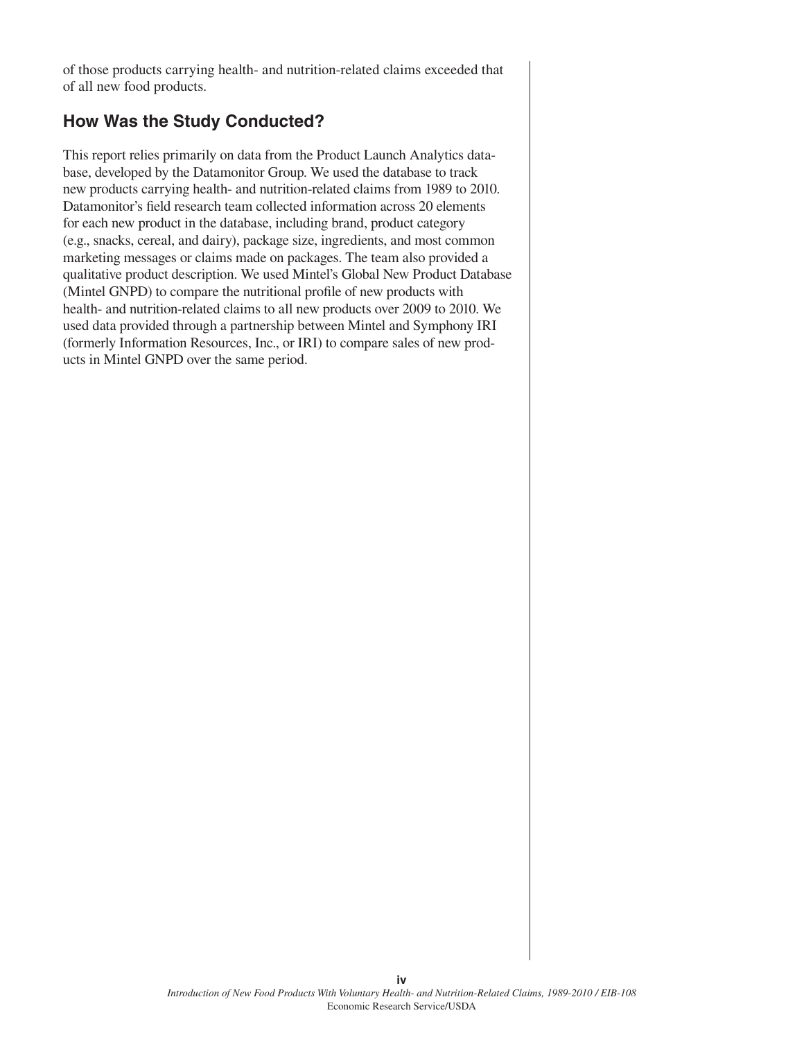of those products carrying health- and nutrition-related claims exceeded that of all new food products.

## How Was the Study Conducted?

This report relies primarily on data from the Product Launch Analytics database, developed by the Datamonitor Group. We used the database to track new products carrying health- and nutrition-related claims from 1989 to 2010. Datamonitor's field research team collected information across 20 elements for each new product in the database, including brand, product category (e.g., snacks, cereal, and dairy), package size, ingredients, and most common marketing messages or claims made on packages. The team also provided a qualitative product description. We used Mintel's Global New Product Database (Mintel GNPD) to compare the nutritional profile of new products with health- and nutrition-related claims to all new products over 2009 to 2010. We used data provided through a partnership between Mintel and Symphony IRI (formerly Information Resources, Inc., or IRI) to compare sales of new products in Mintel GNPD over the same period.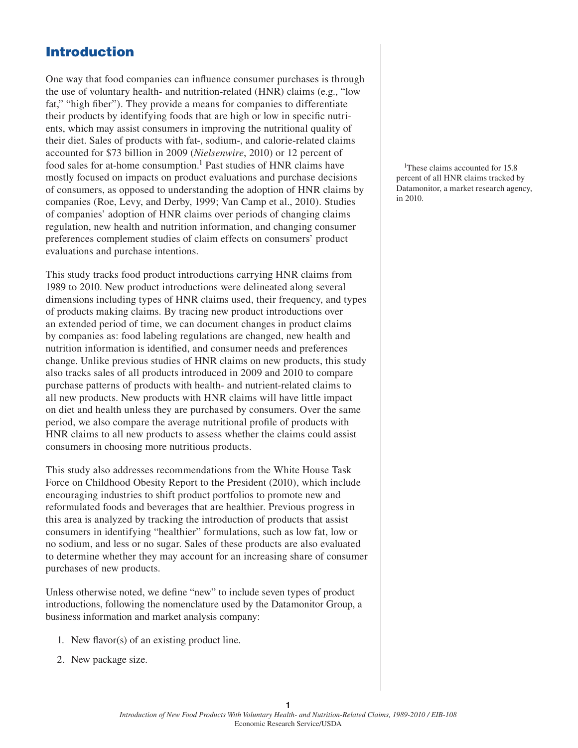# Introduction

One way that food companies can influence consumer purchases is through the use of voluntary health- and nutrition-related (HNR) claims (e.g., "low fat," "high fiber"). They provide a means for companies to differentiate their products by identifying foods that are high or low in specific nutrients, which may assist consumers in improving the nutritional quality of their diet. Sales of products with fat-, sodium-, and calorie-related claims accounted for $73 billion in 2009 (*Nielsenwire*, 2010) or 12 percent of food sales for at-home consumption.[1] Past studies of HNR claims have mostly focused on impacts on product evaluations and purchase decisions of consumers, as opposed to understanding the adoption of HNR claims by companies (Roe, Levy, and Derby, 1999; Van Camp et al., 2010). Studies of companies' adoption of HNR claims over periods of changing claims regulation, new health and nutrition information, and changing consumer preferences complement studies of claim effects on consumers' product evaluations and purchase intentions.

[1]These claims accounted for 15.8 percent of all HNR claims tracked by Datamonitor, a market research agency, in 2010.

This study tracks food product introductions carrying HNR claims from 1989 to 2010. New product introductions were delineated along several dimensions including types of HNR claims used, their frequency, and types of products making claims. By tracing new product introductions over an extended period of time, we can document changes in product claims by companies as: food labeling regulations are changed, new health and nutrition information is identified, and consumer needs and preferences change. Unlike previous studies of HNR claims on new products, this study also tracks sales of all products introduced in 2009 and 2010 to compare purchase patterns of products with health- and nutrient-related claims to all new products. New products with HNR claims will have little impact on diet and health unless they are purchased by consumers. Over the same period, we also compare the average nutritional profile of products with HNR claims to all new products to assess whether the claims could assist consumers in choosing more nutritious products.

This study also addresses recommendations from the White House Task Force on Childhood Obesity Report to the President (2010), which include encouraging industries to shift product portfolios to promote new and reformulated foods and beverages that are healthier. Previous progress in this area is analyzed by tracking the introduction of products that assist consumers in identifying "healthier" formulations, such as low fat, low or no sodium, and less or no sugar. Sales of these products are also evaluated to determine whether they may account for an increasing share of consumer purchases of new products.

Unless otherwise noted, we define "new" to include seven types of product introductions, following the nomenclature used by the Datamonitor Group, a business information and market analysis company:

1. New flavor(s) of an existing product line.
2. New package size.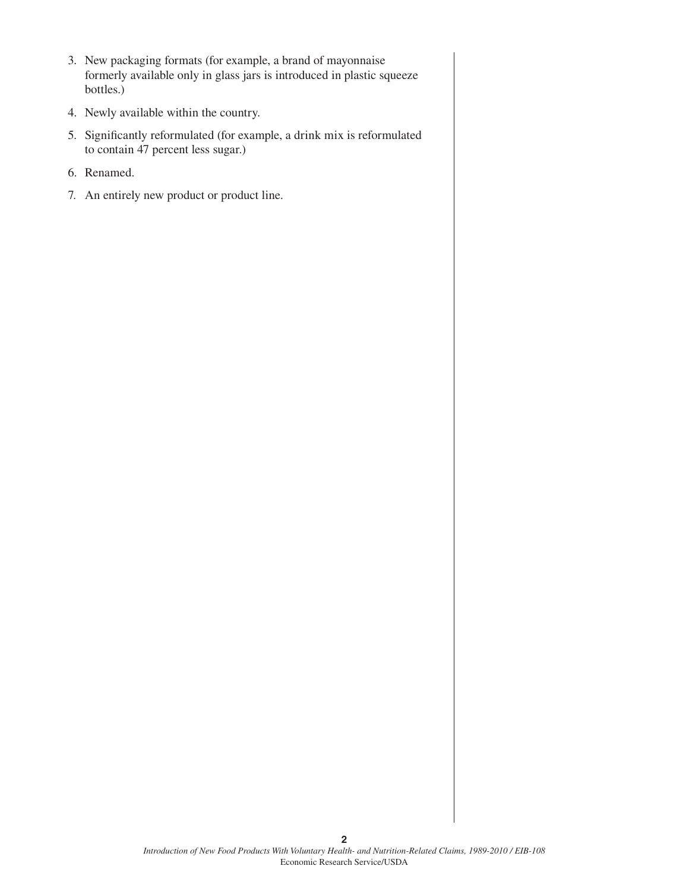3. New packaging formats (for example, a brand of mayonnaise formerly available only in glass jars is introduced in plastic squeeze bottles.)
4. Newly available within the country.
5. Significantly reformulated (for example, a drink mix is reformulated to contain 47 percent less sugar.)
6. Renamed.
7. An entirely new product or product line.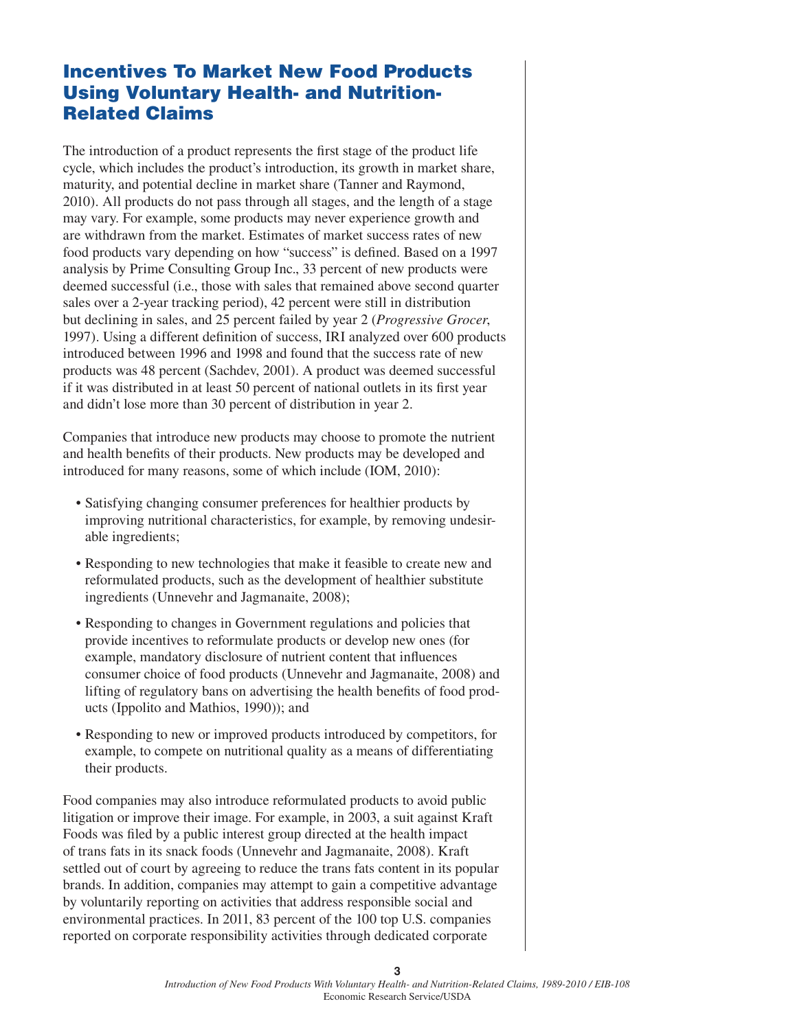## Incentives To Market New Food Products Using Voluntary Health- and Nutrition-Related Claims

The introduction of a product represents the first stage of the product life cycle, which includes the product's introduction, its growth in market share, maturity, and potential decline in market share (Tanner and Raymond, 2010). All products do not pass through all stages, and the length of a stage may vary. For example, some products may never experience growth and are withdrawn from the market. Estimates of market success rates of new food products vary depending on how "success" is defined. Based on a 1997 analysis by Prime Consulting Group Inc., 33 percent of new products were deemed successful (i.e., those with sales that remained above second quarter sales over a 2-year tracking period), 42 percent were still in distribution but declining in sales, and 25 percent failed by year 2 (*Progressive Grocer*, 1997). Using a different definition of success, IRI analyzed over 600 products introduced between 1996 and 1998 and found that the success rate of new products was 48 percent (Sachdev, 2001). A product was deemed successful if it was distributed in at least 50 percent of national outlets in its first year and didn't lose more than 30 percent of distribution in year 2.

Companies that introduce new products may choose to promote the nutrient and health benefits of their products. New products may be developed and introduced for many reasons, some of which include (IOM, 2010):

- Satisfying changing consumer preferences for healthier products by improving nutritional characteristics, for example, by removing undesirable ingredients;
- Responding to new technologies that make it feasible to create new and reformulated products, such as the development of healthier substitute ingredients (Unnevehr and Jagmanaite, 2008);
- Responding to changes in Government regulations and policies that provide incentives to reformulate products or develop new ones (for example, mandatory disclosure of nutrient content that influences consumer choice of food products (Unnevehr and Jagmanaite, 2008) and lifting of regulatory bans on advertising the health benefits of food products (Ippolito and Mathios, 1990)); and
- Responding to new or improved products introduced by competitors, for example, to compete on nutritional quality as a means of differentiating their products.

Food companies may also introduce reformulated products to avoid public litigation or improve their image. For example, in 2003, a suit against Kraft Foods was filed by a public interest group directed at the health impact of trans fats in its snack foods (Unnevehr and Jagmanaite, 2008). Kraft settled out of court by agreeing to reduce the trans fats content in its popular brands. In addition, companies may attempt to gain a competitive advantage by voluntarily reporting on activities that address responsible social and environmental practices. In 2011, 83 percent of the 100 top U.S. companies reported on corporate responsibility activities through dedicated corporate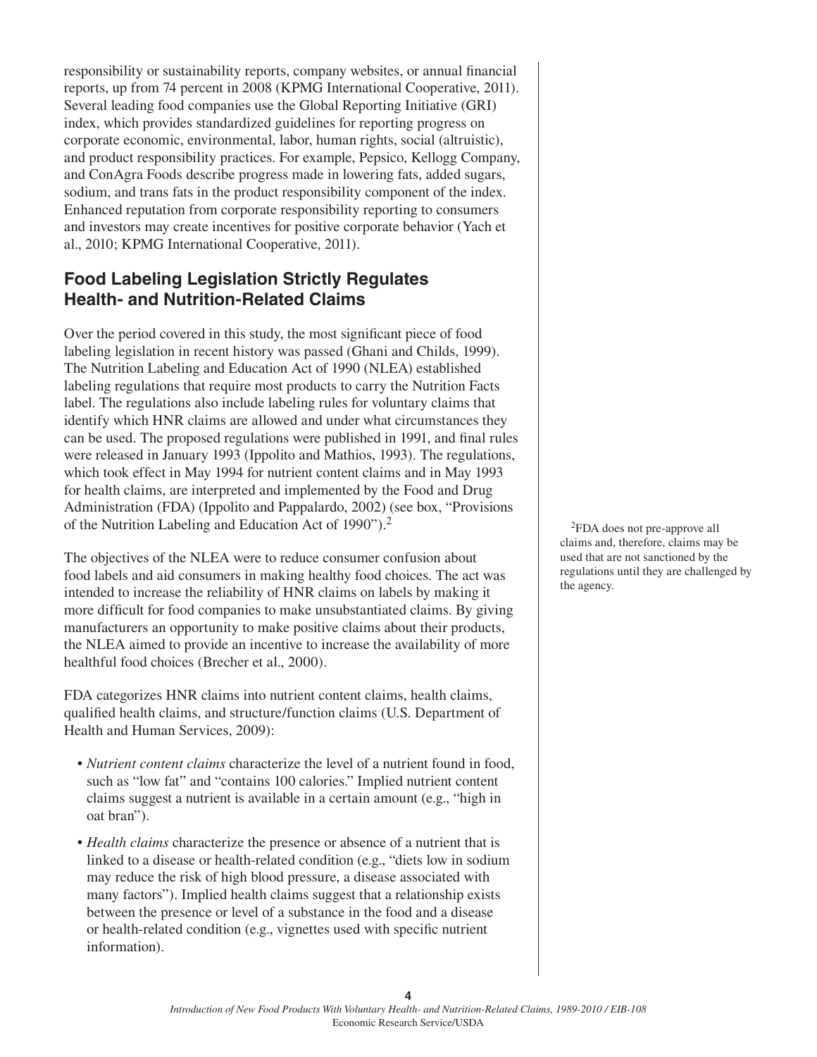responsibility or sustainability reports, company websites, or annual financial reports, up from 74 percent in 2008 (KPMG International Cooperative, 2011). Several leading food companies use the Global Reporting Initiative (GRI) index, which provides standardized guidelines for reporting progress on corporate economic, environmental, labor, human rights, social (altruistic), and product responsibility practices. For example, Pepsico, Kellogg Company, and ConAgra Foods describe progress made in lowering fats, added sugars, sodium, and trans fats in the product responsibility component of the index. Enhanced reputation from corporate responsibility reporting to consumers and investors may create incentives for positive corporate behavior (Yach et al., 2010; KPMG International Cooperative, 2011).

## Food Labeling Legislation Strictly Regulates Health- and Nutrition-Related Claims

Over the period covered in this study, the most significant piece of food labeling legislation in recent history was passed (Ghani and Childs, 1999). The Nutrition Labeling and Education Act of 1990 (NLEA) established labeling regulations that require most products to carry the Nutrition Facts label. The regulations also include labeling rules for voluntary claims that identify which HNR claims are allowed and under what circumstances they can be used. The proposed regulations were published in 1991, and final rules were released in January 1993 (Ippolito and Mathios, 1993). The regulations, which took effect in May 1994 for nutrient content claims and in May 1993 for health claims, are interpreted and implemented by the Food and Drug Administration (FDA) (Ippolito and Pappalardo, 2002) (see box, "Provisions of the Nutrition Labeling and Education Act of 1990").[2]

[2]FDA does not pre-approve all claims and, therefore, claims may be used that are not sanctioned by the regulations until they are challenged by the agency.

The objectives of the NLEA were to reduce consumer confusion about food labels and aid consumers in making healthy food choices. The act was intended to increase the reliability of HNR claims on labels by making it more difficult for food companies to make unsubstantiated claims. By giving manufacturers an opportunity to make positive claims about their products, the NLEA aimed to provide an incentive to increase the availability of more healthful food choices (Brecher et al., 2000).

FDA categorizes HNR claims into nutrient content claims, health claims, qualified health claims, and structure/function claims (U.S. Department of Health and Human Services, 2009):

- *Nutrient content claims* characterize the level of a nutrient found in food, such as "low fat" and "contains 100 calories." Implied nutrient content claims suggest a nutrient is available in a certain amount (e.g., "high in oat bran").
- *Health claims* characterize the presence or absence of a nutrient that is linked to a disease or health-related condition (e.g., "diets low in sodium may reduce the risk of high blood pressure, a disease associated with many factors"). Implied health claims suggest that a relationship exists between the presence or level of a substance in the food and a disease or health-related condition (e.g., vignettes used with specific nutrient information).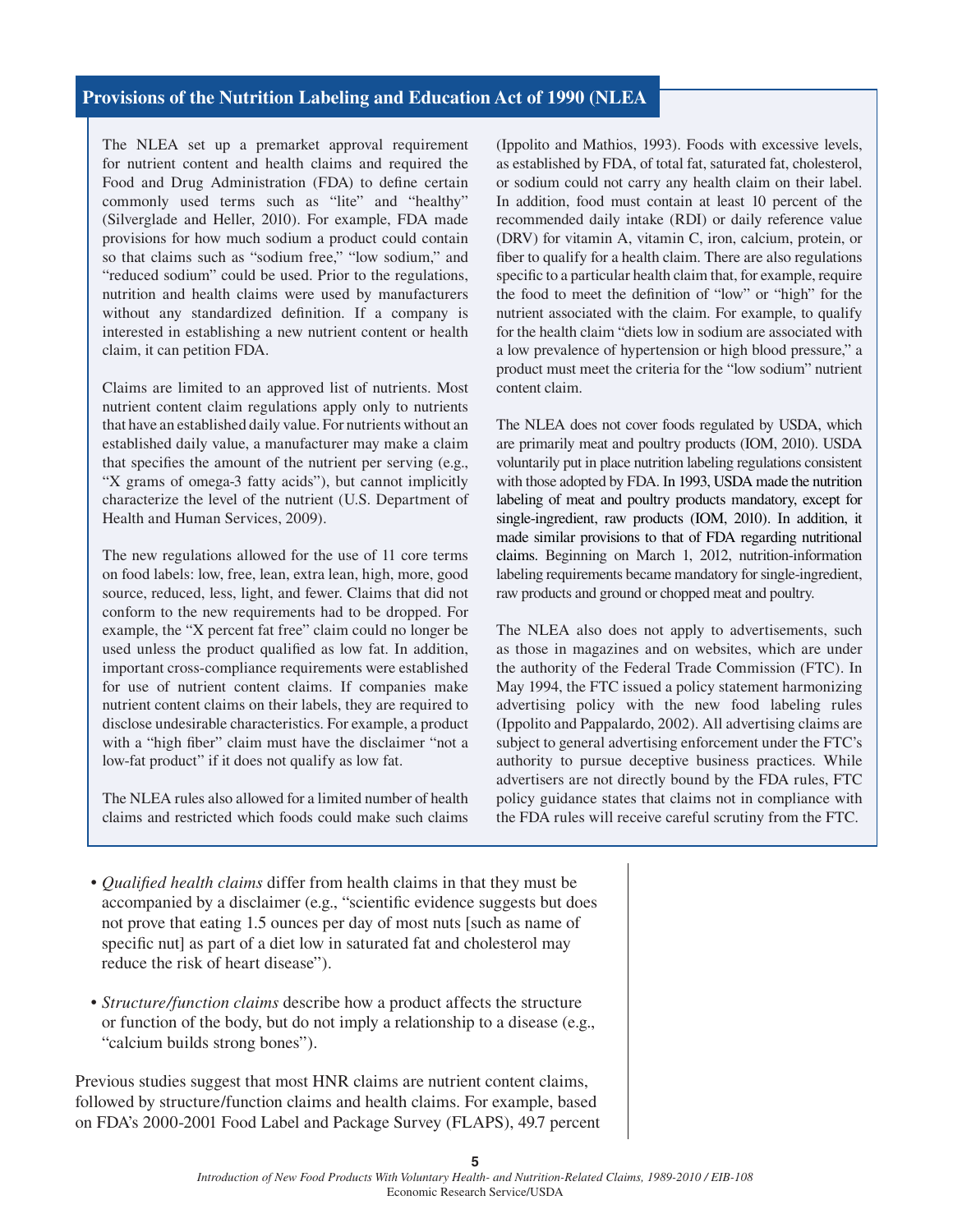## Provisions of the Nutrition Labeling and Education Act of 1990 (NLEA

The NLEA set up a premarket approval requirement for nutrient content and health claims and required the Food and Drug Administration (FDA) to define certain commonly used terms such as "lite" and "healthy" (Silverglade and Heller, 2010). For example, FDA made provisions for how much sodium a product could contain so that claims such as "sodium free," "low sodium," and "reduced sodium" could be used. Prior to the regulations, nutrition and health claims were used by manufacturers without any standardized definition. If a company is interested in establishing a new nutrient content or health claim, it can petition FDA.

Claims are limited to an approved list of nutrients. Most nutrient content claim regulations apply only to nutrients that have an established daily value. For nutrients without an established daily value, a manufacturer may make a claim that specifies the amount of the nutrient per serving (e.g., "X grams of omega-3 fatty acids"), but cannot implicitly characterize the level of the nutrient (U.S. Department of Health and Human Services, 2009).

The new regulations allowed for the use of 11 core terms on food labels: low, free, lean, extra lean, high, more, good source, reduced, less, light, and fewer. Claims that did not conform to the new requirements had to be dropped. For example, the "X percent fat free" claim could no longer be used unless the product qualified as low fat. In addition, important cross-compliance requirements were established for use of nutrient content claims. If companies make nutrient content claims on their labels, they are required to disclose undesirable characteristics. For example, a product with a "high fiber" claim must have the disclaimer "not a low-fat product" if it does not qualify as low fat.

The NLEA rules also allowed for a limited number of health claims and restricted which foods could make such claims (Ippolito and Mathios, 1993). Foods with excessive levels, as established by FDA, of total fat, saturated fat, cholesterol, or sodium could not carry any health claim on their label. In addition, food must contain at least 10 percent of the recommended daily intake (RDI) or daily reference value (DRV) for vitamin A, vitamin C, iron, calcium, protein, or fiber to qualify for a health claim. There are also regulations specific to a particular health claim that, for example, require the food to meet the definition of "low" or "high" for the nutrient associated with the claim. For example, to qualify for the health claim "diets low in sodium are associated with a low prevalence of hypertension or high blood pressure," a product must meet the criteria for the "low sodium" nutrient content claim.

The NLEA does not cover foods regulated by USDA, which are primarily meat and poultry products (IOM, 2010). USDA voluntarily put in place nutrition labeling regulations consistent with those adopted by FDA. In 1993, USDA made the nutrition labeling of meat and poultry products mandatory, except for single-ingredient, raw products (IOM, 2010). In addition, it made similar provisions to that of FDA regarding nutritional claims. Beginning on March 1, 2012, nutrition-information labeling requirements became mandatory for single-ingredient, raw products and ground or chopped meat and poultry.

The NLEA also does not apply to advertisements, such as those in magazines and on websites, which are under the authority of the Federal Trade Commission (FTC). In May 1994, the FTC issued a policy statement harmonizing advertising policy with the new food labeling rules (Ippolito and Pappalardo, 2002). All advertising claims are subject to general advertising enforcement under the FTC's authority to pursue deceptive business practices. While advertisers are not directly bound by the FDA rules, FTC policy guidance states that claims not in compliance with the FDA rules will receive careful scrutiny from the FTC.

- *Qualified health claims* differ from health claims in that they must be accompanied by a disclaimer (e.g., "scientific evidence suggests but does not prove that eating 1.5 ounces per day of most nuts [such as name of specific nut] as part of a diet low in saturated fat and cholesterol may reduce the risk of heart disease").
- *Structure/function claims* describe how a product affects the structure or function of the body, but do not imply a relationship to a disease (e.g., "calcium builds strong bones").

Previous studies suggest that most HNR claims are nutrient content claims, followed by structure/function claims and health claims. For example, based on FDA's 2000-2001 Food Label and Package Survey (FLAPS), 49.7 percent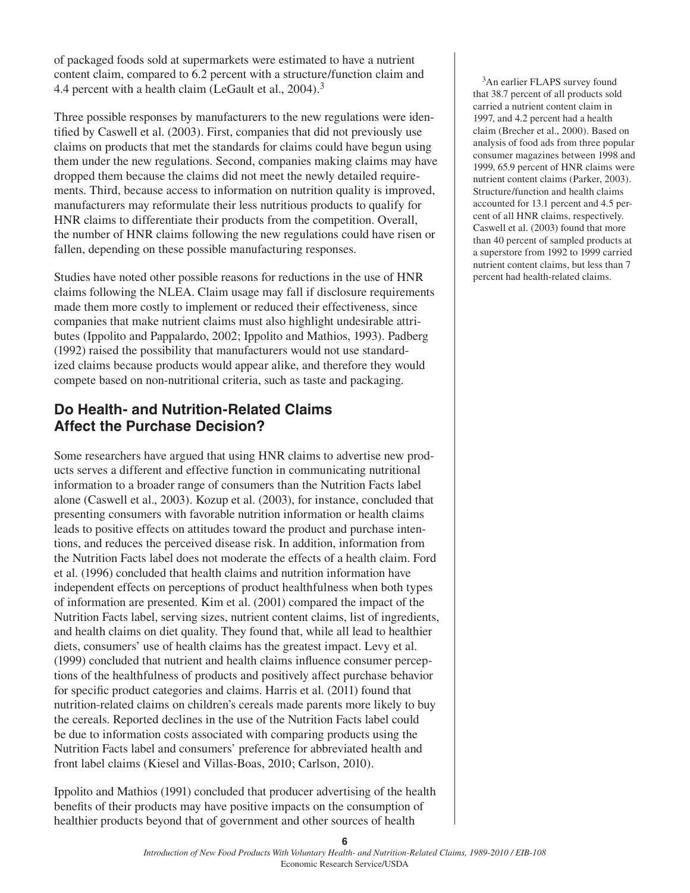of packaged foods sold at supermarkets were estimated to have a nutrient content claim, compared to 6.2 percent with a structure/function claim and 4.4 percent with a health claim (LeGault et al., 2004).[3]

Three possible responses by manufacturers to the new regulations were identified by Caswell et al. (2003). First, companies that did not previously use claims on products that met the standards for claims could have begun using them under the new regulations. Second, companies making claims may have dropped them because the claims did not meet the newly detailed requirements. Third, because access to information on nutrition quality is improved, manufacturers may reformulate their less nutritious products to qualify for HNR claims to differentiate their products from the competition. Overall, the number of HNR claims following the new regulations could have risen or fallen, depending on these possible manufacturing responses.

Studies have noted other possible reasons for reductions in the use of HNR claims following the NLEA. Claim usage may fall if disclosure requirements made them more costly to implement or reduced their effectiveness, since companies that make nutrient claims must also highlight undesirable attributes (Ippolito and Pappalardo, 2002; Ippolito and Mathios, 1993). Padberg (1992) raised the possibility that manufacturers would not use standardized claims because products would appear alike, and therefore they would compete based on non-nutritional criteria, such as taste and packaging.

## Do Health- and Nutrition-Related Claims Affect the Purchase Decision?

Some researchers have argued that using HNR claims to advertise new products serves a different and effective function in communicating nutritional information to a broader range of consumers than the Nutrition Facts label alone (Caswell et al., 2003). Kozup et al. (2003), for instance, concluded that presenting consumers with favorable nutrition information or health claims leads to positive effects on attitudes toward the product and purchase intentions, and reduces the perceived disease risk. In addition, information from the Nutrition Facts label does not moderate the effects of a health claim. Ford et al. (1996) concluded that health claims and nutrition information have independent effects on perceptions of product healthfulness when both types of information are presented. Kim et al. (2001) compared the impact of the Nutrition Facts label, serving sizes, nutrient content claims, list of ingredients, and health claims on diet quality. They found that, while all lead to healthier diets, consumers' use of health claims has the greatest impact. Levy et al. (1999) concluded that nutrient and health claims influence consumer perceptions of the healthfulness of products and positively affect purchase behavior for specific product categories and claims. Harris et al. (2011) found that nutrition-related claims on children's cereals made parents more likely to buy the cereals. Reported declines in the use of the Nutrition Facts label could be due to information costs associated with comparing products using the Nutrition Facts label and consumers' preference for abbreviated health and front label claims (Kiesel and Villas-Boas, 2010; Carlson, 2010).

Ippolito and Mathios (1991) concluded that producer advertising of the health benefits of their products may have positive impacts on the consumption of healthier products beyond that of government and other sources of health

[3]An earlier FLAPS survey found that 38.7 percent of all products sold carried a nutrient content claim in 1997, and 4.2 percent had a health claim (Brecher et al., 2000). Based on analysis of food ads from three popular consumer magazines between 1998 and 1999, 65.9 percent of HNR claims were nutrient content claims (Parker, 2003). Structure/function and health claims accounted for 13.1 percent and 4.5 percent of all HNR claims, respectively. Caswell et al. (2003) found that more than 40 percent of sampled products at a superstore from 1992 to 1999 carried nutrient content claims, but less than 7 percent had health-related claims.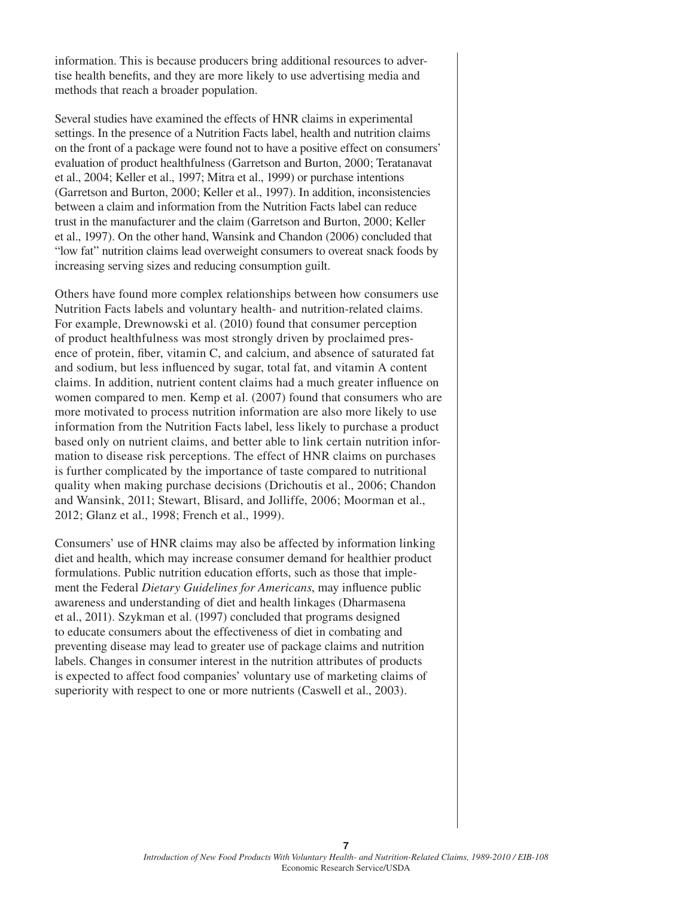information. This is because producers bring additional resources to advertise health benefits, and they are more likely to use advertising media and methods that reach a broader population.

Several studies have examined the effects of HNR claims in experimental settings. In the presence of a Nutrition Facts label, health and nutrition claims on the front of a package were found not to have a positive effect on consumers' evaluation of product healthfulness (Garretson and Burton, 2000; Teratanavat et al., 2004; Keller et al., 1997; Mitra et al., 1999) or purchase intentions (Garretson and Burton, 2000; Keller et al., 1997). In addition, inconsistencies between a claim and information from the Nutrition Facts label can reduce trust in the manufacturer and the claim (Garretson and Burton, 2000; Keller et al., 1997). On the other hand, Wansink and Chandon (2006) concluded that "low fat" nutrition claims lead overweight consumers to overeat snack foods by increasing serving sizes and reducing consumption guilt.

Others have found more complex relationships between how consumers use Nutrition Facts labels and voluntary health- and nutrition-related claims. For example, Drewnowski et al. (2010) found that consumer perception of product healthfulness was most strongly driven by proclaimed presence of protein, fiber, vitamin C, and calcium, and absence of saturated fat and sodium, but less influenced by sugar, total fat, and vitamin A content claims. In addition, nutrient content claims had a much greater influence on women compared to men. Kemp et al. (2007) found that consumers who are more motivated to process nutrition information are also more likely to use information from the Nutrition Facts label, less likely to purchase a product based only on nutrient claims, and better able to link certain nutrition information to disease risk perceptions. The effect of HNR claims on purchases is further complicated by the importance of taste compared to nutritional quality when making purchase decisions (Drichoutis et al., 2006; Chandon and Wansink, 2011; Stewart, Blisard, and Jolliffe, 2006; Moorman et al., 2012; Glanz et al., 1998; French et al., 1999).

Consumers' use of HNR claims may also be affected by information linking diet and health, which may increase consumer demand for healthier product formulations. Public nutrition education efforts, such as those that implement the Federal *Dietary Guidelines for Americans*, may influence public awareness and understanding of diet and health linkages (Dharmasena et al., 2011). Szykman et al. (1997) concluded that programs designed to educate consumers about the effectiveness of diet in combating and preventing disease may lead to greater use of package claims and nutrition labels. Changes in consumer interest in the nutrition attributes of products is expected to affect food companies' voluntary use of marketing claims of superiority with respect to one or more nutrients (Caswell et al., 2003).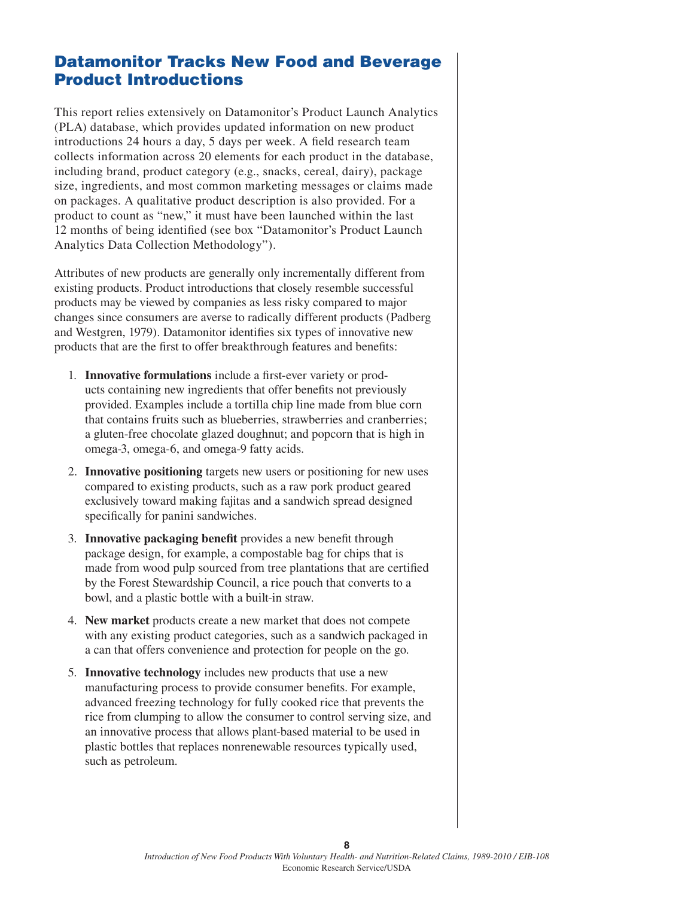## Datamonitor Tracks New Food and Beverage Product Introductions

This report relies extensively on Datamonitor's Product Launch Analytics (PLA) database, which provides updated information on new product introductions 24 hours a day, 5 days per week. A field research team collects information across 20 elements for each product in the database, including brand, product category (e.g., snacks, cereal, dairy), package size, ingredients, and most common marketing messages or claims made on packages. A qualitative product description is also provided. For a product to count as "new," it must have been launched within the last 12 months of being identified (see box "Datamonitor's Product Launch Analytics Data Collection Methodology").

Attributes of new products are generally only incrementally different from existing products. Product introductions that closely resemble successful products may be viewed by companies as less risky compared to major changes since consumers are averse to radically different products (Padberg and Westgren, 1979). Datamonitor identifies six types of innovative new products that are the first to offer breakthrough features and benefits:

1. **Innovative formulations** include a first-ever variety or products containing new ingredients that offer benefits not previously provided. Examples include a tortilla chip line made from blue corn that contains fruits such as blueberries, strawberries and cranberries; a gluten-free chocolate glazed doughnut; and popcorn that is high in omega-3, omega-6, and omega-9 fatty acids.
2. **Innovative positioning** targets new users or positioning for new uses compared to existing products, such as a raw pork product geared exclusively toward making fajitas and a sandwich spread designed specifically for panini sandwiches.
3. **Innovative packaging benefit** provides a new benefit through package design, for example, a compostable bag for chips that is made from wood pulp sourced from tree plantations that are certified by the Forest Stewardship Council, a rice pouch that converts to a bowl, and a plastic bottle with a built-in straw.
4. **New market** products create a new market that does not compete with any existing product categories, such as a sandwich packaged in a can that offers convenience and protection for people on the go.
5. **Innovative technology** includes new products that use a new manufacturing process to provide consumer benefits. For example, advanced freezing technology for fully cooked rice that prevents the rice from clumping to allow the consumer to control serving size, and an innovative process that allows plant-based material to be used in plastic bottles that replaces nonrenewable resources typically used, such as petroleum.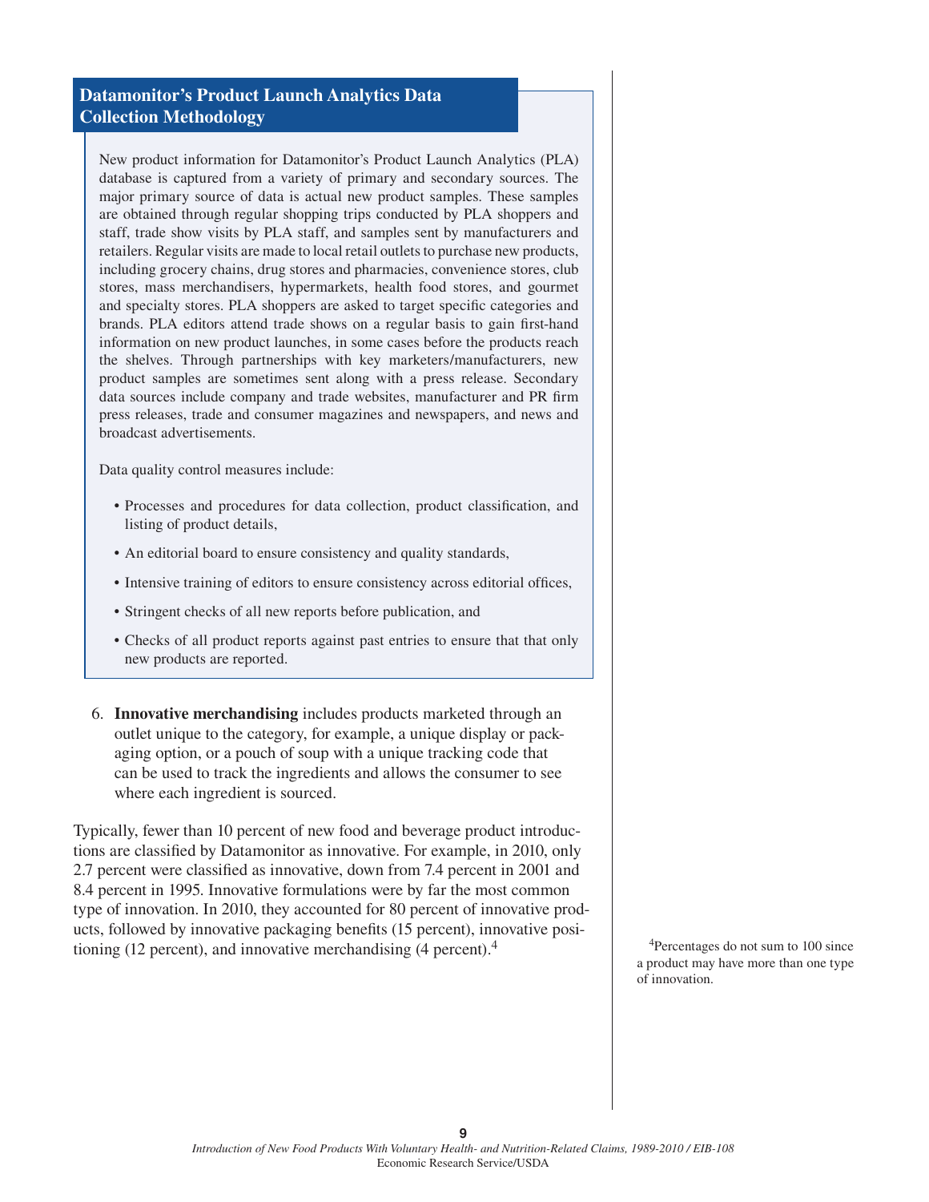### Datamonitor's Product Launch Analytics Data Collection Methodology

New product information for Datamonitor's Product Launch Analytics (PLA) database is captured from a variety of primary and secondary sources. The major primary source of data is actual new product samples. These samples are obtained through regular shopping trips conducted by PLA shoppers and staff, trade show visits by PLA staff, and samples sent by manufacturers and retailers. Regular visits are made to local retail outlets to purchase new products, including grocery chains, drug stores and pharmacies, convenience stores, club stores, mass merchandisers, hypermarkets, health food stores, and gourmet and specialty stores. PLA shoppers are asked to target specific categories and brands. PLA editors attend trade shows on a regular basis to gain first-hand information on new product launches, in some cases before the products reach the shelves. Through partnerships with key marketers/manufacturers, new product samples are sometimes sent along with a press release. Secondary data sources include company and trade websites, manufacturer and PR firm press releases, trade and consumer magazines and newspapers, and news and broadcast advertisements.

Data quality control measures include:

- Processes and procedures for data collection, product classification, and listing of product details,
- An editorial board to ensure consistency and quality standards,
- Intensive training of editors to ensure consistency across editorial offices,
- Stringent checks of all new reports before publication, and
- Checks of all product reports against past entries to ensure that that only new products are reported.

6. **Innovative merchandising** includes products marketed through an outlet unique to the category, for example, a unique display or packaging option, or a pouch of soup with a unique tracking code that can be used to track the ingredients and allows the consumer to see where each ingredient is sourced.

Typically, fewer than 10 percent of new food and beverage product introductions are classified by Datamonitor as innovative. For example, in 2010, only 2.7 percent were classified as innovative, down from 7.4 percent in 2001 and 8.4 percent in 1995. Innovative formulations were by far the most common type of innovation. In 2010, they accounted for 80 percent of innovative products, followed by innovative packaging benefits (15 percent), innovative positioning (12 percent), and innovative merchandising (4 percent).[4]

[4]Percentages do not sum to 100 since a product may have more than one type of innovation.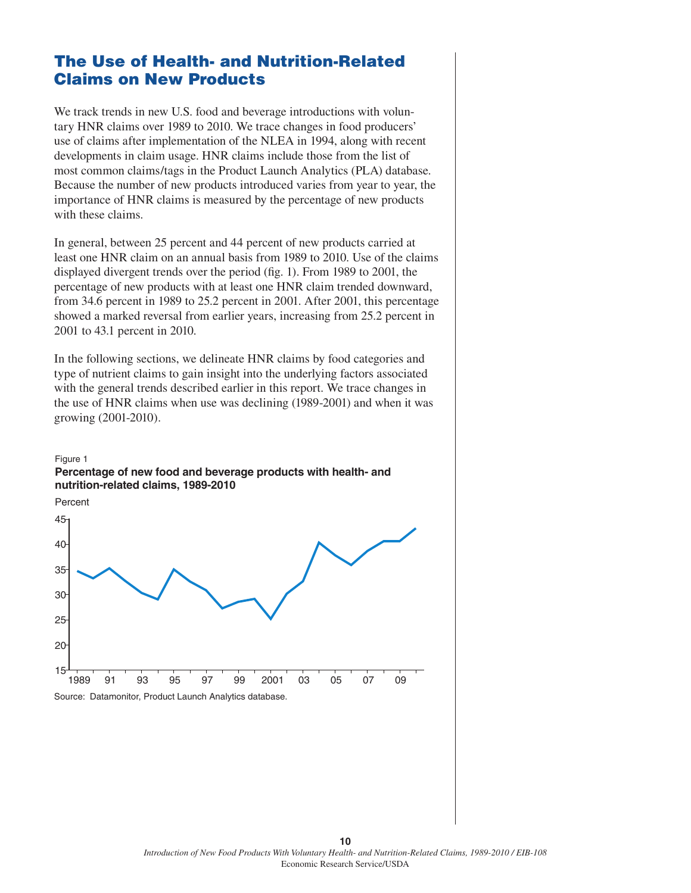# The Use of Health- and Nutrition-Related Claims on New Products

We track trends in new U.S. food and beverage introductions with voluntary HNR claims over 1989 to 2010. We trace changes in food producers' use of claims after implementation of the NLEA in 1994, along with recent developments in claim usage. HNR claims include those from the list of most common claims/tags in the Product Launch Analytics (PLA) database. Because the number of new products introduced varies from year to year, the importance of HNR claims is measured by the percentage of new products with these claims.

In general, between 25 percent and 44 percent of new products carried at least one HNR claim on an annual basis from 1989 to 2010. Use of the claims displayed divergent trends over the period (fig. 1). From 1989 to 2001, the percentage of new products with at least one HNR claim trended downward, from 34.6 percent in 1989 to 25.2 percent in 2001. After 2001, this percentage showed a marked reversal from earlier years, increasing from 25.2 percent in 2001 to 43.1 percent in 2010.

In the following sections, we delineate HNR claims by food categories and type of nutrient claims to gain insight into the underlying factors associated with the general trends described earlier in this report. We trace changes in the use of HNR claims when use was declining (1989-2001) and when it was growing (2001-2010).

Figure 1

**Percentage of new food and beverage products with health- and nutrition-related claims, 1989-2010**

Source: Datamonitor, Product Launch Analytics database.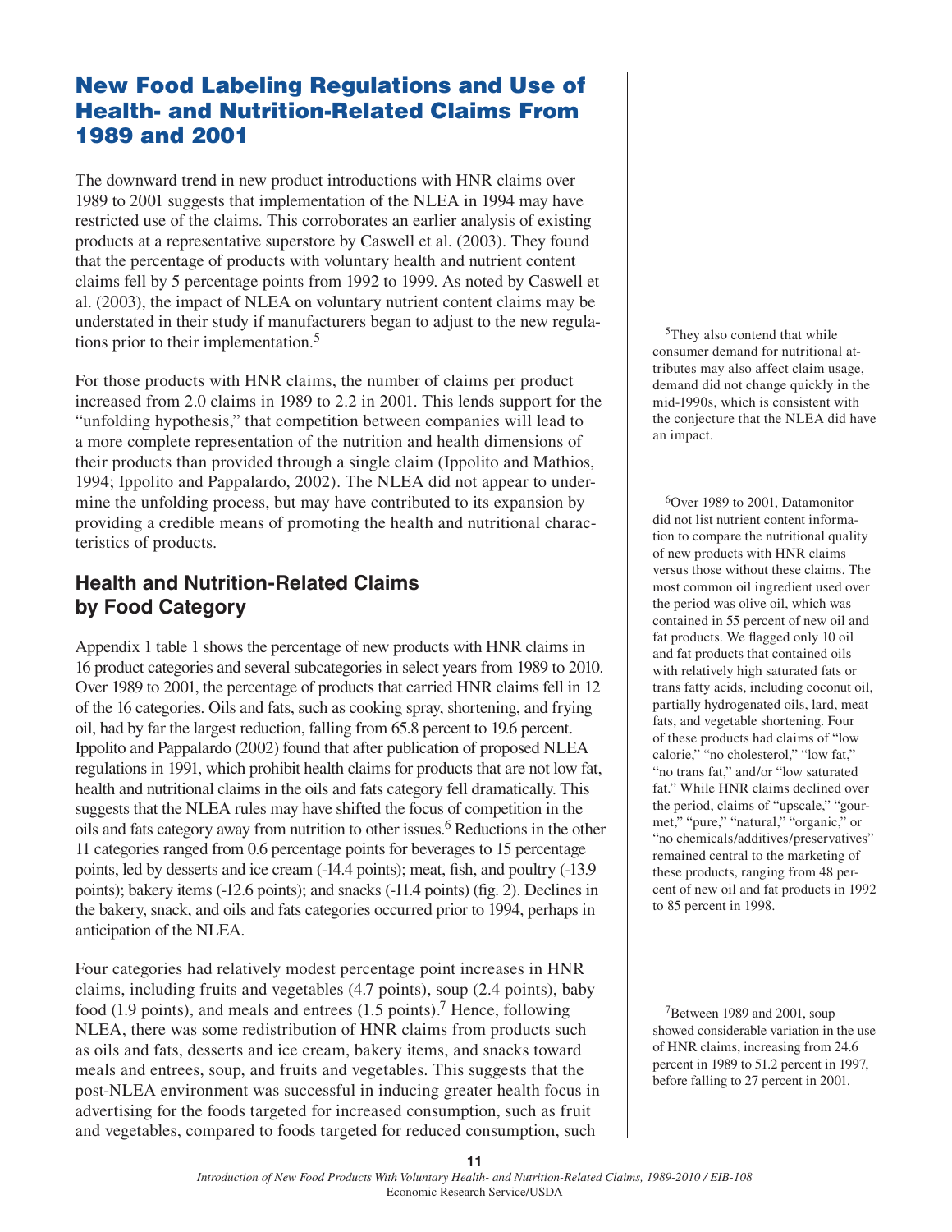## New Food Labeling Regulations and Use of Health- and Nutrition-Related Claims From 1989 and 2001

The downward trend in new product introductions with HNR claims over 1989 to 2001 suggests that implementation of the NLEA in 1994 may have restricted use of the claims. This corroborates an earlier analysis of existing products at a representative superstore by Caswell et al. (2003). They found that the percentage of products with voluntary health and nutrient content claims fell by 5 percentage points from 1992 to 1999. As noted by Caswell et al. (2003), the impact of NLEA on voluntary nutrient content claims may be understated in their study if manufacturers began to adjust to the new regulations prior to their implementation.[5]

For those products with HNR claims, the number of claims per product increased from 2.0 claims in 1989 to 2.2 in 2001. This lends support for the "unfolding hypothesis," that competition between companies will lead to a more complete representation of the nutrition and health dimensions of their products than provided through a single claim (Ippolito and Mathios, 1994; Ippolito and Pappalardo, 2002). The NLEA did not appear to undermine the unfolding process, but may have contributed to its expansion by providing a credible means of promoting the health and nutritional characteristics of products.

### Health and Nutrition-Related Claims by Food Category

Appendix 1 table 1 shows the percentage of new products with HNR claims in 16 product categories and several subcategories in select years from 1989 to 2010. Over 1989 to 2001, the percentage of products that carried HNR claims fell in 12 of the 16 categories. Oils and fats, such as cooking spray, shortening, and frying oil, had by far the largest reduction, falling from 65.8 percent to 19.6 percent. Ippolito and Pappalardo (2002) found that after publication of proposed NLEA regulations in 1991, which prohibit health claims for products that are not low fat, health and nutritional claims in the oils and fats category fell dramatically. This suggests that the NLEA rules may have shifted the focus of competition in the oils and fats category away from nutrition to other issues.[6] Reductions in the other 11 categories ranged from 0.6 percentage points for beverages to 15 percentage points, led by desserts and ice cream (-14.4 points); meat, fish, and poultry (-13.9 points); bakery items (-12.6 points); and snacks (-11.4 points) (fig. 2). Declines in the bakery, snack, and oils and fats categories occurred prior to 1994, perhaps in anticipation of the NLEA.

Four categories had relatively modest percentage point increases in HNR claims, including fruits and vegetables (4.7 points), soup (2.4 points), baby food (1.9 points), and meals and entrees (1.5 points).[7] Hence, following NLEA, there was some redistribution of HNR claims from products such as oils and fats, desserts and ice cream, bakery items, and snacks toward meals and entrees, soup, and fruits and vegetables. This suggests that the post-NLEA environment was successful in inducing greater health focus in advertising for the foods targeted for increased consumption, such as fruit and vegetables, compared to foods targeted for reduced consumption, such

---

[5] They also contend that while consumer demand for nutritional attributes may also affect claim usage, demand did not change quickly in the mid-1990s, which is consistent with the conjecture that the NLEA did have an impact.

[6] Over 1989 to 2001, Datamonitor did not list nutrient content information to compare the nutritional quality of new products with HNR claims versus those without these claims. The most common oil ingredient used over the period was olive oil, which was contained in 55 percent of new oil and fat products. We flagged only 10 oil and fat products that contained oils with relatively high saturated fats or trans fatty acids, including coconut oil, partially hydrogenated oils, lard, meat fats, and vegetable shortening. Four of these products had claims of "low calorie," "no cholesterol," "low fat," "no trans fat," and/or "low saturated fat." While HNR claims declined over the period, claims of "upscale," "gourmet," "pure," "natural," "organic," or "no chemicals/additives/preservatives" remained central to the marketing of these products, ranging from 48 percent of new oil and fat products in 1992 to 85 percent in 1998.

[7] Between 1989 and 2001, soup showed considerable variation in the use of HNR claims, increasing from 24.6 percent in 1989 to 51.2 percent in 1997, before falling to 27 percent in 2001.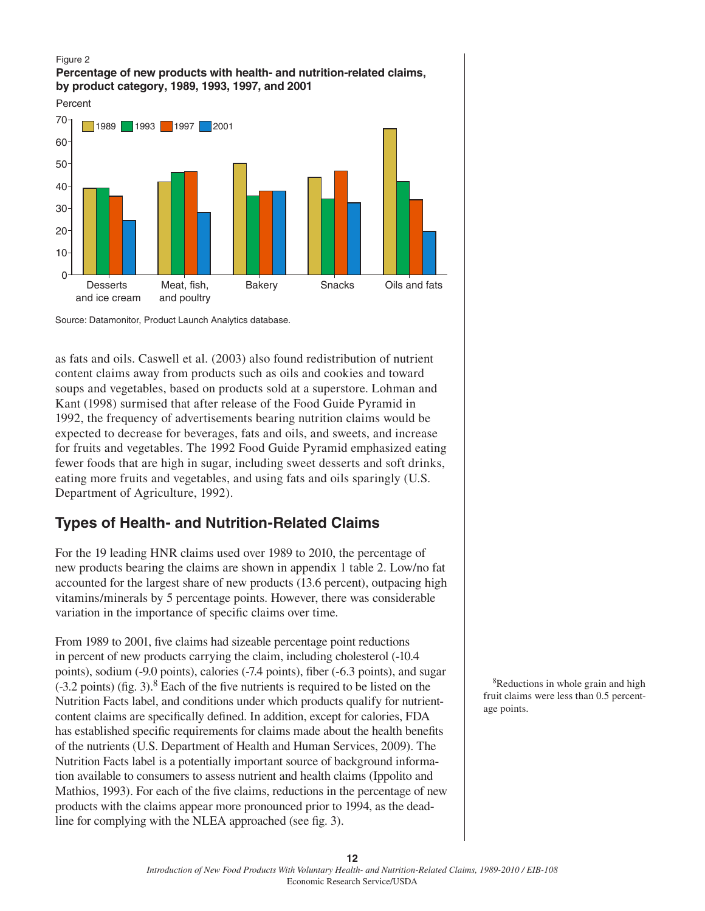Figure 2
**Percentage of new products with health- and nutrition-related claims, by product category, 1989, 1993, 1997, and 2001**

Source: Datamonitor, Product Launch Analytics database.

as fats and oils. Caswell et al. (2003) also found redistribution of nutrient content claims away from products such as oils and cookies and toward soups and vegetables, based on products sold at a superstore. Lohman and Kant (1998) surmised that after release of the Food Guide Pyramid in 1992, the frequency of advertisements bearing nutrition claims would be expected to decrease for beverages, fats and oils, and sweets, and increase for fruits and vegetables. The 1992 Food Guide Pyramid emphasized eating fewer foods that are high in sugar, including sweet desserts and soft drinks, eating more fruits and vegetables, and using fats and oils sparingly (U.S. Department of Agriculture, 1992).

## Types of Health- and Nutrition-Related Claims

For the 19 leading HNR claims used over 1989 to 2010, the percentage of new products bearing the claims are shown in appendix 1 table 2. Low/no fat accounted for the largest share of new products (13.6 percent), outpacing high vitamins/minerals by 5 percentage points. However, there was considerable variation in the importance of specific claims over time.

From 1989 to 2001, five claims had sizeable percentage point reductions in percent of new products carrying the claim, including cholesterol (-10.4 points), sodium (-9.0 points), calories (-7.4 points), fiber (-6.3 points), and sugar (-3.2 points) (fig. 3).[8] Each of the five nutrients is required to be listed on the Nutrition Facts label, and conditions under which products qualify for nutrient-content claims are specifically defined. In addition, except for calories, FDA has established specific requirements for claims made about the health benefits of the nutrients (U.S. Department of Health and Human Services, 2009). The Nutrition Facts label is a potentially important source of background information available to consumers to assess nutrient and health claims (Ippolito and Mathios, 1993). For each of the five claims, reductions in the percentage of new products with the claims appear more pronounced prior to 1994, as the deadline for complying with the NLEA approached (see fig. 3).

[8]Reductions in whole grain and high fruit claims were less than 0.5 percentage points.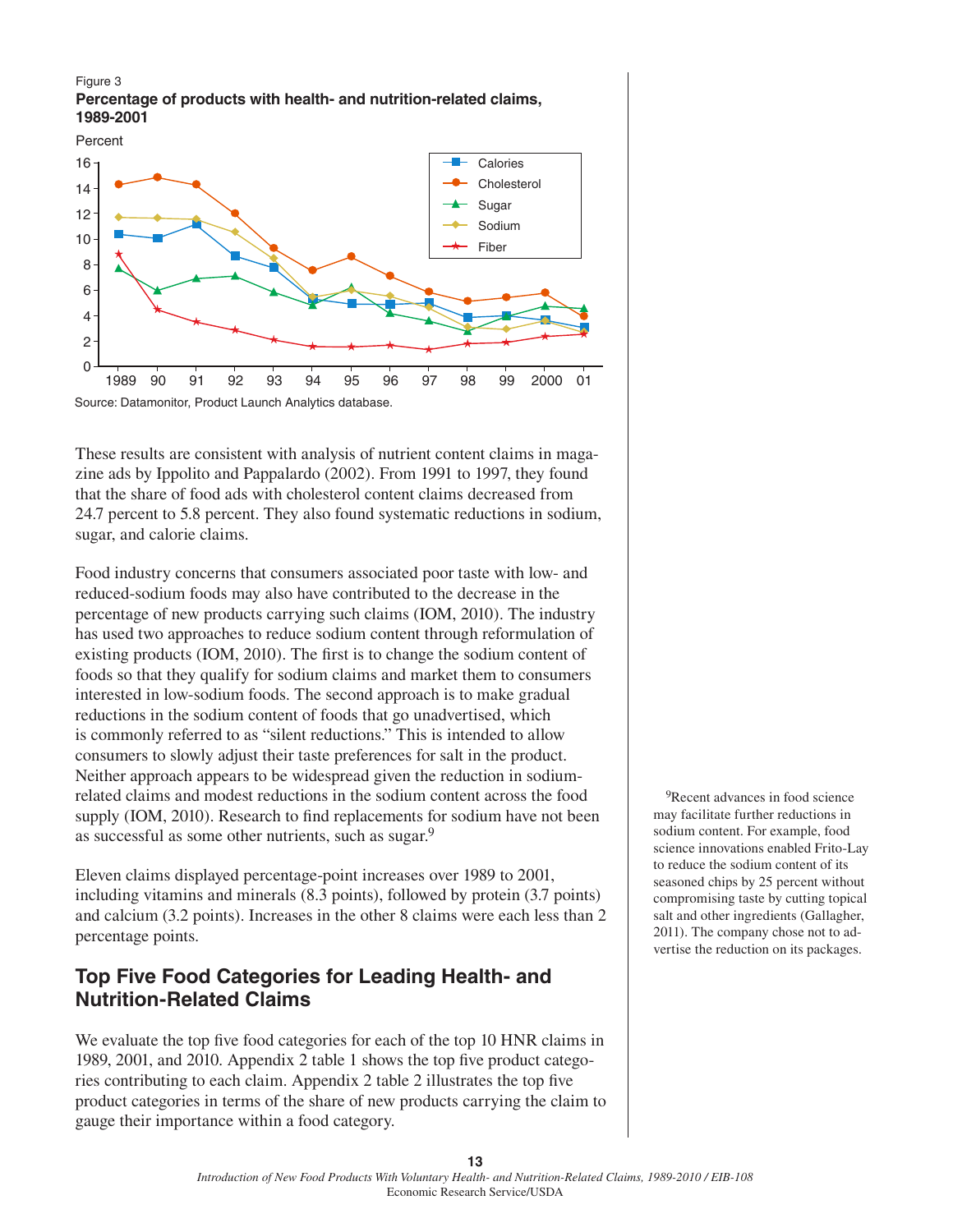Figure 3
**Percentage of products with health- and nutrition-related claims, 1989-2001**

Source: Datamonitor, Product Launch Analytics database.

These results are consistent with analysis of nutrient content claims in magazine ads by Ippolito and Pappalardo (2002). From 1991 to 1997, they found that the share of food ads with cholesterol content claims decreased from 24.7 percent to 5.8 percent. They also found systematic reductions in sodium, sugar, and calorie claims.

Food industry concerns that consumers associated poor taste with low- and reduced-sodium foods may also have contributed to the decrease in the percentage of new products carrying such claims (IOM, 2010). The industry has used two approaches to reduce sodium content through reformulation of existing products (IOM, 2010). The first is to change the sodium content of foods so that they qualify for sodium claims and market them to consumers interested in low-sodium foods. The second approach is to make gradual reductions in the sodium content of foods that go unadvertised, which is commonly referred to as "silent reductions." This is intended to allow consumers to slowly adjust their taste preferences for salt in the product. Neither approach appears to be widespread given the reduction in sodium-related claims and modest reductions in the sodium content across the food supply (IOM, 2010). Research to find replacements for sodium have not been as successful as some other nutrients, such as sugar.[9]

Eleven claims displayed percentage-point increases over 1989 to 2001, including vitamins and minerals (8.3 points), followed by protein (3.7 points) and calcium (3.2 points). Increases in the other 8 claims were each less than 2 percentage points.

## Top Five Food Categories for Leading Health- and Nutrition-Related Claims

We evaluate the top five food categories for each of the top 10 HNR claims in 1989, 2001, and 2010. Appendix 2 table 1 shows the top five product categories contributing to each claim. Appendix 2 table 2 illustrates the top five product categories in terms of the share of new products carrying the claim to gauge their importance within a food category.

[9]Recent advances in food science may facilitate further reductions in sodium content. For example, food science innovations enabled Frito-Lay to reduce the sodium content of its seasoned chips by 25 percent without compromising taste by cutting topical salt and other ingredients (Gallagher, 2011). The company chose not to advertise the reduction on its packages.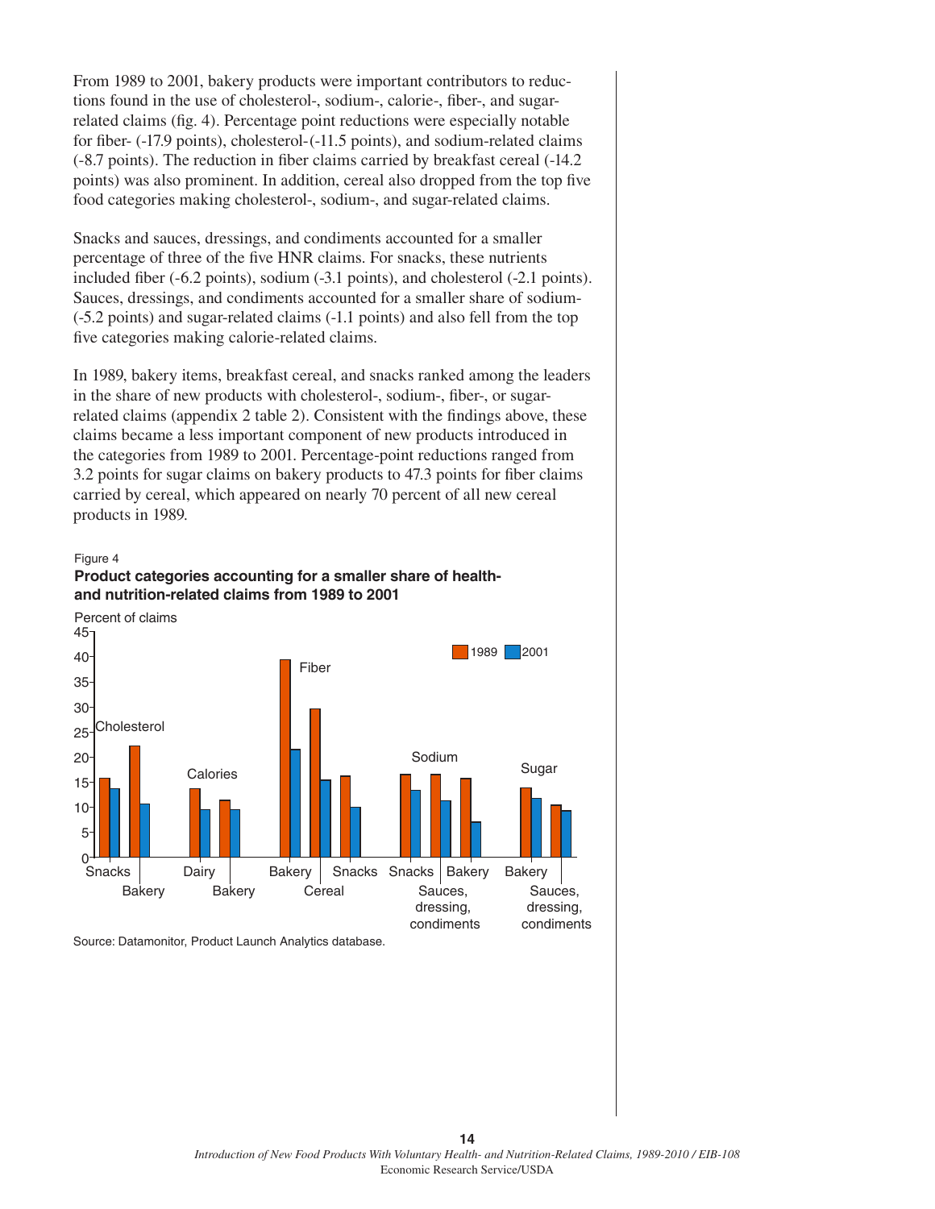From 1989 to 2001, bakery products were important contributors to reductions found in the use of cholesterol-, sodium-, calorie-, fiber-, and sugar-related claims (fig. 4). Percentage point reductions were especially notable for fiber- (-17.9 points), cholesterol-(-11.5 points), and sodium-related claims (-8.7 points). The reduction in fiber claims carried by breakfast cereal (-14.2 points) was also prominent. In addition, cereal also dropped from the top five food categories making cholesterol-, sodium-, and sugar-related claims.

Snacks and sauces, dressings, and condiments accounted for a smaller percentage of three of the five HNR claims. For snacks, these nutrients included fiber (-6.2 points), sodium (-3.1 points), and cholesterol (-2.1 points). Sauces, dressings, and condiments accounted for a smaller share of sodium- (-5.2 points) and sugar-related claims (-1.1 points) and also fell from the top five categories making calorie-related claims.

In 1989, bakery items, breakfast cereal, and snacks ranked among the leaders in the share of new products with cholesterol-, sodium-, fiber-, or sugar-related claims (appendix 2 table 2). Consistent with the findings above, these claims became a less important component of new products introduced in the categories from 1989 to 2001. Percentage-point reductions ranged from 3.2 points for sugar claims on bakery products to 47.3 points for fiber claims carried by cereal, which appeared on nearly 70 percent of all new cereal products in 1989.

Figure 4

**Product categories accounting for a smaller share of health- and nutrition-related claims from 1989 to 2001**

Source: Datamonitor, Product Launch Analytics database.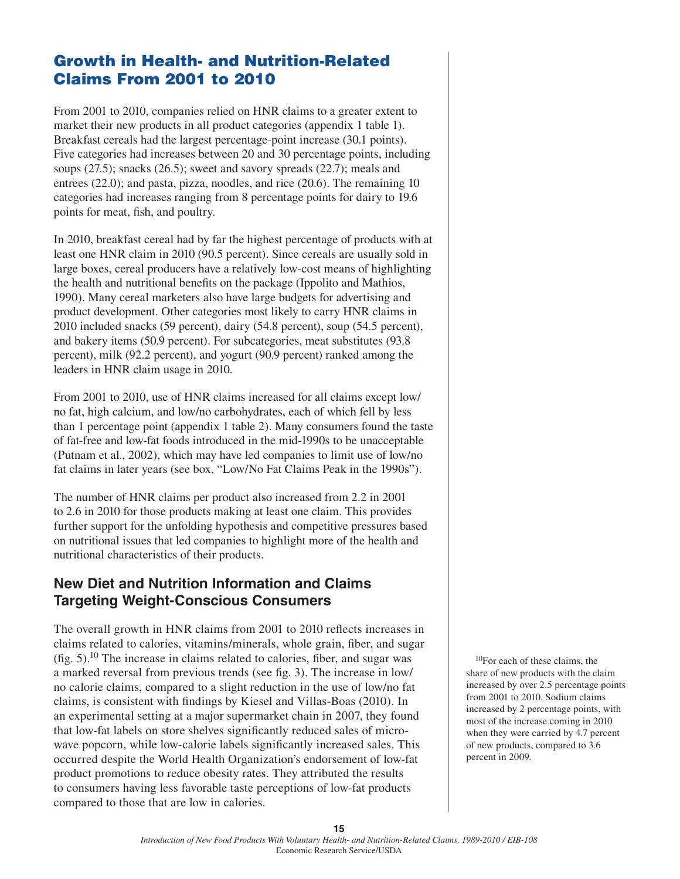## Growth in Health- and Nutrition-Related Claims From 2001 to 2010

From 2001 to 2010, companies relied on HNR claims to a greater extent to market their new products in all product categories (appendix 1 table 1). Breakfast cereals had the largest percentage-point increase (30.1 points). Five categories had increases between 20 and 30 percentage points, including soups (27.5); snacks (26.5); sweet and savory spreads (22.7); meals and entrees (22.0); and pasta, pizza, noodles, and rice (20.6). The remaining 10 categories had increases ranging from 8 percentage points for dairy to 19.6 points for meat, fish, and poultry.

In 2010, breakfast cereal had by far the highest percentage of products with at least one HNR claim in 2010 (90.5 percent). Since cereals are usually sold in large boxes, cereal producers have a relatively low-cost means of highlighting the health and nutritional benefits on the package (Ippolito and Mathios, 1990). Many cereal marketers also have large budgets for advertising and product development. Other categories most likely to carry HNR claims in 2010 included snacks (59 percent), dairy (54.8 percent), soup (54.5 percent), and bakery items (50.9 percent). For subcategories, meat substitutes (93.8 percent), milk (92.2 percent), and yogurt (90.9 percent) ranked among the leaders in HNR claim usage in 2010.

From 2001 to 2010, use of HNR claims increased for all claims except low/no fat, high calcium, and low/no carbohydrates, each of which fell by less than 1 percentage point (appendix 1 table 2). Many consumers found the taste of fat-free and low-fat foods introduced in the mid-1990s to be unacceptable (Putnam et al., 2002), which may have led companies to limit use of low/no fat claims in later years (see box, "Low/No Fat Claims Peak in the 1990s").

The number of HNR claims per product also increased from 2.2 in 2001 to 2.6 in 2010 for those products making at least one claim. This provides further support for the unfolding hypothesis and competitive pressures based on nutritional issues that led companies to highlight more of the health and nutritional characteristics of their products.

### New Diet and Nutrition Information and Claims Targeting Weight-Conscious Consumers

The overall growth in HNR claims from 2001 to 2010 reflects increases in claims related to calories, vitamins/minerals, whole grain, fiber, and sugar (fig. 5).[10] The increase in claims related to calories, fiber, and sugar was a marked reversal from previous trends (see fig. 3). The increase in low/no calorie claims, compared to a slight reduction in the use of low/no fat claims, is consistent with findings by Kiesel and Villas-Boas (2010). In an experimental setting at a major supermarket chain in 2007, they found that low-fat labels on store shelves significantly reduced sales of microwave popcorn, while low-calorie labels significantly increased sales. This occurred despite the World Health Organization's endorsement of low-fat product promotions to reduce obesity rates. They attributed the results to consumers having less favorable taste perceptions of low-fat products compared to those that are low in calories.

[10]For each of these claims, the share of new products with the claim increased by over 2.5 percentage points from 2001 to 2010. Sodium claims increased by 2 percentage points, with most of the increase coming in 2010 when they were carried by 4.7 percent of new products, compared to 3.6 percent in 2009.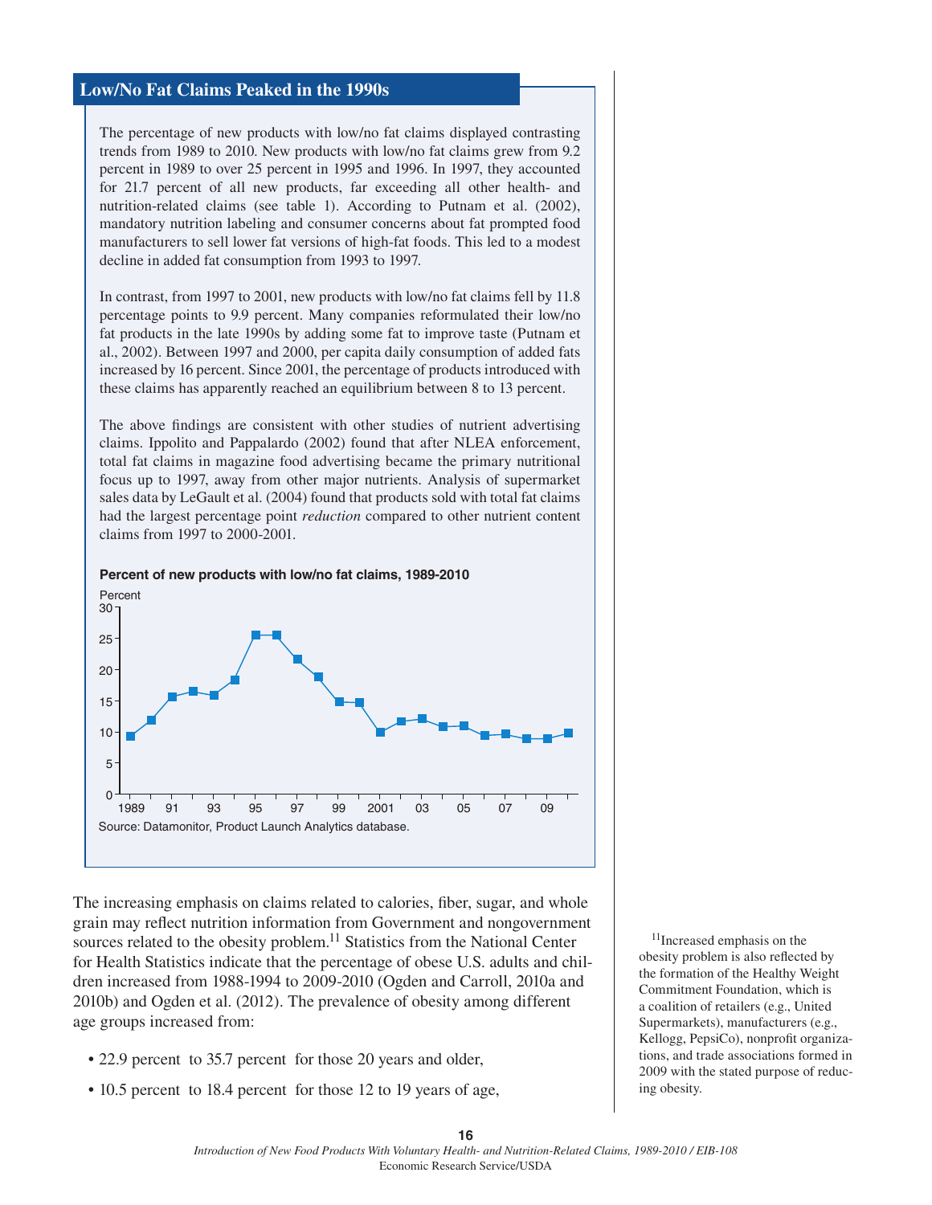## Low/No Fat Claims Peaked in the 1990s

The percentage of new products with low/no fat claims displayed contrasting trends from 1989 to 2010. New products with low/no fat claims grew from 9.2 percent in 1989 to over 25 percent in 1995 and 1996. In 1997, they accounted for 21.7 percent of all new products, far exceeding all other health- and nutrition-related claims (see table 1). According to Putnam et al. (2002), mandatory nutrition labeling and consumer concerns about fat prompted food manufacturers to sell lower fat versions of high-fat foods. This led to a modest decline in added fat consumption from 1993 to 1997.

In contrast, from 1997 to 2001, new products with low/no fat claims fell by 11.8 percentage points to 9.9 percent. Many companies reformulated their low/no fat products in the late 1990s by adding some fat to improve taste (Putnam et al., 2002). Between 1997 and 2000, per capita daily consumption of added fats increased by 16 percent. Since 2001, the percentage of products introduced with these claims has apparently reached an equilibrium between 8 to 13 percent.

The above findings are consistent with other studies of nutrient advertising claims. Ippolito and Pappalardo (2002) found that after NLEA enforcement, total fat claims in magazine food advertising became the primary nutritional focus up to 1997, away from other major nutrients. Analysis of supermarket sales data by LeGault et al. (2004) found that products sold with total fat claims had the largest percentage point *reduction* compared to other nutrient content claims from 1997 to 2000-2001.

**Percent of new products with low/no fat claims, 1989-2010**

Source: Datamonitor, Product Launch Analytics database.

The increasing emphasis on claims related to calories, fiber, sugar, and whole grain may reflect nutrition information from Government and nongovernment sources related to the obesity problem.[11] Statistics from the National Center for Health Statistics indicate that the percentage of obese U.S. adults and children increased from 1988-1994 to 2009-2010 (Ogden and Carroll, 2010a and 2010b) and Ogden et al. (2012). The prevalence of obesity among different age groups increased from:

- 22.9 percent to 35.7 percent for those 20 years and older,
- 10.5 percent to 18.4 percent for those 12 to 19 years of age,

[11]Increased emphasis on the obesity problem is also reflected by the formation of the Healthy Weight Commitment Foundation, which is a coalition of retailers (e.g., United Supermarkets), manufacturers (e.g., Kellogg, PepsiCo), nonprofit organizations, and trade associations formed in 2009 with the stated purpose of reducing obesity.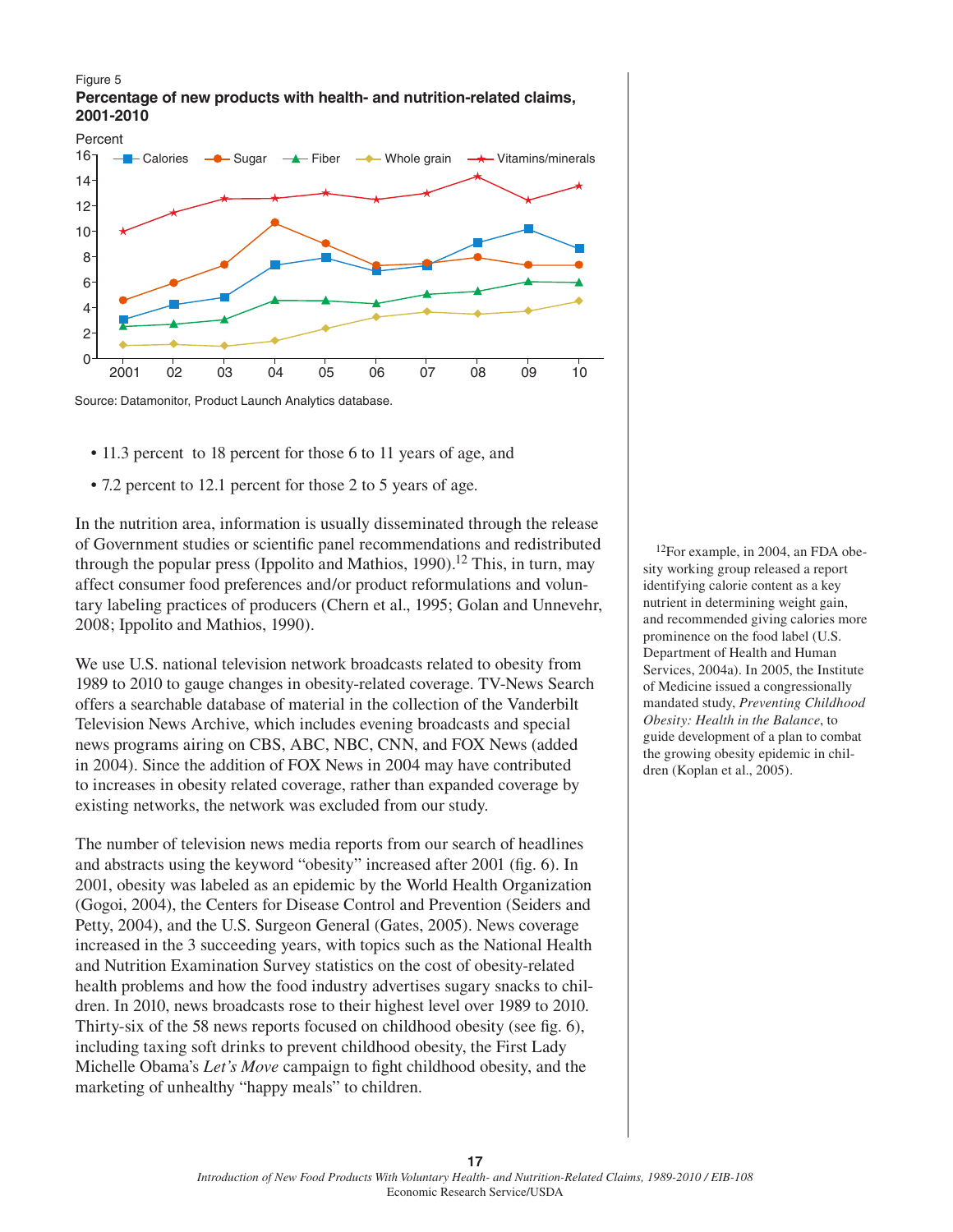Figure 5

**Percentage of new products with health- and nutrition-related claims, 2001-2010**

Source: Datamonitor, Product Launch Analytics database.

- 11.3 percent to 18 percent for those 6 to 11 years of age, and
- 7.2 percent to 12.1 percent for those 2 to 5 years of age.

In the nutrition area, information is usually disseminated through the release of Government studies or scientific panel recommendations and redistributed through the popular press (Ippolito and Mathios, 1990).[12] This, in turn, may affect consumer food preferences and/or product reformulations and voluntary labeling practices of producers (Chern et al., 1995; Golan and Unnevehr, 2008; Ippolito and Mathios, 1990).

We use U.S. national television network broadcasts related to obesity from 1989 to 2010 to gauge changes in obesity-related coverage. TV-News Search offers a searchable database of material in the collection of the Vanderbilt Television News Archive, which includes evening broadcasts and special news programs airing on CBS, ABC, NBC, CNN, and FOX News (added in 2004). Since the addition of FOX News in 2004 may have contributed to increases in obesity related coverage, rather than expanded coverage by existing networks, the network was excluded from our study.

The number of television news media reports from our search of headlines and abstracts using the keyword "obesity" increased after 2001 (fig. 6). In 2001, obesity was labeled as an epidemic by the World Health Organization (Gogoi, 2004), the Centers for Disease Control and Prevention (Seiders and Petty, 2004), and the U.S. Surgeon General (Gates, 2005). News coverage increased in the 3 succeeding years, with topics such as the National Health and Nutrition Examination Survey statistics on the cost of obesity-related health problems and how the food industry advertises sugary snacks to children. In 2010, news broadcasts rose to their highest level over 1989 to 2010. Thirty-six of the 58 news reports focused on childhood obesity (see fig. 6), including taxing soft drinks to prevent childhood obesity, the First Lady Michelle Obama's *Let's Move* campaign to fight childhood obesity, and the marketing of unhealthy "happy meals" to children.

[12]For example, in 2004, an FDA obesity working group released a report identifying calorie content as a key nutrient in determining weight gain, and recommended giving calories more prominence on the food label (U.S. Department of Health and Human Services, 2004a). In 2005, the Institute of Medicine issued a congressionally mandated study, *Preventing Childhood Obesity: Health in the Balance*, to guide development of a plan to combat the growing obesity epidemic in children (Koplan et al., 2005).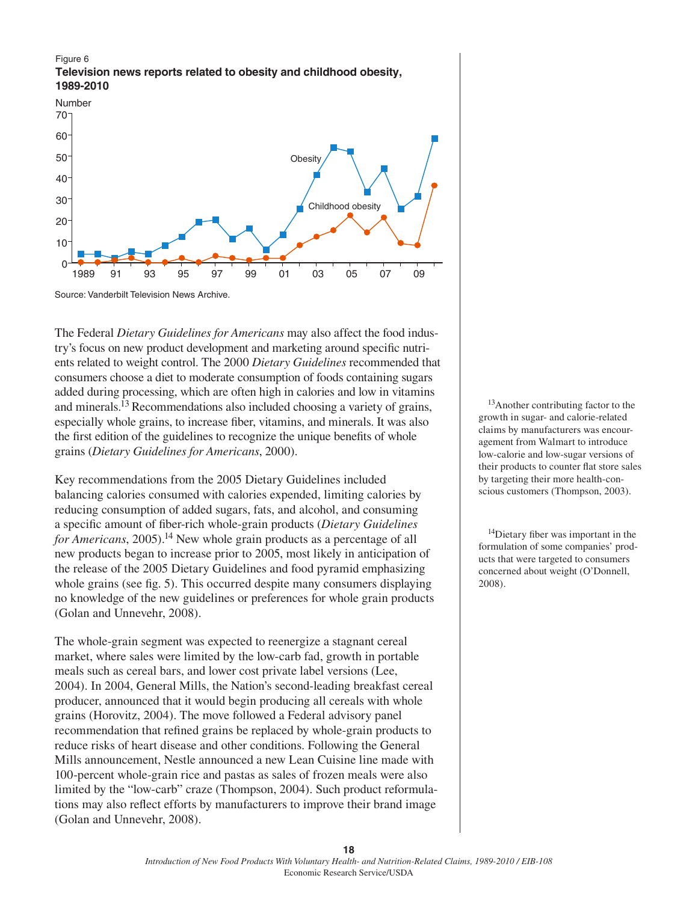Figure 6

**Television news reports related to obesity and childhood obesity, 1989-2010**

Source: Vanderbilt Television News Archive.

The Federal *Dietary Guidelines for Americans* may also affect the food industry's focus on new product development and marketing around specific nutrients related to weight control. The 2000 *Dietary Guidelines* recommended that consumers choose a diet to moderate consumption of foods containing sugars added during processing, which are often high in calories and low in vitamins and minerals.[13] Recommendations also included choosing a variety of grains, especially whole grains, to increase fiber, vitamins, and minerals. It was also the first edition of the guidelines to recognize the unique benefits of whole grains (*Dietary Guidelines for Americans*, 2000).

Key recommendations from the 2005 Dietary Guidelines included balancing calories consumed with calories expended, limiting calories by reducing consumption of added sugars, fats, and alcohol, and consuming a specific amount of fiber-rich whole-grain products (*Dietary Guidelines for Americans*, 2005).[14] New whole grain products as a percentage of all new products began to increase prior to 2005, most likely in anticipation of the release of the 2005 Dietary Guidelines and food pyramid emphasizing whole grains (see fig. 5). This occurred despite many consumers displaying no knowledge of the new guidelines or preferences for whole grain products (Golan and Unnevehr, 2008).

The whole-grain segment was expected to reenergize a stagnant cereal market, where sales were limited by the low-carb fad, growth in portable meals such as cereal bars, and lower cost private label versions (Lee, 2004). In 2004, General Mills, the Nation's second-leading breakfast cereal producer, announced that it would begin producing all cereals with whole grains (Horovitz, 2004). The move followed a Federal advisory panel recommendation that refined grains be replaced by whole-grain products to reduce risks of heart disease and other conditions. Following the General Mills announcement, Nestle announced a new Lean Cuisine line made with 100-percent whole-grain rice and pastas as sales of frozen meals were also limited by the "low-carb" craze (Thompson, 2004). Such product reformulations may also reflect efforts by manufacturers to improve their brand image (Golan and Unnevehr, 2008).

[13] Another contributing factor to the growth in sugar- and calorie-related claims by manufacturers was encouragement from Walmart to introduce low-calorie and low-sugar versions of their products to counter flat store sales by targeting their more health-conscious customers (Thompson, 2003).

[14] Dietary fiber was important in the formulation of some companies' products that were targeted to consumers concerned about weight (O'Donnell, 2008).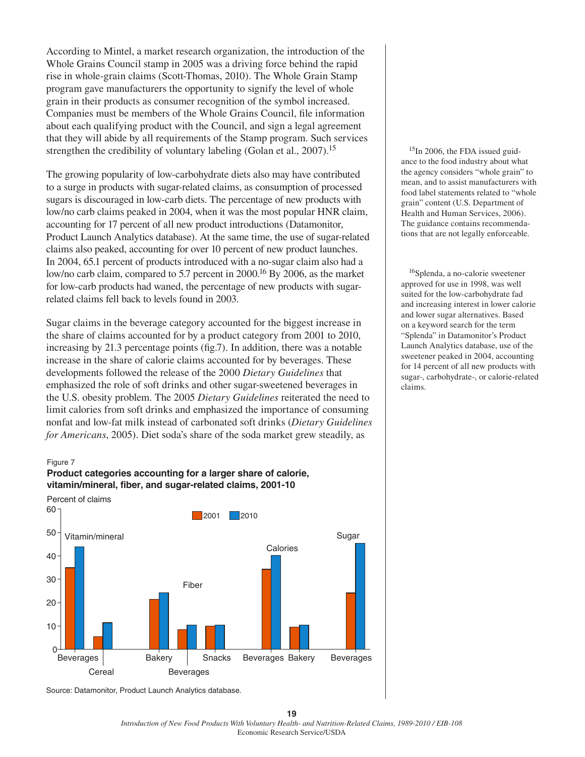According to Mintel, a market research organization, the introduction of the Whole Grains Council stamp in 2005 was a driving force behind the rapid rise in whole-grain claims (Scott-Thomas, 2010). The Whole Grain Stamp program gave manufacturers the opportunity to signify the level of whole grain in their products as consumer recognition of the symbol increased. Companies must be members of the Whole Grains Council, file information about each qualifying product with the Council, and sign a legal agreement that they will abide by all requirements of the Stamp program. Such services strengthen the credibility of voluntary labeling (Golan et al., 2007).[15]

The growing popularity of low-carbohydrate diets also may have contributed to a surge in products with sugar-related claims, as consumption of processed sugars is discouraged in low-carb diets. The percentage of new products with low/no carb claims peaked in 2004, when it was the most popular HNR claim, accounting for 17 percent of all new product introductions (Datamonitor, Product Launch Analytics database). At the same time, the use of sugar-related claims also peaked, accounting for over 10 percent of new product launches. In 2004, 65.1 percent of products introduced with a no-sugar claim also had a low/no carb claim, compared to 5.7 percent in 2000.[16] By 2006, as the market for low-carb products had waned, the percentage of new products with sugar-related claims fell back to levels found in 2003.

Sugar claims in the beverage category accounted for the biggest increase in the share of claims accounted for by a product category from 2001 to 2010, increasing by 21.3 percentage points (fig.7). In addition, there was a notable increase in the share of calorie claims accounted for by beverages. These developments followed the release of the 2000 *Dietary Guidelines* that emphasized the role of soft drinks and other sugar-sweetened beverages in the U.S. obesity problem. The 2005 *Dietary Guidelines* reiterated the need to limit calories from soft drinks and emphasized the importance of consuming nonfat and low-fat milk instead of carbonated soft drinks (*Dietary Guidelines for Americans*, 2005). Diet soda's share of the soda market grew steadily, as

Figure 7

**Product categories accounting for a larger share of calorie, vitamin/mineral, fiber, and sugar-related claims, 2001-10**

Source: Datamonitor, Product Launch Analytics database.

[15] In 2006, the FDA issued guidance to the food industry about what the agency considers "whole grain" to mean, and to assist manufacturers with food label statements related to "whole grain" content (U.S. Department of Health and Human Services, 2006). The guidance contains recommendations that are not legally enforceable.

[16] Splenda, a no-calorie sweetener approved for use in 1998, was well suited for the low-carbohydrate fad and increasing interest in lower calorie and lower sugar alternatives. Based on a keyword search for the term "Splenda" in Datamonitor's Product Launch Analytics database, use of the sweetener peaked in 2004, accounting for 14 percent of all new products with sugar-, carbohydrate-, or calorie-related claims.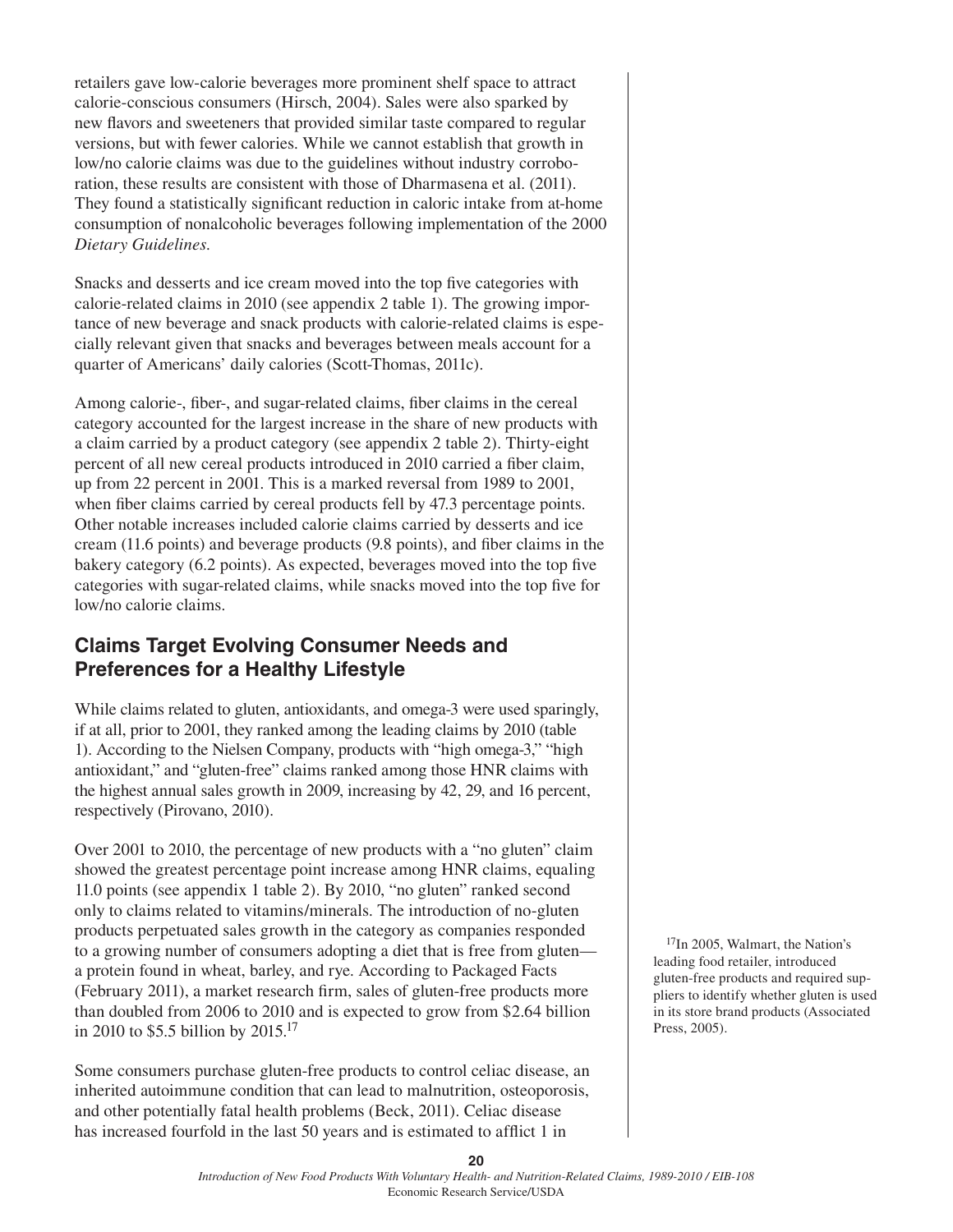retailers gave low-calorie beverages more prominent shelf space to attract calorie-conscious consumers (Hirsch, 2004). Sales were also sparked by new flavors and sweeteners that provided similar taste compared to regular versions, but with fewer calories. While we cannot establish that growth in low/no calorie claims was due to the guidelines without industry corroboration, these results are consistent with those of Dharmasena et al. (2011). They found a statistically significant reduction in caloric intake from at-home consumption of nonalcoholic beverages following implementation of the 2000 *Dietary Guidelines.*

Snacks and desserts and ice cream moved into the top five categories with calorie-related claims in 2010 (see appendix 2 table 1). The growing importance of new beverage and snack products with calorie-related claims is especially relevant given that snacks and beverages between meals account for a quarter of Americans' daily calories (Scott-Thomas, 2011c).

Among calorie-, fiber-, and sugar-related claims, fiber claims in the cereal category accounted for the largest increase in the share of new products with a claim carried by a product category (see appendix 2 table 2). Thirty-eight percent of all new cereal products introduced in 2010 carried a fiber claim, up from 22 percent in 2001. This is a marked reversal from 1989 to 2001, when fiber claims carried by cereal products fell by 47.3 percentage points. Other notable increases included calorie claims carried by desserts and ice cream (11.6 points) and beverage products (9.8 points), and fiber claims in the bakery category (6.2 points). As expected, beverages moved into the top five categories with sugar-related claims, while snacks moved into the top five for low/no calorie claims.

## Claims Target Evolving Consumer Needs and Preferences for a Healthy Lifestyle

While claims related to gluten, antioxidants, and omega-3 were used sparingly, if at all, prior to 2001, they ranked among the leading claims by 2010 (table 1). According to the Nielsen Company, products with "high omega-3," "high antioxidant," and "gluten-free" claims ranked among those HNR claims with the highest annual sales growth in 2009, increasing by 42, 29, and 16 percent, respectively (Pirovano, 2010).

Over 2001 to 2010, the percentage of new products with a "no gluten" claim showed the greatest percentage point increase among HNR claims, equaling 11.0 points (see appendix 1 table 2). By 2010, "no gluten" ranked second only to claims related to vitamins/minerals. The introduction of no-gluten products perpetuated sales growth in the category as companies responded to a growing number of consumers adopting a diet that is free from gluten—a protein found in wheat, barley, and rye. According to Packaged Facts (February 2011), a market research firm, sales of gluten-free products more than doubled from 2006 to 2010 and is expected to grow from \$2.64 billion in 2010 to \$5.5 billion by 2015.[17]

[17]In 2005, Walmart, the Nation's leading food retailer, introduced gluten-free products and required suppliers to identify whether gluten is used in its store brand products (Associated Press, 2005).

Some consumers purchase gluten-free products to control celiac disease, an inherited autoimmune condition that can lead to malnutrition, osteoporosis, and other potentially fatal health problems (Beck, 2011). Celiac disease has increased fourfold in the last 50 years and is estimated to afflict 1 in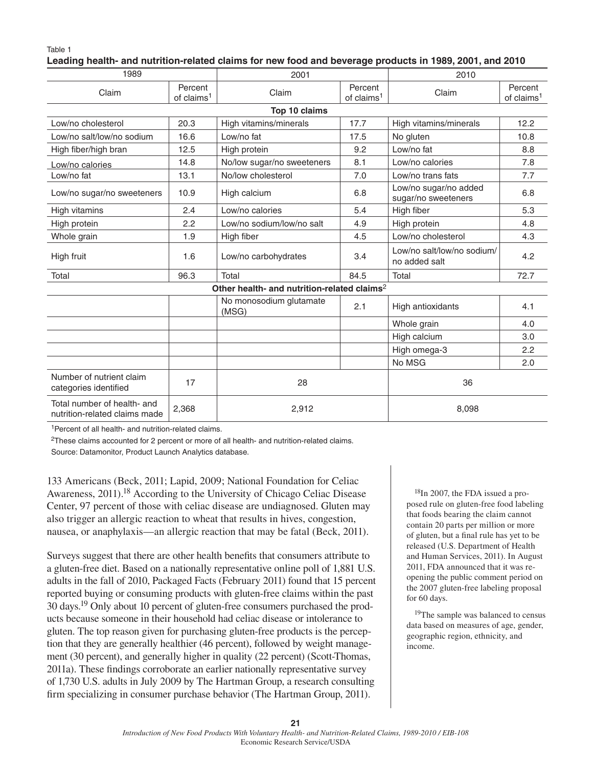Table 1

**Leading health- and nutrition-related claims for new food and beverage products in 1989, 2001, and 2010**

| 1989 | | 2001 | | 2010 | |
|---|---|---|---|---|---|
| Claim | Percent of claims[1] | Claim | Percent of claims[1] | Claim | Percent of claims[1] |
| **Top 10 claims** | | | | | |
| Low/no cholesterol | 20.3 | High vitamins/minerals | 17.7 | High vitamins/minerals | 12.2 |
| Low/no salt/low/no sodium | 16.6 | Low/no fat | 17.5 | No gluten | 10.8 |
| High fiber/high bran | 12.5 | High protein | 9.2 | Low/no fat | 8.8 |
| Low/no calories | 14.8 | No/low sugar/no sweeteners | 8.1 | Low/no calories | 7.8 |
| Low/no fat | 13.1 | No/low cholesterol | 7.0 | Low/no trans fats | 7.7 |
| Low/no sugar/no sweeteners | 10.9 | High calcium | 6.8 | Low/no sugar/no added sugar/no sweeteners | 6.8 |
| High vitamins | 2.4 | Low/no calories | 5.4 | High fiber | 5.3 |
| High protein | 2.2 | Low/no sodium/low/no salt | 4.9 | High protein | 4.8 |
| Whole grain | 1.9 | High fiber | 4.5 | Low/no cholesterol | 4.3 |
| High fruit | 1.6 | Low/no carbohydrates | 3.4 | Low/no salt/low/no sodium/ no added salt | 4.2 |
| Total | 96.3 | Total | 84.5 | Total | 72.7 |
| **Other health- and nutrition-related claims**[2] | | | | | |
| | | No monosodium glutamate (MSG) | 2.1 | High antioxidants | 4.1 |
| | | | | Whole grain | 4.0 |
| | | | | High calcium | 3.0 |
| | | | | High omega-3 | 2.2 |
| | | | | No MSG | 2.0 |
| Number of nutrient claim categories identified | 17 | 28 | | 36 | |
| Total number of health- and nutrition-related claims made | 2,368 | 2,912 | | 8,098 | |

[1]Percent of all health- and nutrition-related claims.

[2]These claims accounted for 2 percent or more of all health- and nutrition-related claims.

Source: Datamonitor, Product Launch Analytics database.

133 Americans (Beck, 2011; Lapid, 2009; National Foundation for Celiac Awareness, 2011).[18] According to the University of Chicago Celiac Disease Center, 97 percent of those with celiac disease are undiagnosed. Gluten may also trigger an allergic reaction to wheat that results in hives, congestion, nausea, or anaphylaxis—an allergic reaction that may be fatal (Beck, 2011).

Surveys suggest that there are other health benefits that consumers attribute to a gluten-free diet. Based on a nationally representative online poll of 1,881 U.S. adults in the fall of 2010, Packaged Facts (February 2011) found that 15 percent reported buying or consuming products with gluten-free claims within the past 30 days.[19] Only about 10 percent of gluten-free consumers purchased the products because someone in their household had celiac disease or intolerance to gluten. The top reason given for purchasing gluten-free products is the perception that they are generally healthier (46 percent), followed by weight management (30 percent), and generally higher in quality (22 percent) (Scott-Thomas, 2011a). These findings corroborate an earlier nationally representative survey of 1,730 U.S. adults in July 2009 by The Hartman Group, a research consulting firm specializing in consumer purchase behavior (The Hartman Group, 2011).

[18]In 2007, the FDA issued a proposed rule on gluten-free food labeling that foods bearing the claim cannot contain 20 parts per million or more of gluten, but a final rule has yet to be released (U.S. Department of Health and Human Services, 2011). In August 2011, FDA announced that it was reopening the public comment period on the 2007 gluten-free labeling proposal for 60 days.

[19]The sample was balanced to census data based on measures of age, gender, geographic region, ethnicity, and income.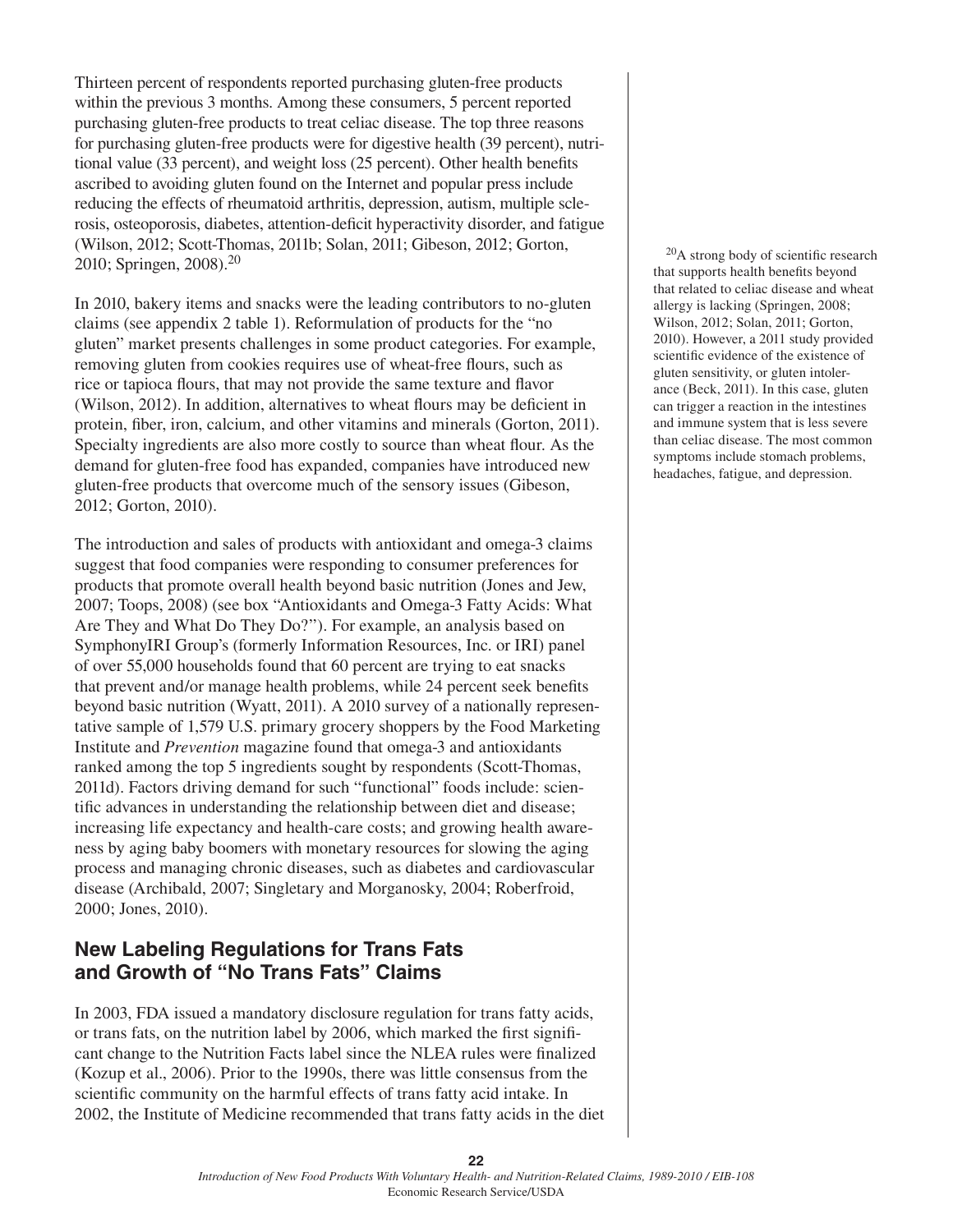Thirteen percent of respondents reported purchasing gluten-free products within the previous 3 months. Among these consumers, 5 percent reported purchasing gluten-free products to treat celiac disease. The top three reasons for purchasing gluten-free products were for digestive health (39 percent), nutritional value (33 percent), and weight loss (25 percent). Other health benefits ascribed to avoiding gluten found on the Internet and popular press include reducing the effects of rheumatoid arthritis, depression, autism, multiple sclerosis, osteoporosis, diabetes, attention-deficit hyperactivity disorder, and fatigue (Wilson, 2012; Scott-Thomas, 2011b; Solan, 2011; Gibeson, 2012; Gorton, 2010; Springen, 2008).[20]

In 2010, bakery items and snacks were the leading contributors to no-gluten claims (see appendix 2 table 1). Reformulation of products for the "no gluten" market presents challenges in some product categories. For example, removing gluten from cookies requires use of wheat-free flours, such as rice or tapioca flours, that may not provide the same texture and flavor (Wilson, 2012). In addition, alternatives to wheat flours may be deficient in protein, fiber, iron, calcium, and other vitamins and minerals (Gorton, 2011). Specialty ingredients are also more costly to source than wheat flour. As the demand for gluten-free food has expanded, companies have introduced new gluten-free products that overcome much of the sensory issues (Gibeson, 2012; Gorton, 2010).

The introduction and sales of products with antioxidant and omega-3 claims suggest that food companies were responding to consumer preferences for products that promote overall health beyond basic nutrition (Jones and Jew, 2007; Toops, 2008) (see box "Antioxidants and Omega-3 Fatty Acids: What Are They and What Do They Do?"). For example, an analysis based on SymphonyIRI Group's (formerly Information Resources, Inc. or IRI) panel of over 55,000 households found that 60 percent are trying to eat snacks that prevent and/or manage health problems, while 24 percent seek benefits beyond basic nutrition (Wyatt, 2011). A 2010 survey of a nationally representative sample of 1,579 U.S. primary grocery shoppers by the Food Marketing Institute and *Prevention* magazine found that omega-3 and antioxidants ranked among the top 5 ingredients sought by respondents (Scott-Thomas, 2011d). Factors driving demand for such "functional" foods include: scientific advances in understanding the relationship between diet and disease; increasing life expectancy and health-care costs; and growing health awareness by aging baby boomers with monetary resources for slowing the aging process and managing chronic diseases, such as diabetes and cardiovascular disease (Archibald, 2007; Singletary and Morganosky, 2004; Roberfroid, 2000; Jones, 2010).

## New Labeling Regulations for Trans Fats and Growth of "No Trans Fats" Claims

In 2003, FDA issued a mandatory disclosure regulation for trans fatty acids, or trans fats, on the nutrition label by 2006, which marked the first significant change to the Nutrition Facts label since the NLEA rules were finalized (Kozup et al., 2006). Prior to the 1990s, there was little consensus from the scientific community on the harmful effects of trans fatty acid intake. In 2002, the Institute of Medicine recommended that trans fatty acids in the diet

[20] A strong body of scientific research that supports health benefits beyond that related to celiac disease and wheat allergy is lacking (Springen, 2008; Wilson, 2012; Solan, 2011; Gorton, 2010). However, a 2011 study provided scientific evidence of the existence of gluten sensitivity, or gluten intolerance (Beck, 2011). In this case, gluten can trigger a reaction in the intestines and immune system that is less severe than celiac disease. The most common symptoms include stomach problems, headaches, fatigue, and depression.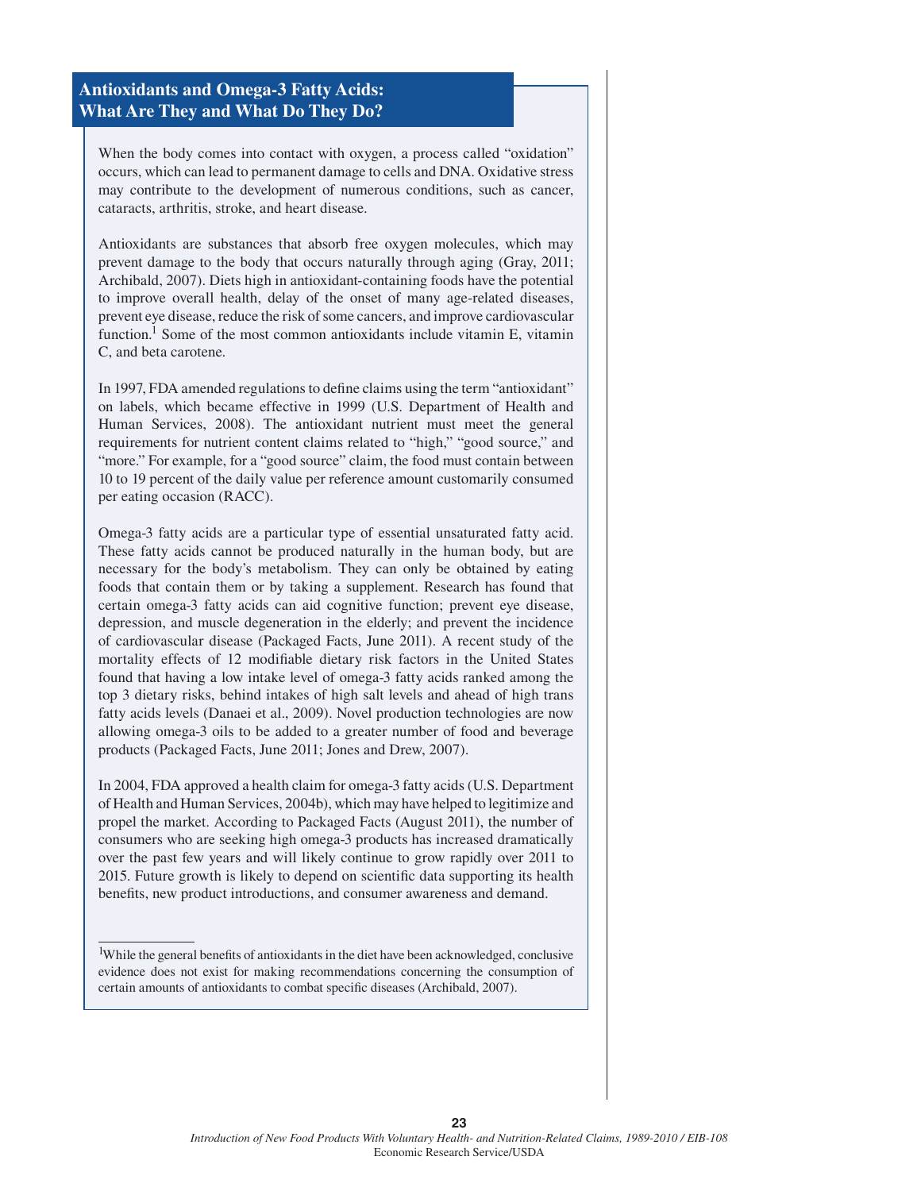## Antioxidants and Omega-3 Fatty Acids: What Are They and What Do They Do?

When the body comes into contact with oxygen, a process called "oxidation" occurs, which can lead to permanent damage to cells and DNA. Oxidative stress may contribute to the development of numerous conditions, such as cancer, cataracts, arthritis, stroke, and heart disease.

Antioxidants are substances that absorb free oxygen molecules, which may prevent damage to the body that occurs naturally through aging (Gray, 2011; Archibald, 2007). Diets high in antioxidant-containing foods have the potential to improve overall health, delay of the onset of many age-related diseases, prevent eye disease, reduce the risk of some cancers, and improve cardiovascular function.[1] Some of the most common antioxidants include vitamin E, vitamin C, and beta carotene.

In 1997, FDA amended regulations to define claims using the term "antioxidant" on labels, which became effective in 1999 (U.S. Department of Health and Human Services, 2008). The antioxidant nutrient must meet the general requirements for nutrient content claims related to "high," "good source," and "more." For example, for a "good source" claim, the food must contain between 10 to 19 percent of the daily value per reference amount customarily consumed per eating occasion (RACC).

Omega-3 fatty acids are a particular type of essential unsaturated fatty acid. These fatty acids cannot be produced naturally in the human body, but are necessary for the body's metabolism. They can only be obtained by eating foods that contain them or by taking a supplement. Research has found that certain omega-3 fatty acids can aid cognitive function; prevent eye disease, depression, and muscle degeneration in the elderly; and prevent the incidence of cardiovascular disease (Packaged Facts, June 2011). A recent study of the mortality effects of 12 modifiable dietary risk factors in the United States found that having a low intake level of omega-3 fatty acids ranked among the top 3 dietary risks, behind intakes of high salt levels and ahead of high trans fatty acids levels (Danaei et al., 2009). Novel production technologies are now allowing omega-3 oils to be added to a greater number of food and beverage products (Packaged Facts, June 2011; Jones and Drew, 2007).

In 2004, FDA approved a health claim for omega-3 fatty acids (U.S. Department of Health and Human Services, 2004b), which may have helped to legitimize and propel the market. According to Packaged Facts (August 2011), the number of consumers who are seeking high omega-3 products has increased dramatically over the past few years and will likely continue to grow rapidly over 2011 to 2015. Future growth is likely to depend on scientific data supporting its health benefits, new product introductions, and consumer awareness and demand.

[1]While the general benefits of antioxidants in the diet have been acknowledged, conclusive evidence does not exist for making recommendations concerning the consumption of certain amounts of antioxidants to combat specific diseases (Archibald, 2007).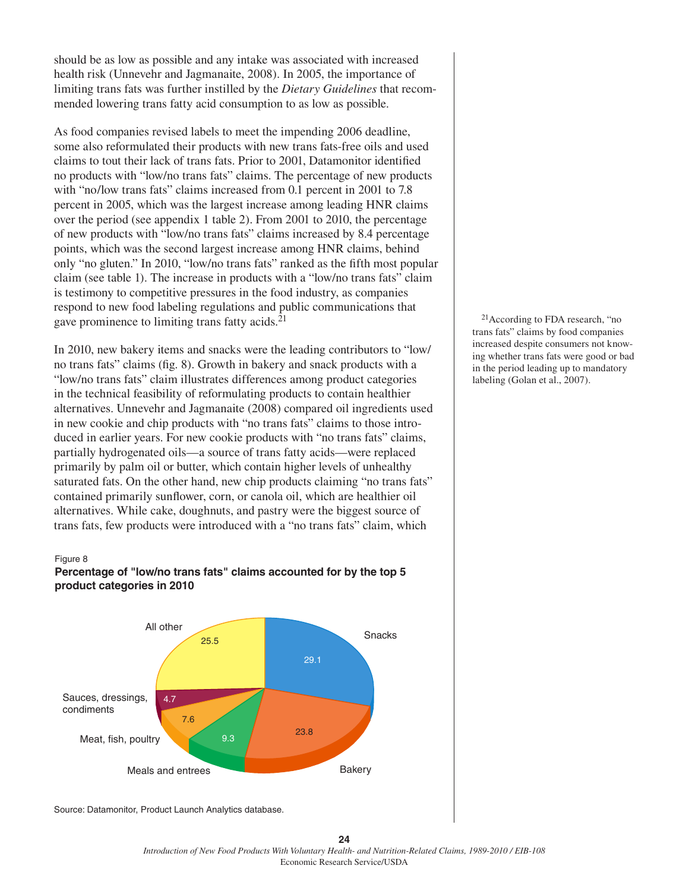should be as low as possible and any intake was associated with increased health risk (Unnevehr and Jagmanaite, 2008). In 2005, the importance of limiting trans fats was further instilled by the *Dietary Guidelines* that recommended lowering trans fatty acid consumption to as low as possible.

As food companies revised labels to meet the impending 2006 deadline, some also reformulated their products with new trans fats-free oils and used claims to tout their lack of trans fats. Prior to 2001, Datamonitor identified no products with "low/no trans fats" claims. The percentage of new products with "no/low trans fats" claims increased from 0.1 percent in 2001 to 7.8 percent in 2005, which was the largest increase among leading HNR claims over the period (see appendix 1 table 2). From 2001 to 2010, the percentage of new products with "low/no trans fats" claims increased by 8.4 percentage points, which was the second largest increase among HNR claims, behind only "no gluten." In 2010, "low/no trans fats" ranked as the fifth most popular claim (see table 1). The increase in products with a "low/no trans fats" claim is testimony to competitive pressures in the food industry, as companies respond to new food labeling regulations and public communications that gave prominence to limiting trans fatty acids.[21]

In 2010, new bakery items and snacks were the leading contributors to "low/no trans fats" claims (fig. 8). Growth in bakery and snack products with a "low/no trans fats" claim illustrates differences among product categories in the technical feasibility of reformulating products to contain healthier alternatives. Unnevehr and Jagmanaite (2008) compared oil ingredients used in new cookie and chip products with "no trans fats" claims to those introduced in earlier years. For new cookie products with "no trans fats" claims, partially hydrogenated oils—a source of trans fatty acids—were replaced primarily by palm oil or butter, which contain higher levels of unhealthy saturated fats. On the other hand, new chip products claiming "no trans fats" contained primarily sunflower, corn, or canola oil, which are healthier oil alternatives. While cake, doughnuts, and pastry were the biggest source of trans fats, few products were introduced with a "no trans fats" claim, which

[21]According to FDA research, "no trans fats" claims by food companies increased despite consumers not knowing whether trans fats were good or bad in the period leading up to mandatory labeling (Golan et al., 2007).

Figure 8

**Percentage of "low/no trans fats" claims accounted for by the top 5 product categories in 2010**

| Category | Percent |
|---|---|
| Snacks | 29.1 |
| Bakery | 23.8 |
| Meals and entrees | 9.3 |
| Meat, fish, poultry | 7.6 |
| Sauces, dressings, condiments | 4.7 |
| All other | 25.5 |

Source: Datamonitor, Product Launch Analytics database.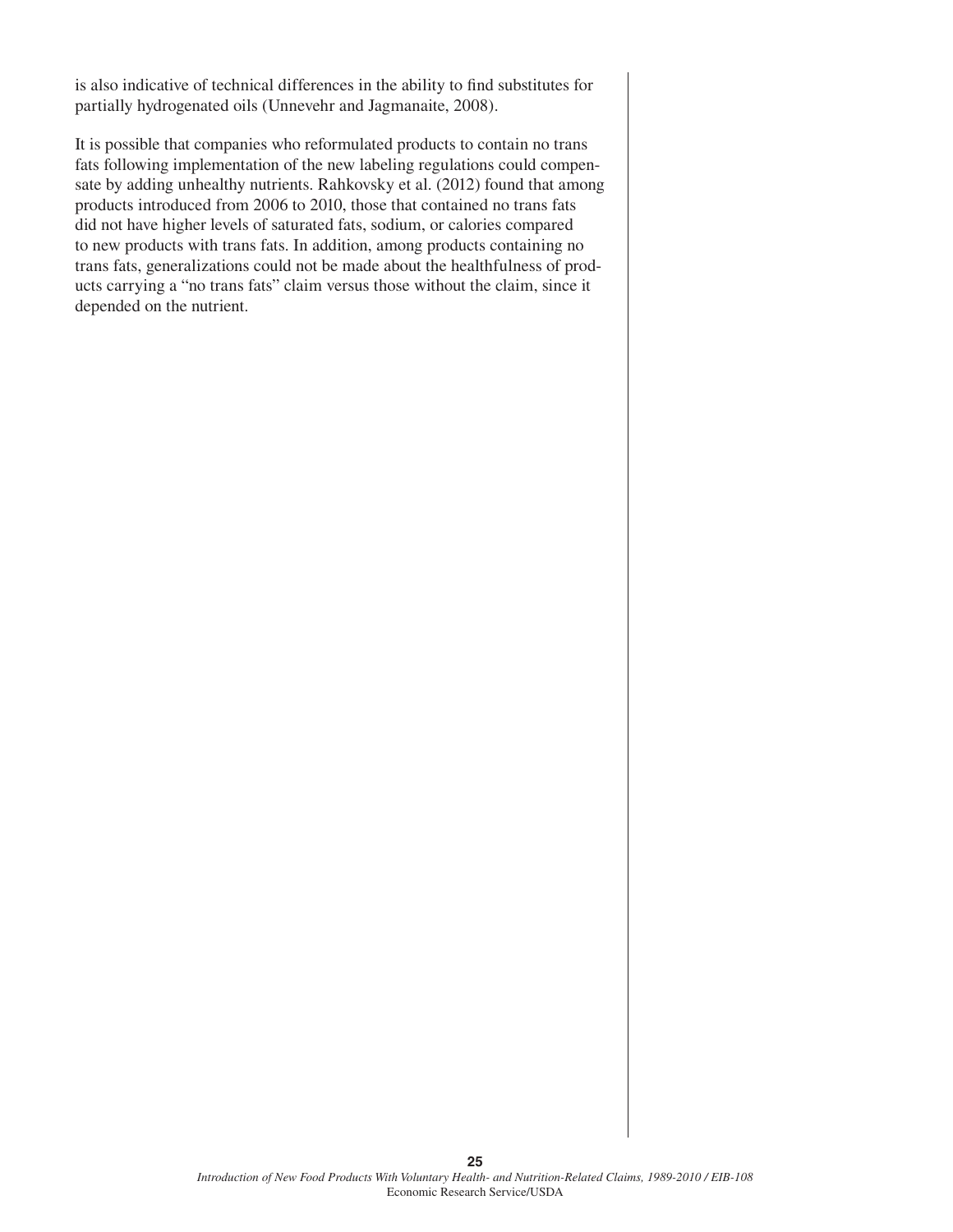is also indicative of technical differences in the ability to find substitutes for partially hydrogenated oils (Unnevehr and Jagmanaite, 2008).

It is possible that companies who reformulated products to contain no trans fats following implementation of the new labeling regulations could compensate by adding unhealthy nutrients. Rahkovsky et al. (2012) found that among products introduced from 2006 to 2010, those that contained no trans fats did not have higher levels of saturated fats, sodium, or calories compared to new products with trans fats. In addition, among products containing no trans fats, generalizations could not be made about the healthfulness of products carrying a "no trans fats" claim versus those without the claim, since it depended on the nutrient.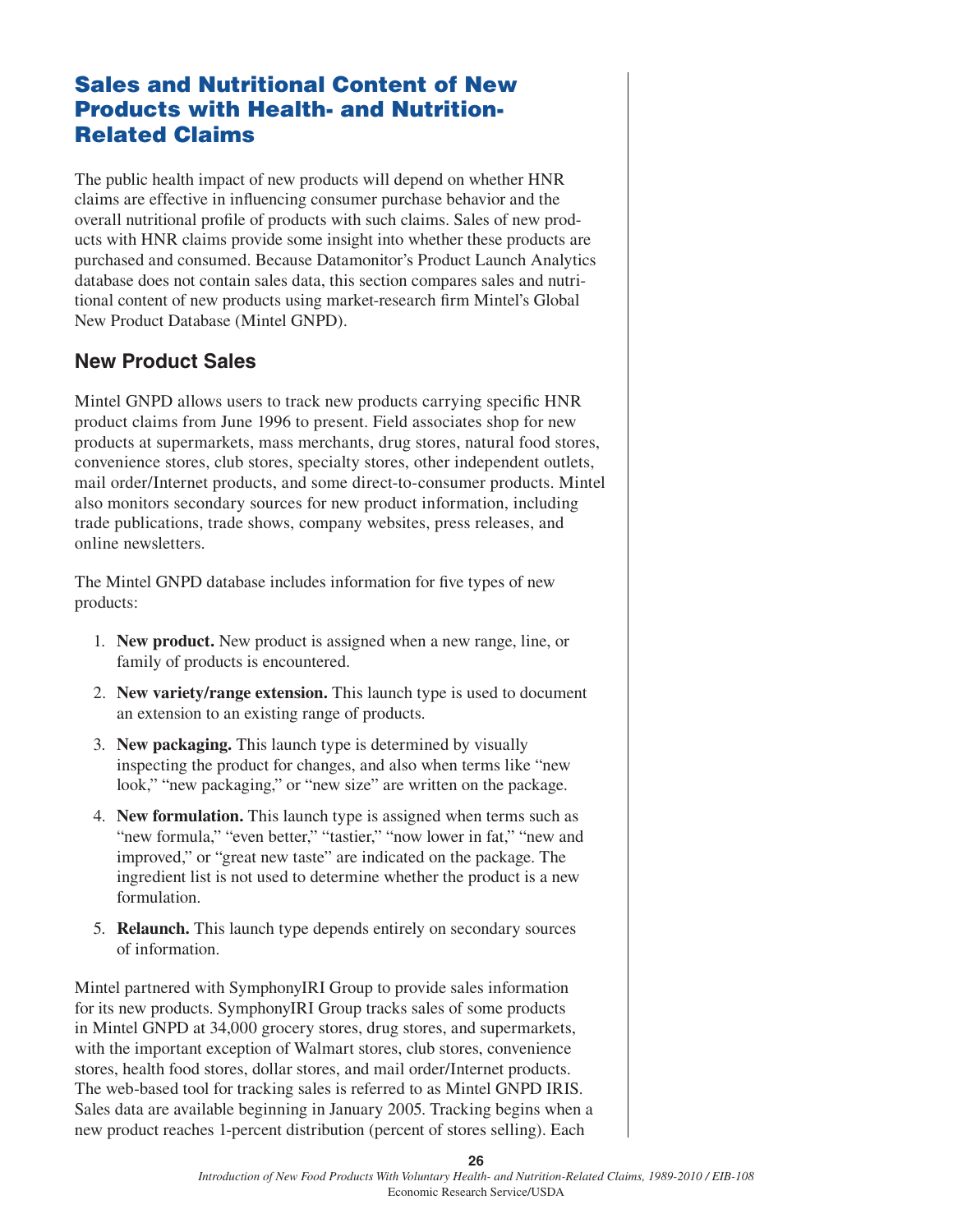## Sales and Nutritional Content of New Products with Health- and Nutrition-Related Claims

The public health impact of new products will depend on whether HNR claims are effective in influencing consumer purchase behavior and the overall nutritional profile of products with such claims. Sales of new products with HNR claims provide some insight into whether these products are purchased and consumed. Because Datamonitor's Product Launch Analytics database does not contain sales data, this section compares sales and nutritional content of new products using market-research firm Mintel's Global New Product Database (Mintel GNPD).

### New Product Sales

Mintel GNPD allows users to track new products carrying specific HNR product claims from June 1996 to present. Field associates shop for new products at supermarkets, mass merchants, drug stores, natural food stores, convenience stores, club stores, specialty stores, other independent outlets, mail order/Internet products, and some direct-to-consumer products. Mintel also monitors secondary sources for new product information, including trade publications, trade shows, company websites, press releases, and online newsletters.

The Mintel GNPD database includes information for five types of new products:

1. **New product.** New product is assigned when a new range, line, or family of products is encountered.
2. **New variety/range extension.** This launch type is used to document an extension to an existing range of products.
3. **New packaging.** This launch type is determined by visually inspecting the product for changes, and also when terms like "new look," "new packaging," or "new size" are written on the package.
4. **New formulation.** This launch type is assigned when terms such as "new formula," "even better," "tastier," "now lower in fat," "new and improved," or "great new taste" are indicated on the package. The ingredient list is not used to determine whether the product is a new formulation.
5. **Relaunch.** This launch type depends entirely on secondary sources of information.

Mintel partnered with SymphonyIRI Group to provide sales information for its new products. SymphonyIRI Group tracks sales of some products in Mintel GNPD at 34,000 grocery stores, drug stores, and supermarkets, with the important exception of Walmart stores, club stores, convenience stores, health food stores, dollar stores, and mail order/Internet products. The web-based tool for tracking sales is referred to as Mintel GNPD IRIS. Sales data are available beginning in January 2005. Tracking begins when a new product reaches 1-percent distribution (percent of stores selling). Each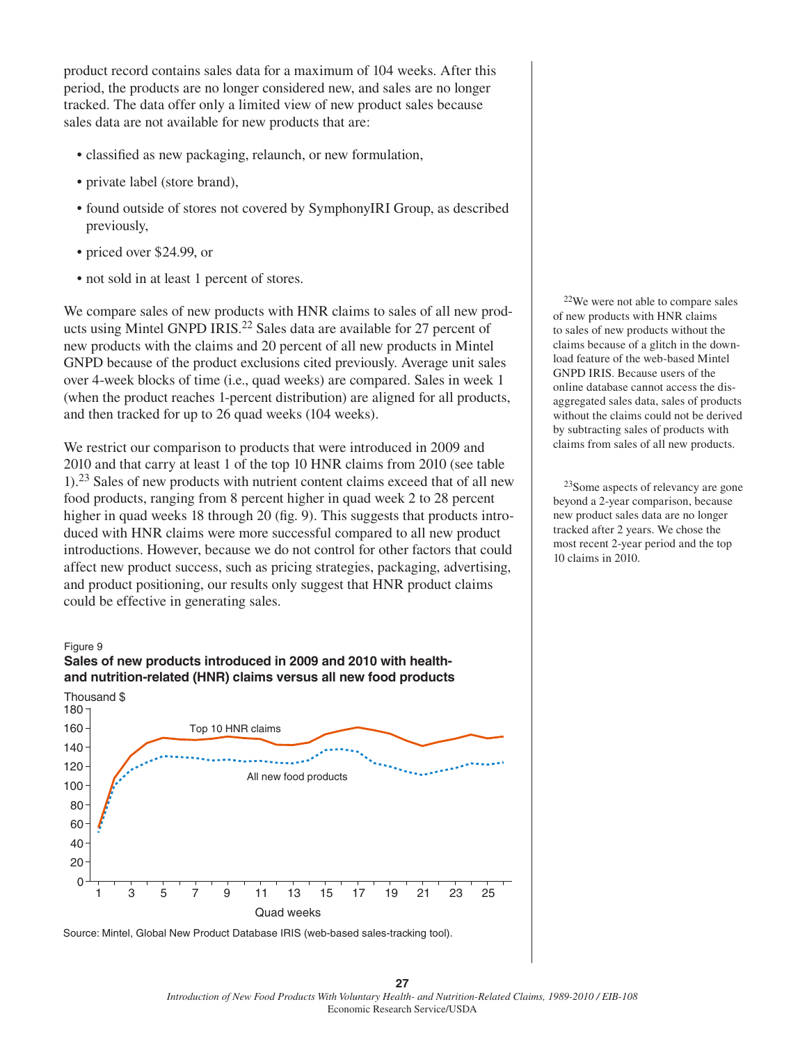product record contains sales data for a maximum of 104 weeks. After this period, the products are no longer considered new, and sales are no longer tracked. The data offer only a limited view of new product sales because sales data are not available for new products that are:

- classified as new packaging, relaunch, or new formulation,
- private label (store brand),
- found outside of stores not covered by SymphonyIRI Group, as described previously,
- priced over $24.99, or
- not sold in at least 1 percent of stores.

We compare sales of new products with HNR claims to sales of all new products using Mintel GNPD IRIS.[22] Sales data are available for 27 percent of new products with the claims and 20 percent of all new products in Mintel GNPD because of the product exclusions cited previously. Average unit sales over 4-week blocks of time (i.e., quad weeks) are compared. Sales in week 1 (when the product reaches 1-percent distribution) are aligned for all products, and then tracked for up to 26 quad weeks (104 weeks).

We restrict our comparison to products that were introduced in 2009 and 2010 and that carry at least 1 of the top 10 HNR claims from 2010 (see table 1).[23] Sales of new products with nutrient content claims exceed that of all new food products, ranging from 8 percent higher in quad week 2 to 28 percent higher in quad weeks 18 through 20 (fig. 9). This suggests that products introduced with HNR claims were more successful compared to all new product introductions. However, because we do not control for other factors that could affect new product success, such as pricing strategies, packaging, advertising, and product positioning, our results only suggest that HNR product claims could be effective in generating sales.

[22]We were not able to compare sales of new products with HNR claims to sales of new products without the claims because of a glitch in the download feature of the web-based Mintel GNPD IRIS. Because users of the online database cannot access the disaggregated sales data, sales of products without the claims could not be derived by subtracting sales of products with claims from sales of all new products.

[23]Some aspects of relevancy are gone beyond a 2-year comparison, because new product sales data are no longer tracked after 2 years. We chose the most recent 2-year period and the top 10 claims in 2010.

Figure 9

**Sales of new products introduced in 2009 and 2010 with health- and nutrition-related (HNR) claims versus all new food products**

Thousand $

Top 10 HNR claims

All new food products

Quad weeks

Source: Mintel, Global New Product Database IRIS (web-based sales-tracking tool).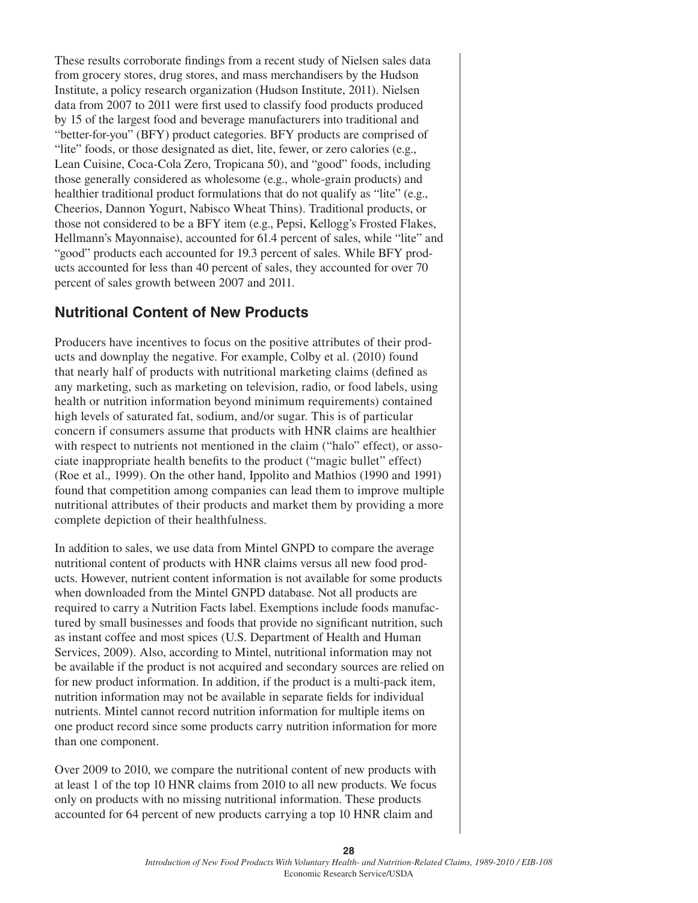These results corroborate findings from a recent study of Nielsen sales data from grocery stores, drug stores, and mass merchandisers by the Hudson Institute, a policy research organization (Hudson Institute, 2011). Nielsen data from 2007 to 2011 were first used to classify food products produced by 15 of the largest food and beverage manufacturers into traditional and "better-for-you" (BFY) product categories. BFY products are comprised of "lite" foods, or those designated as diet, lite, fewer, or zero calories (e.g., Lean Cuisine, Coca-Cola Zero, Tropicana 50), and "good" foods, including those generally considered as wholesome (e.g., whole-grain products) and healthier traditional product formulations that do not qualify as "lite" (e.g., Cheerios, Dannon Yogurt, Nabisco Wheat Thins). Traditional products, or those not considered to be a BFY item (e.g., Pepsi, Kellogg's Frosted Flakes, Hellmann's Mayonnaise), accounted for 61.4 percent of sales, while "lite" and "good" products each accounted for 19.3 percent of sales. While BFY products accounted for less than 40 percent of sales, they accounted for over 70 percent of sales growth between 2007 and 2011.

## Nutritional Content of New Products

Producers have incentives to focus on the positive attributes of their products and downplay the negative. For example, Colby et al. (2010) found that nearly half of products with nutritional marketing claims (defined as any marketing, such as marketing on television, radio, or food labels, using health or nutrition information beyond minimum requirements) contained high levels of saturated fat, sodium, and/or sugar. This is of particular concern if consumers assume that products with HNR claims are healthier with respect to nutrients not mentioned in the claim ("halo" effect), or associate inappropriate health benefits to the product ("magic bullet" effect) (Roe et al., 1999). On the other hand, Ippolito and Mathios (1990 and 1991) found that competition among companies can lead them to improve multiple nutritional attributes of their products and market them by providing a more complete depiction of their healthfulness.

In addition to sales, we use data from Mintel GNPD to compare the average nutritional content of products with HNR claims versus all new food products. However, nutrient content information is not available for some products when downloaded from the Mintel GNPD database. Not all products are required to carry a Nutrition Facts label. Exemptions include foods manufactured by small businesses and foods that provide no significant nutrition, such as instant coffee and most spices (U.S. Department of Health and Human Services, 2009). Also, according to Mintel, nutritional information may not be available if the product is not acquired and secondary sources are relied on for new product information. In addition, if the product is a multi-pack item, nutrition information may not be available in separate fields for individual nutrients. Mintel cannot record nutrition information for multiple items on one product record since some products carry nutrition information for more than one component.

Over 2009 to 2010, we compare the nutritional content of new products with at least 1 of the top 10 HNR claims from 2010 to all new products. We focus only on products with no missing nutritional information. These products accounted for 64 percent of new products carrying a top 10 HNR claim and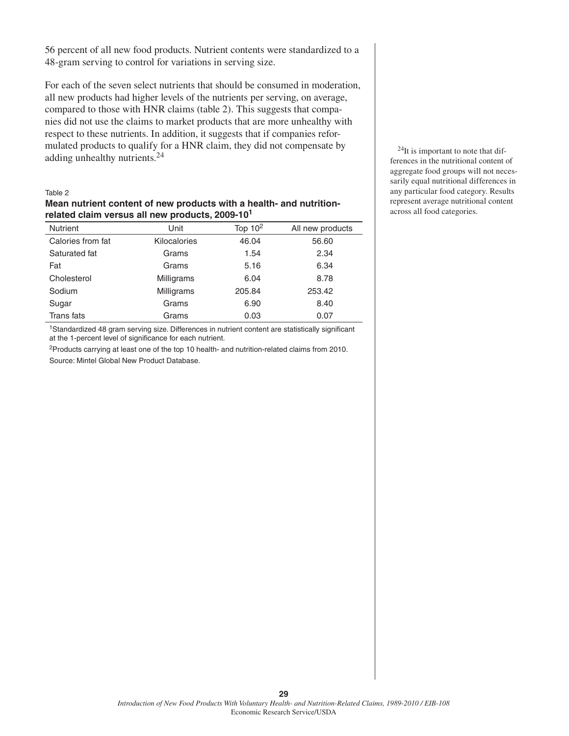56 percent of all new food products. Nutrient contents were standardized to a 48-gram serving to control for variations in serving size.

For each of the seven select nutrients that should be consumed in moderation, all new products had higher levels of the nutrients per serving, on average, compared to those with HNR claims (table 2). This suggests that companies did not use the claims to market products that are more unhealthy with respect to these nutrients. In addition, it suggests that if companies reformulated products to qualify for a HNR claim, they did not compensate by adding unhealthy nutrients.[24]

[24]It is important to note that differences in the nutritional content of aggregate food groups will not necessarily equal nutritional differences in any particular food category. Results represent average nutritional content across all food categories.

Table 2

**Mean nutrient content of new products with a health- and nutrition-related claim versus all new products, 2009-10[1]**

| Nutrient | Unit | Top 10[2] | All new products |
|---|---|---|---|
| Calories from fat | Kilocalories | 46.04 | 56.60 |
| Saturated fat | Grams | 1.54 | 2.34 |
| Fat | Grams | 5.16 | 6.34 |
| Cholesterol | Milligrams | 6.04 | 8.78 |
| Sodium | Milligrams | 205.84 | 253.42 |
| Sugar | Grams | 6.90 | 8.40 |
| Trans fats | Grams | 0.03 | 0.07 |

[1]Standardized 48 gram serving size. Differences in nutrient content are statistically significant at the 1-percent level of significance for each nutrient.

[2]Products carrying at least one of the top 10 health- and nutrition-related claims from 2010.

Source: Mintel Global New Product Database.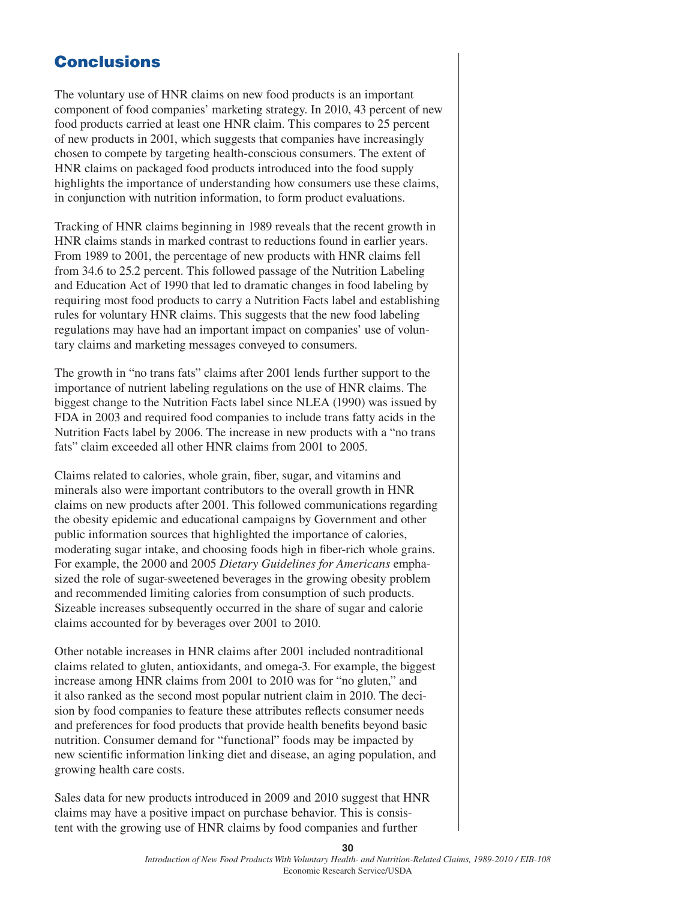## Conclusions

The voluntary use of HNR claims on new food products is an important component of food companies' marketing strategy. In 2010, 43 percent of new food products carried at least one HNR claim. This compares to 25 percent of new products in 2001, which suggests that companies have increasingly chosen to compete by targeting health-conscious consumers. The extent of HNR claims on packaged food products introduced into the food supply highlights the importance of understanding how consumers use these claims, in conjunction with nutrition information, to form product evaluations.

Tracking of HNR claims beginning in 1989 reveals that the recent growth in HNR claims stands in marked contrast to reductions found in earlier years. From 1989 to 2001, the percentage of new products with HNR claims fell from 34.6 to 25.2 percent. This followed passage of the Nutrition Labeling and Education Act of 1990 that led to dramatic changes in food labeling by requiring most food products to carry a Nutrition Facts label and establishing rules for voluntary HNR claims. This suggests that the new food labeling regulations may have had an important impact on companies' use of voluntary claims and marketing messages conveyed to consumers.

The growth in "no trans fats" claims after 2001 lends further support to the importance of nutrient labeling regulations on the use of HNR claims. The biggest change to the Nutrition Facts label since NLEA (1990) was issued by FDA in 2003 and required food companies to include trans fatty acids in the Nutrition Facts label by 2006. The increase in new products with a "no trans fats" claim exceeded all other HNR claims from 2001 to 2005.

Claims related to calories, whole grain, fiber, sugar, and vitamins and minerals also were important contributors to the overall growth in HNR claims on new products after 2001. This followed communications regarding the obesity epidemic and educational campaigns by Government and other public information sources that highlighted the importance of calories, moderating sugar intake, and choosing foods high in fiber-rich whole grains. For example, the 2000 and 2005 *Dietary Guidelines for Americans* emphasized the role of sugar-sweetened beverages in the growing obesity problem and recommended limiting calories from consumption of such products. Sizeable increases subsequently occurred in the share of sugar and calorie claims accounted for by beverages over 2001 to 2010.

Other notable increases in HNR claims after 2001 included nontraditional claims related to gluten, antioxidants, and omega-3. For example, the biggest increase among HNR claims from 2001 to 2010 was for "no gluten," and it also ranked as the second most popular nutrient claim in 2010. The decision by food companies to feature these attributes reflects consumer needs and preferences for food products that provide health benefits beyond basic nutrition. Consumer demand for "functional" foods may be impacted by new scientific information linking diet and disease, an aging population, and growing health care costs.

Sales data for new products introduced in 2009 and 2010 suggest that HNR claims may have a positive impact on purchase behavior. This is consistent with the growing use of HNR claims by food companies and further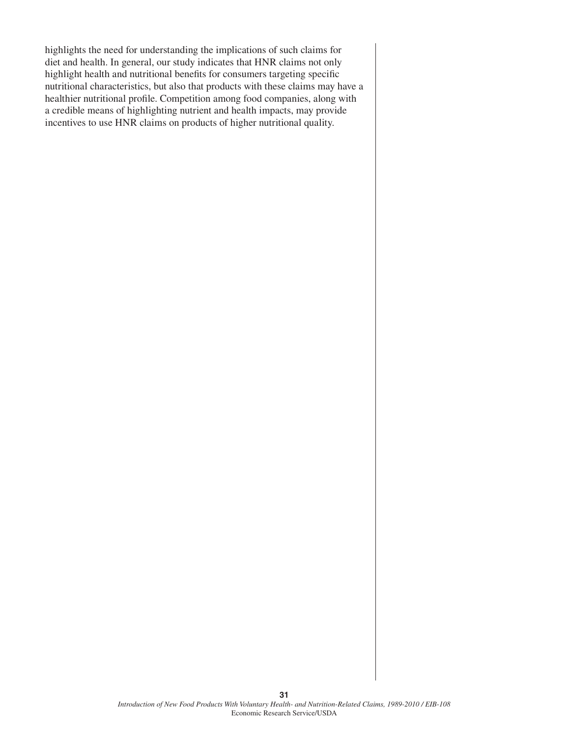highlights the need for understanding the implications of such claims for diet and health. In general, our study indicates that HNR claims not only highlight health and nutritional benefits for consumers targeting specific nutritional characteristics, but also that products with these claims may have a healthier nutritional profile. Competition among food companies, along with a credible means of highlighting nutrient and health impacts, may provide incentives to use HNR claims on products of higher nutritional quality.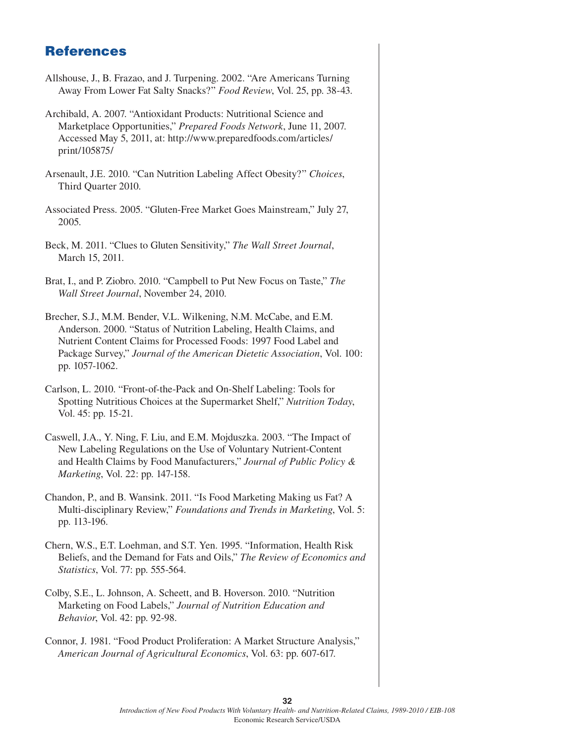## References

Allshouse, J., B. Frazao, and J. Turpening. 2002. "Are Americans Turning Away From Lower Fat Salty Snacks?" *Food Review*, Vol. 25, pp. 38-43.

Archibald, A. 2007. "Antioxidant Products: Nutritional Science and Marketplace Opportunities," *Prepared Foods Network*, June 11, 2007. Accessed May 5, 2011, at: http://www.preparedfoods.com/articles/print/105875/

Arsenault, J.E. 2010. "Can Nutrition Labeling Affect Obesity?" *Choices*, Third Quarter 2010.

Associated Press. 2005. "Gluten-Free Market Goes Mainstream," July 27, 2005.

Beck, M. 2011. "Clues to Gluten Sensitivity," *The Wall Street Journal*, March 15, 2011.

Brat, I., and P. Ziobro. 2010. "Campbell to Put New Focus on Taste," *The Wall Street Journal*, November 24, 2010.

Brecher, S.J., M.M. Bender, V.L. Wilkening, N.M. McCabe, and E.M. Anderson. 2000. "Status of Nutrition Labeling, Health Claims, and Nutrient Content Claims for Processed Foods: 1997 Food Label and Package Survey," *Journal of the American Dietetic Association*, Vol. 100: pp. 1057-1062.

Carlson, L. 2010. "Front-of-the-Pack and On-Shelf Labeling: Tools for Spotting Nutritious Choices at the Supermarket Shelf," *Nutrition Today*, Vol. 45: pp. 15-21.

Caswell, J.A., Y. Ning, F. Liu, and E.M. Mojduszka. 2003. "The Impact of New Labeling Regulations on the Use of Voluntary Nutrient-Content and Health Claims by Food Manufacturers," *Journal of Public Policy & Marketing*, Vol. 22: pp. 147-158.

Chandon, P., and B. Wansink. 2011. "Is Food Marketing Making us Fat? A Multi-disciplinary Review," *Foundations and Trends in Marketing*, Vol. 5: pp. 113-196.

Chern, W.S., E.T. Loehman, and S.T. Yen. 1995. "Information, Health Risk Beliefs, and the Demand for Fats and Oils," *The Review of Economics and Statistics*, Vol. 77: pp. 555-564.

Colby, S.E., L. Johnson, A. Scheett, and B. Hoverson. 2010. "Nutrition Marketing on Food Labels," *Journal of Nutrition Education and Behavior*, Vol. 42: pp. 92-98.

Connor, J. 1981. "Food Product Proliferation: A Market Structure Analysis," *American Journal of Agricultural Economics*, Vol. 63: pp. 607-617.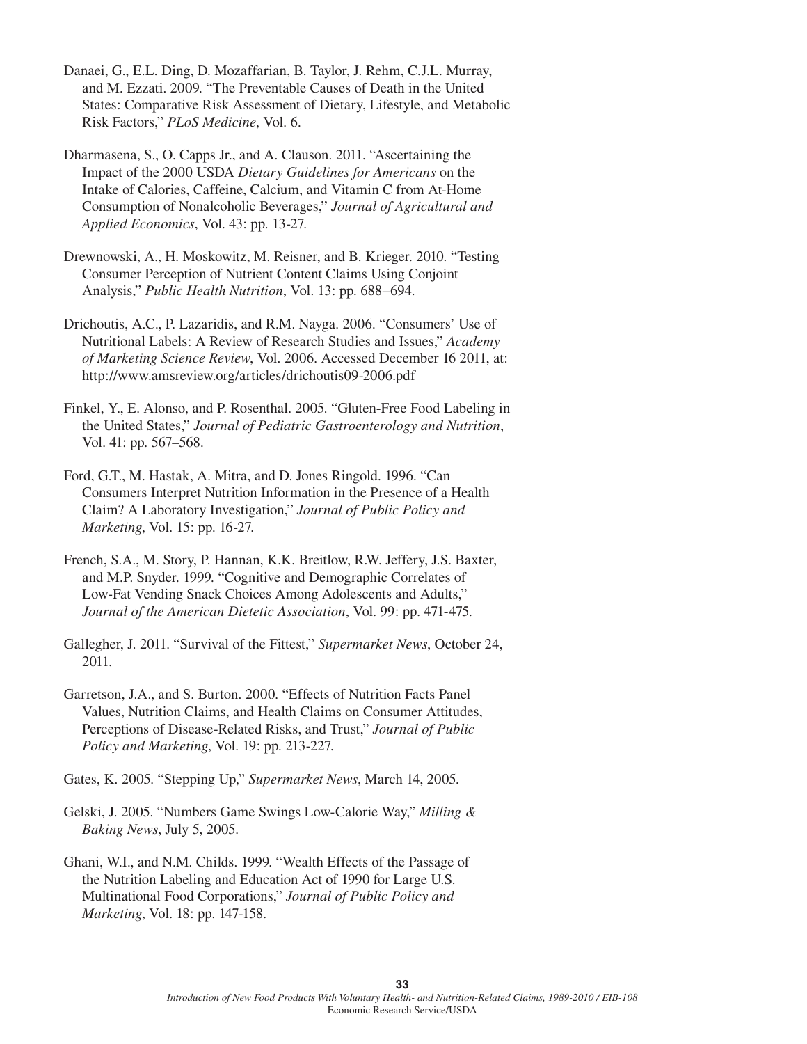Danaei, G., E.L. Ding, D. Mozaffarian, B. Taylor, J. Rehm, C.J.L. Murray, and M. Ezzati. 2009. "The Preventable Causes of Death in the United States: Comparative Risk Assessment of Dietary, Lifestyle, and Metabolic Risk Factors," *PLoS Medicine*, Vol. 6.

Dharmasena, S., O. Capps Jr., and A. Clauson. 2011. "Ascertaining the Impact of the 2000 USDA *Dietary Guidelines for Americans* on the Intake of Calories, Caffeine, Calcium, and Vitamin C from At-Home Consumption of Nonalcoholic Beverages," *Journal of Agricultural and Applied Economics*, Vol. 43: pp. 13-27.

Drewnowski, A., H. Moskowitz, M. Reisner, and B. Krieger. 2010. "Testing Consumer Perception of Nutrient Content Claims Using Conjoint Analysis," *Public Health Nutrition*, Vol. 13: pp. 688–694.

Drichoutis, A.C., P. Lazaridis, and R.M. Nayga. 2006. "Consumers' Use of Nutritional Labels: A Review of Research Studies and Issues," *Academy of Marketing Science Review*, Vol. 2006. Accessed December 16 2011, at: http://www.amsreview.org/articles/drichoutis09-2006.pdf

Finkel, Y., E. Alonso, and P. Rosenthal. 2005. "Gluten-Free Food Labeling in the United States," *Journal of Pediatric Gastroenterology and Nutrition*, Vol. 41: pp. 567–568.

Ford, G.T., M. Hastak, A. Mitra, and D. Jones Ringold. 1996. "Can Consumers Interpret Nutrition Information in the Presence of a Health Claim? A Laboratory Investigation," *Journal of Public Policy and Marketing*, Vol. 15: pp. 16-27.

French, S.A., M. Story, P. Hannan, K.K. Breitlow, R.W. Jeffery, J.S. Baxter, and M.P. Snyder. 1999. "Cognitive and Demographic Correlates of Low-Fat Vending Snack Choices Among Adolescents and Adults," *Journal of the American Dietetic Association*, Vol. 99: pp. 471-475.

Gallegher, J. 2011. "Survival of the Fittest," *Supermarket News*, October 24, 2011.

Garretson, J.A., and S. Burton. 2000. "Effects of Nutrition Facts Panel Values, Nutrition Claims, and Health Claims on Consumer Attitudes, Perceptions of Disease-Related Risks, and Trust," *Journal of Public Policy and Marketing*, Vol. 19: pp. 213-227.

Gates, K. 2005. "Stepping Up," *Supermarket News*, March 14, 2005.

Gelski, J. 2005. "Numbers Game Swings Low-Calorie Way," *Milling & Baking News*, July 5, 2005.

Ghani, W.I., and N.M. Childs. 1999. "Wealth Effects of the Passage of the Nutrition Labeling and Education Act of 1990 for Large U.S. Multinational Food Corporations," *Journal of Public Policy and Marketing*, Vol. 18: pp. 147-158.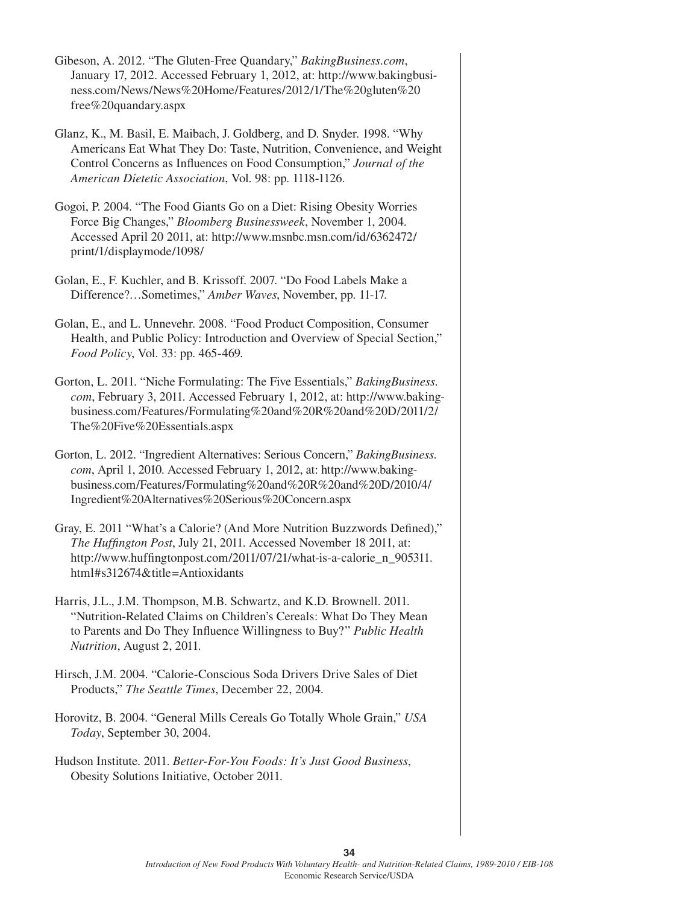Gibeson, A. 2012. "The Gluten-Free Quandary," *BakingBusiness.com*, January 17, 2012. Accessed February 1, 2012, at: http://www.bakingbusiness.com/News/News%20Home/Features/2012/1/The%20gluten%20free%20quandary.aspx

Glanz, K., M. Basil, E. Maibach, J. Goldberg, and D. Snyder. 1998. "Why Americans Eat What They Do: Taste, Nutrition, Convenience, and Weight Control Concerns as Influences on Food Consumption," *Journal of the American Dietetic Association*, Vol. 98: pp. 1118-1126.

Gogoi, P. 2004. "The Food Giants Go on a Diet: Rising Obesity Worries Force Big Changes," *Bloomberg Businessweek*, November 1, 2004. Accessed April 20 2011, at: http://www.msnbc.msn.com/id/6362472/print/1/displaymode/1098/

Golan, E., F. Kuchler, and B. Krissoff. 2007. "Do Food Labels Make a Difference?…Sometimes," *Amber Waves*, November, pp. 11-17.

Golan, E., and L. Unnevehr. 2008. "Food Product Composition, Consumer Health, and Public Policy: Introduction and Overview of Special Section," *Food Policy*, Vol. 33: pp. 465-469.

Gorton, L. 2011. "Niche Formulating: The Five Essentials," *BakingBusiness.com*, February 3, 2011. Accessed February 1, 2012, at: http://www.bakingbusiness.com/Features/Formulating%20and%20R%20and%20D/2011/2/The%20Five%20Essentials.aspx

Gorton, L. 2012. "Ingredient Alternatives: Serious Concern," *BakingBusiness.com*, April 1, 2010. Accessed February 1, 2012, at: http://www.bakingbusiness.com/Features/Formulating%20and%20R%20and%20D/2010/4/Ingredient%20Alternatives%20Serious%20Concern.aspx

Gray, E. 2011 "What's a Calorie? (And More Nutrition Buzzwords Defined)," *The Huffington Post*, July 21, 2011. Accessed November 18 2011, at: http://www.huffingtonpost.com/2011/07/21/what-is-a-calorie_n_905311.html#s312674&title=Antioxidants

Harris, J.L., J.M. Thompson, M.B. Schwartz, and K.D. Brownell. 2011. "Nutrition-Related Claims on Children's Cereals: What Do They Mean to Parents and Do They Influence Willingness to Buy?" *Public Health Nutrition*, August 2, 2011.

Hirsch, J.M. 2004. "Calorie-Conscious Soda Drivers Drive Sales of Diet Products," *The Seattle Times*, December 22, 2004.

Horovitz, B. 2004. "General Mills Cereals Go Totally Whole Grain," *USA Today*, September 30, 2004.

Hudson Institute. 2011. *Better-For-You Foods: It's Just Good Business*, Obesity Solutions Initiative, October 2011.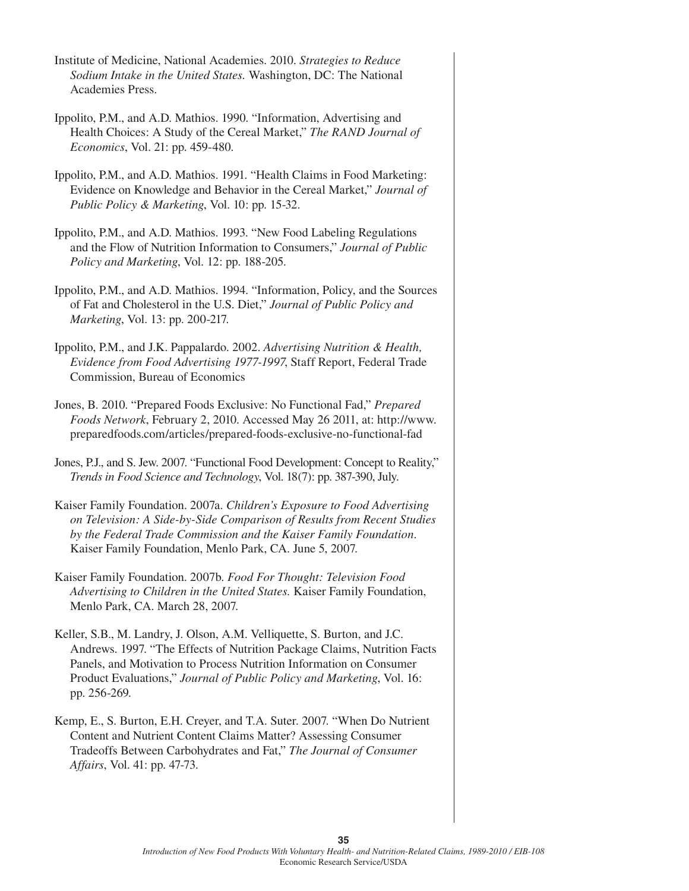Institute of Medicine, National Academies. 2010. *Strategies to Reduce Sodium Intake in the United States.* Washington, DC: The National Academies Press.

Ippolito, P.M., and A.D. Mathios. 1990. "Information, Advertising and Health Choices: A Study of the Cereal Market," *The RAND Journal of Economics*, Vol. 21: pp. 459-480.

Ippolito, P.M., and A.D. Mathios. 1991. "Health Claims in Food Marketing: Evidence on Knowledge and Behavior in the Cereal Market," *Journal of Public Policy & Marketing*, Vol. 10: pp. 15-32.

Ippolito, P.M., and A.D. Mathios. 1993. "New Food Labeling Regulations and the Flow of Nutrition Information to Consumers," *Journal of Public Policy and Marketing*, Vol. 12: pp. 188-205.

Ippolito, P.M., and A.D. Mathios. 1994. "Information, Policy, and the Sources of Fat and Cholesterol in the U.S. Diet," *Journal of Public Policy and Marketing*, Vol. 13: pp. 200-217.

Ippolito, P.M., and J.K. Pappalardo. 2002. *Advertising Nutrition & Health, Evidence from Food Advertising 1977-1997*, Staff Report, Federal Trade Commission, Bureau of Economics

Jones, B. 2010. "Prepared Foods Exclusive: No Functional Fad," *Prepared Foods Network*, February 2, 2010. Accessed May 26 2011, at: http://www.preparedfoods.com/articles/prepared-foods-exclusive-no-functional-fad

Jones, P.J., and S. Jew. 2007. "Functional Food Development: Concept to Reality," *Trends in Food Science and Technology*, Vol. 18(7): pp. 387-390, July.

Kaiser Family Foundation. 2007a. *Children's Exposure to Food Advertising on Television: A Side-by-Side Comparison of Results from Recent Studies by the Federal Trade Commission and the Kaiser Family Foundation*. Kaiser Family Foundation, Menlo Park, CA. June 5, 2007.

Kaiser Family Foundation. 2007b. *Food For Thought: Television Food Advertising to Children in the United States.* Kaiser Family Foundation, Menlo Park, CA. March 28, 2007.

Keller, S.B., M. Landry, J. Olson, A.M. Velliquette, S. Burton, and J.C. Andrews. 1997. "The Effects of Nutrition Package Claims, Nutrition Facts Panels, and Motivation to Process Nutrition Information on Consumer Product Evaluations," *Journal of Public Policy and Marketing*, Vol. 16: pp. 256-269.

Kemp, E., S. Burton, E.H. Creyer, and T.A. Suter. 2007. "When Do Nutrient Content and Nutrient Content Claims Matter? Assessing Consumer Tradeoffs Between Carbohydrates and Fat," *The Journal of Consumer Affairs*, Vol. 41: pp. 47-73.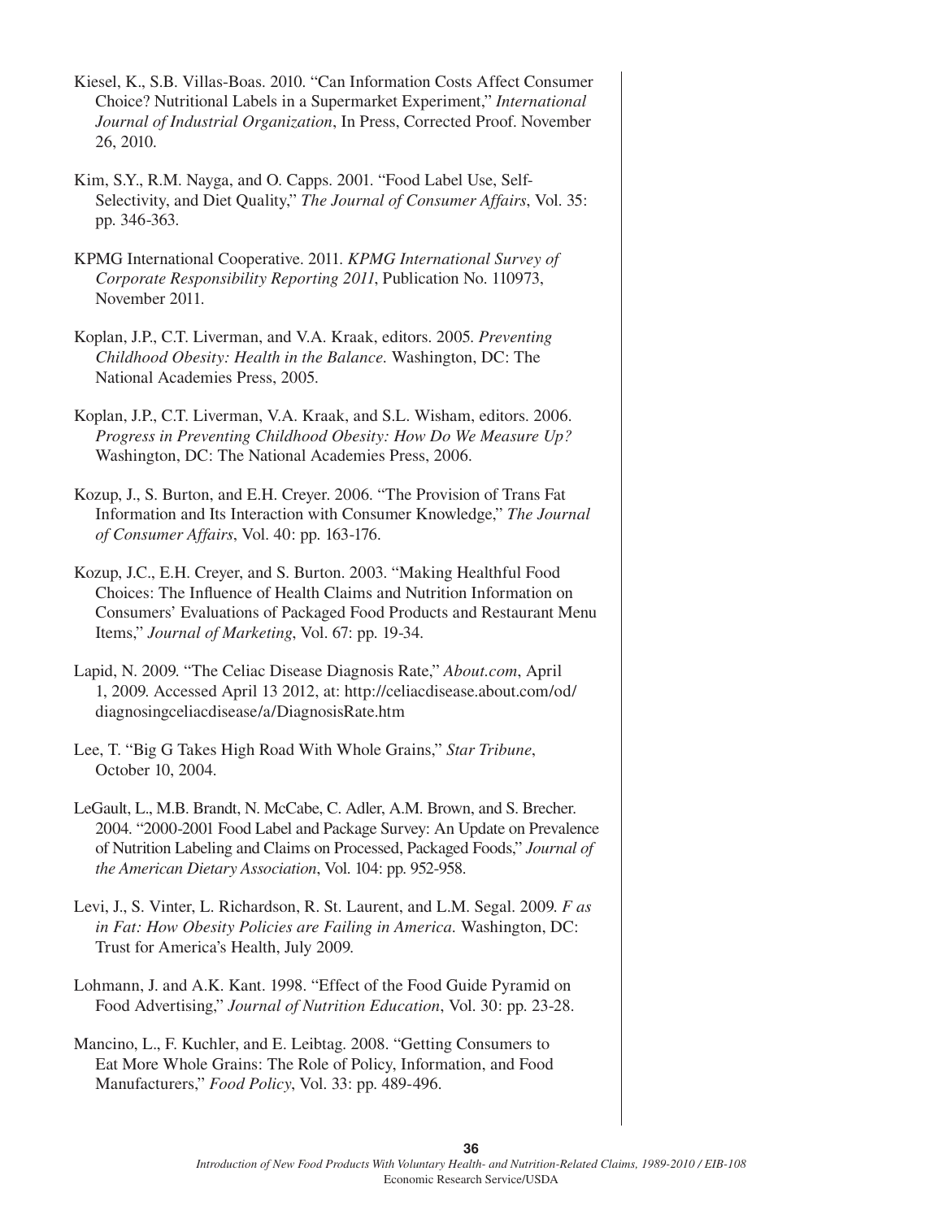Kiesel, K., S.B. Villas-Boas. 2010. "Can Information Costs Affect Consumer Choice? Nutritional Labels in a Supermarket Experiment," *International Journal of Industrial Organization*, In Press, Corrected Proof. November 26, 2010.

Kim, S.Y., R.M. Nayga, and O. Capps. 2001. "Food Label Use, Self-Selectivity, and Diet Quality," *The Journal of Consumer Affairs*, Vol. 35: pp. 346-363.

KPMG International Cooperative. 2011. *KPMG International Survey of Corporate Responsibility Reporting 2011*, Publication No. 110973, November 2011.

Koplan, J.P., C.T. Liverman, and V.A. Kraak, editors. 2005. *Preventing Childhood Obesity: Health in the Balance*. Washington, DC: The National Academies Press, 2005.

Koplan, J.P., C.T. Liverman, V.A. Kraak, and S.L. Wisham, editors. 2006. *Progress in Preventing Childhood Obesity: How Do We Measure Up?* Washington, DC: The National Academies Press, 2006.

Kozup, J., S. Burton, and E.H. Creyer. 2006. "The Provision of Trans Fat Information and Its Interaction with Consumer Knowledge," *The Journal of Consumer Affairs*, Vol. 40: pp. 163-176.

Kozup, J.C., E.H. Creyer, and S. Burton. 2003. "Making Healthful Food Choices: The Influence of Health Claims and Nutrition Information on Consumers' Evaluations of Packaged Food Products and Restaurant Menu Items," *Journal of Marketing*, Vol. 67: pp. 19-34.

Lapid, N. 2009. "The Celiac Disease Diagnosis Rate," *About.com*, April 1, 2009. Accessed April 13 2012, at: http://celiacdisease.about.com/od/diagnosingceliacdisease/a/DiagnosisRate.htm

Lee, T. "Big G Takes High Road With Whole Grains," *Star Tribune*, October 10, 2004.

LeGault, L., M.B. Brandt, N. McCabe, C. Adler, A.M. Brown, and S. Brecher. 2004. "2000-2001 Food Label and Package Survey: An Update on Prevalence of Nutrition Labeling and Claims on Processed, Packaged Foods," *Journal of the American Dietary Association*, Vol. 104: pp. 952-958.

Levi, J., S. Vinter, L. Richardson, R. St. Laurent, and L.M. Segal. 2009. *F as in Fat: How Obesity Policies are Failing in America.* Washington, DC: Trust for America's Health, July 2009.

Lohmann, J. and A.K. Kant. 1998. "Effect of the Food Guide Pyramid on Food Advertising," *Journal of Nutrition Education*, Vol. 30: pp. 23-28.

Mancino, L., F. Kuchler, and E. Leibtag. 2008. "Getting Consumers to Eat More Whole Grains: The Role of Policy, Information, and Food Manufacturers," *Food Policy*, Vol. 33: pp. 489-496.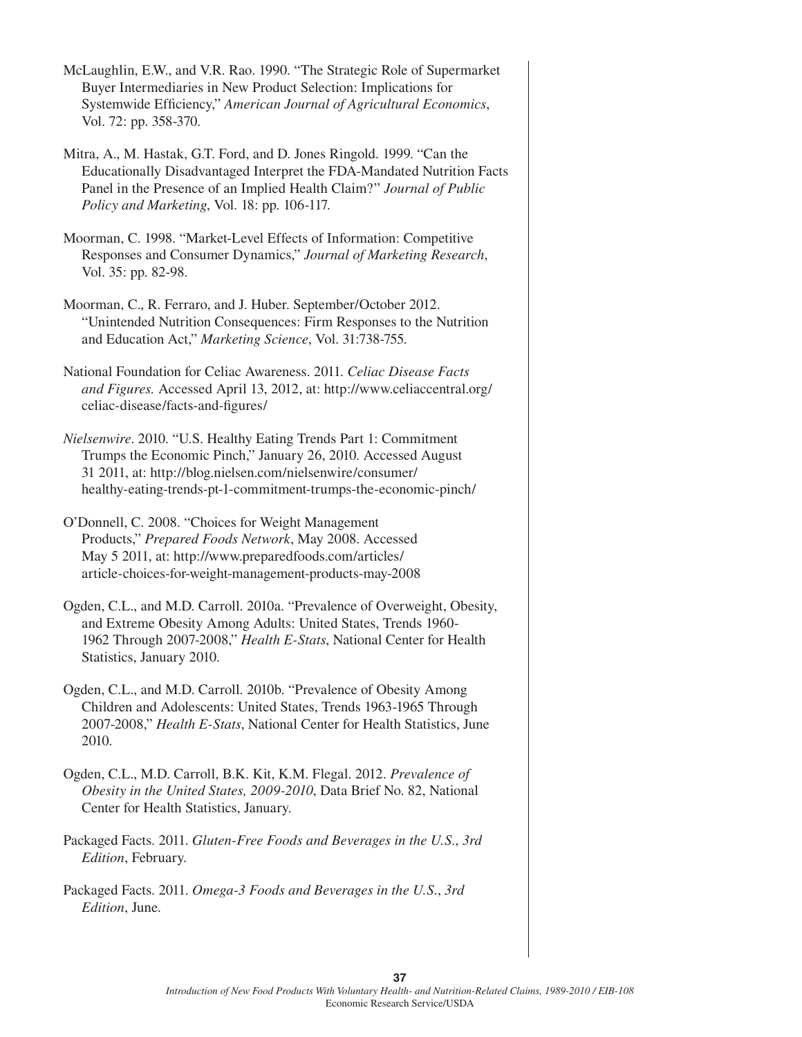McLaughlin, E.W., and V.R. Rao. 1990. "The Strategic Role of Supermarket Buyer Intermediaries in New Product Selection: Implications for Systemwide Efficiency," *American Journal of Agricultural Economics*, Vol. 72: pp. 358-370.

Mitra, A., M. Hastak, G.T. Ford, and D. Jones Ringold. 1999. "Can the Educationally Disadvantaged Interpret the FDA-Mandated Nutrition Facts Panel in the Presence of an Implied Health Claim?" *Journal of Public Policy and Marketing*, Vol. 18: pp. 106-117.

Moorman, C. 1998. "Market-Level Effects of Information: Competitive Responses and Consumer Dynamics," *Journal of Marketing Research*, Vol. 35: pp. 82-98.

Moorman, C., R. Ferraro, and J. Huber. September/October 2012. "Unintended Nutrition Consequences: Firm Responses to the Nutrition and Education Act," *Marketing Science*, Vol. 31:738-755.

National Foundation for Celiac Awareness. 2011. *Celiac Disease Facts and Figures.* Accessed April 13, 2012, at: http://www.celiaccentral.org/celiac-disease/facts-and-figures/

*Nielsenwire*. 2010. "U.S. Healthy Eating Trends Part 1: Commitment Trumps the Economic Pinch," January 26, 2010. Accessed August 31 2011, at: http://blog.nielsen.com/nielsenwire/consumer/healthy-eating-trends-pt-1-commitment-trumps-the-economic-pinch/

O'Donnell, C. 2008. "Choices for Weight Management Products," *Prepared Foods Network*, May 2008. Accessed May 5 2011, at: http://www.preparedfoods.com/articles/article-choices-for-weight-management-products-may-2008

Ogden, C.L., and M.D. Carroll. 2010a. "Prevalence of Overweight, Obesity, and Extreme Obesity Among Adults: United States, Trends 1960-1962 Through 2007-2008," *Health E-Stats*, National Center for Health Statistics, January 2010.

Ogden, C.L., and M.D. Carroll. 2010b. "Prevalence of Obesity Among Children and Adolescents: United States, Trends 1963-1965 Through 2007-2008," *Health E-Stats*, National Center for Health Statistics, June 2010.

Ogden, C.L., M.D. Carroll, B.K. Kit, K.M. Flegal. 2012. *Prevalence of Obesity in the United States, 2009-2010*, Data Brief No. 82, National Center for Health Statistics, January.

Packaged Facts. 2011. *Gluten-Free Foods and Beverages in the U.S., 3rd Edition*, February.

Packaged Facts. 2011. *Omega-3 Foods and Beverages in the U.S., 3rd Edition*, June.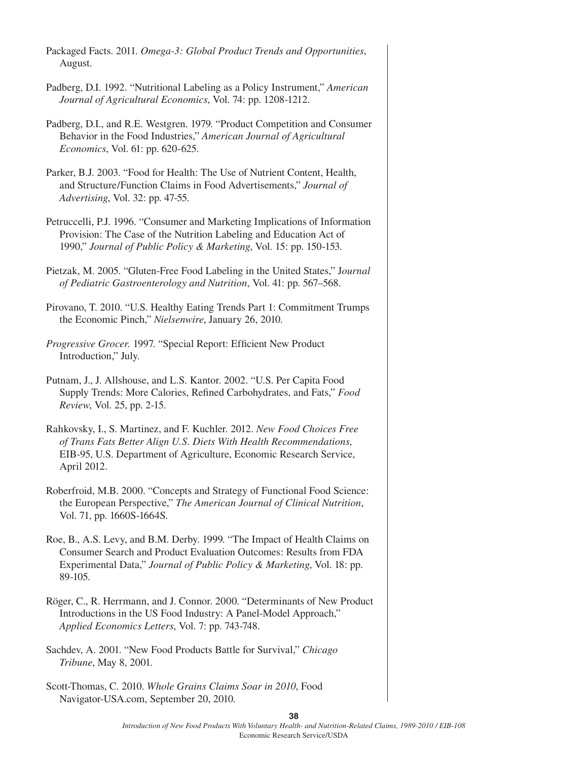Packaged Facts. 2011. *Omega-3: Global Product Trends and Opportunities*, August.

Padberg, D.I. 1992. "Nutritional Labeling as a Policy Instrument," *American Journal of Agricultural Economics*, Vol. 74: pp. 1208-1212.

Padberg, D.I., and R.E. Westgren. 1979. "Product Competition and Consumer Behavior in the Food Industries," *American Journal of Agricultural Economics*, Vol. 61: pp. 620-625.

Parker, B.J. 2003. "Food for Health: The Use of Nutrient Content, Health, and Structure/Function Claims in Food Advertisements," *Journal of Advertising*, Vol. 32: pp. 47-55.

Petruccelli, P.J. 1996. "Consumer and Marketing Implications of Information Provision: The Case of the Nutrition Labeling and Education Act of 1990," *Journal of Public Policy & Marketing*, Vol. 15: pp. 150-153.

Pietzak, M. 2005. "Gluten-Free Food Labeling in the United States," J*ournal of Pediatric Gastroenterology and Nutrition*, Vol. 41: pp. 567–568.

Pirovano, T. 2010. "U.S. Healthy Eating Trends Part 1: Commitment Trumps the Economic Pinch," *Nielsenwire*, January 26, 2010.

*Progressive Grocer.* 1997. "Special Report: Efficient New Product Introduction," July.

Putnam, J., J. Allshouse, and L.S. Kantor. 2002. "U.S. Per Capita Food Supply Trends: More Calories, Refined Carbohydrates, and Fats," *Food Review*, Vol. 25, pp. 2-15.

Rahkovsky, I., S. Martinez, and F. Kuchler. 2012. *New Food Choices Free of Trans Fats Better Align U.S. Diets With Health Recommendations*, EIB-95, U.S. Department of Agriculture, Economic Research Service, April 2012.

Roberfroid, M.B. 2000. "Concepts and Strategy of Functional Food Science: the European Perspective," *The American Journal of Clinical Nutrition*, Vol. 71, pp. 1660S-1664S.

Roe, B., A.S. Levy, and B.M. Derby. 1999. "The Impact of Health Claims on Consumer Search and Product Evaluation Outcomes: Results from FDA Experimental Data," *Journal of Public Policy & Marketing*, Vol. 18: pp. 89-105.

Röger, C., R. Herrmann, and J. Connor. 2000. "Determinants of New Product Introductions in the US Food Industry: A Panel-Model Approach," *Applied Economics Letters*, Vol. 7: pp. 743-748.

Sachdev, A. 2001. "New Food Products Battle for Survival," *Chicago Tribune*, May 8, 2001.

Scott-Thomas, C. 2010. *Whole Grains Claims Soar in 2010*, Food Navigator-USA.com, September 20, 2010.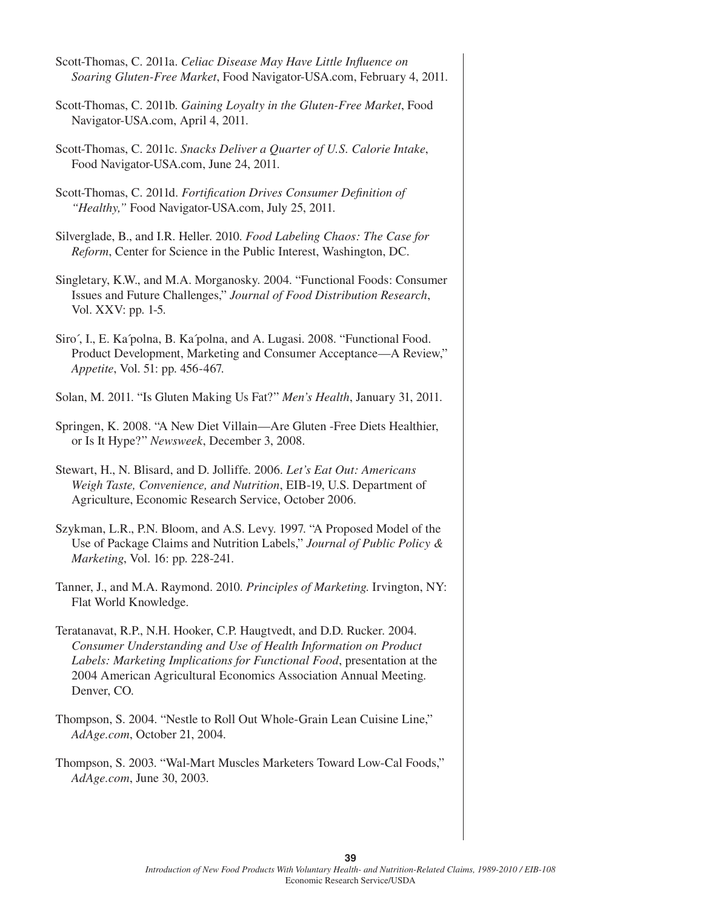Scott-Thomas, C. 2011a. *Celiac Disease May Have Little Influence on Soaring Gluten-Free Market*, Food Navigator-USA.com, February 4, 2011.

Scott-Thomas, C. 2011b. *Gaining Loyalty in the Gluten-Free Market*, Food Navigator-USA.com, April 4, 2011.

Scott-Thomas, C. 2011c. *Snacks Deliver a Quarter of U.S. Calorie Intake*, Food Navigator-USA.com, June 24, 2011.

Scott-Thomas, C. 2011d. *Fortification Drives Consumer Definition of "Healthy,"* Food Navigator-USA.com, July 25, 2011.

Silverglade, B., and I.R. Heller. 2010. *Food Labeling Chaos: The Case for Reform*, Center for Science in the Public Interest, Washington, DC.

Singletary, K.W., and M.A. Morganosky. 2004. "Functional Foods: Consumer Issues and Future Challenges," *Journal of Food Distribution Research*, Vol. XXV: pp. 1-5.

Siro´, I., E. Ka´polna, B. Ka´polna, and A. Lugasi. 2008. "Functional Food. Product Development, Marketing and Consumer Acceptance—A Review," *Appetite*, Vol. 51: pp. 456-467.

Solan, M. 2011. "Is Gluten Making Us Fat?" *Men's Health*, January 31, 2011.

Springen, K. 2008. "A New Diet Villain—Are Gluten -Free Diets Healthier, or Is It Hype?" *Newsweek*, December 3, 2008.

Stewart, H., N. Blisard, and D. Jolliffe. 2006. *Let's Eat Out: Americans Weigh Taste, Convenience, and Nutrition*, EIB-19, U.S. Department of Agriculture, Economic Research Service, October 2006.

Szykman, L.R., P.N. Bloom, and A.S. Levy. 1997. "A Proposed Model of the Use of Package Claims and Nutrition Labels," *Journal of Public Policy & Marketing*, Vol. 16: pp. 228-241.

Tanner, J., and M.A. Raymond. 2010. *Principles of Marketing*. Irvington, NY: Flat World Knowledge.

Teratanavat, R.P., N.H. Hooker, C.P. Haugtvedt, and D.D. Rucker. 2004. *Consumer Understanding and Use of Health Information on Product Labels: Marketing Implications for Functional Food*, presentation at the 2004 American Agricultural Economics Association Annual Meeting. Denver, CO.

Thompson, S. 2004. "Nestle to Roll Out Whole-Grain Lean Cuisine Line," *AdAge.com*, October 21, 2004.

Thompson, S. 2003. "Wal-Mart Muscles Marketers Toward Low-Cal Foods," *AdAge.com*, June 30, 2003.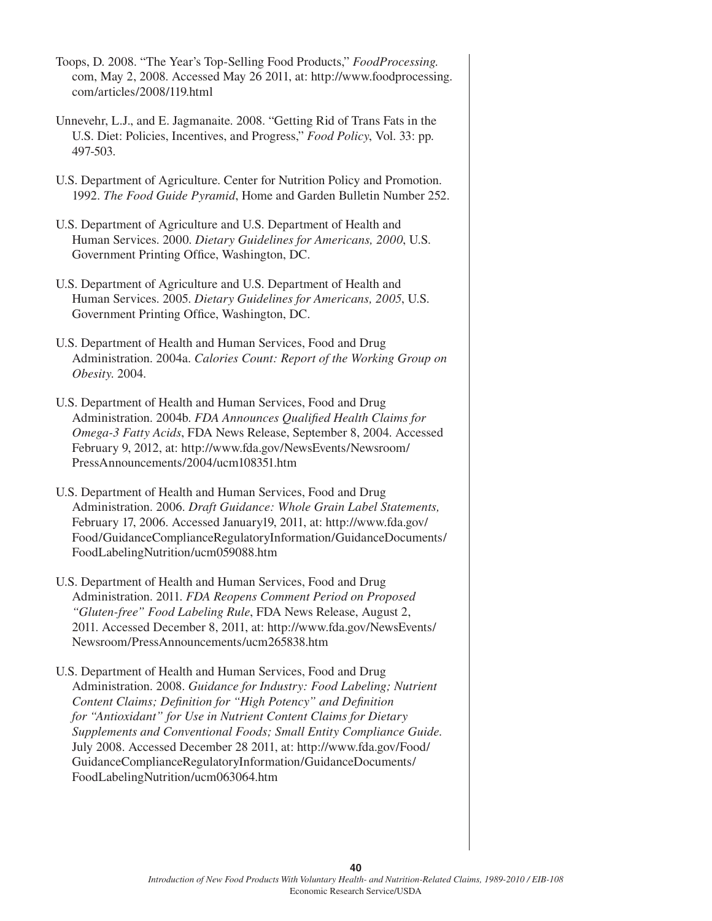Toops, D. 2008. "The Year's Top-Selling Food Products," *FoodProcessing.com*, May 2, 2008. Accessed May 26 2011, at: http://www.foodprocessing.com/articles/2008/119.html

Unnevehr, L.J., and E. Jagmanaite. 2008. "Getting Rid of Trans Fats in the U.S. Diet: Policies, Incentives, and Progress," *Food Policy*, Vol. 33: pp. 497-503.

U.S. Department of Agriculture. Center for Nutrition Policy and Promotion. 1992. *The Food Guide Pyramid*, Home and Garden Bulletin Number 252.

U.S. Department of Agriculture and U.S. Department of Health and Human Services. 2000. *Dietary Guidelines for Americans, 2000*, U.S. Government Printing Office, Washington, DC.

U.S. Department of Agriculture and U.S. Department of Health and Human Services. 2005. *Dietary Guidelines for Americans, 2005*, U.S. Government Printing Office, Washington, DC.

U.S. Department of Health and Human Services, Food and Drug Administration. 2004a. *Calories Count: Report of the Working Group on Obesity*. 2004.

U.S. Department of Health and Human Services, Food and Drug Administration. 2004b. *FDA Announces Qualified Health Claims for Omega-3 Fatty Acids*, FDA News Release, September 8, 2004. Accessed February 9, 2012, at: http://www.fda.gov/NewsEvents/Newsroom/PressAnnouncements/2004/ucm108351.htm

U.S. Department of Health and Human Services, Food and Drug Administration. 2006. *Draft Guidance: Whole Grain Label Statements,* February 17, 2006. Accessed January19, 2011, at: http://www.fda.gov/Food/GuidanceComplianceRegulatoryInformation/GuidanceDocuments/FoodLabelingNutrition/ucm059088.htm

U.S. Department of Health and Human Services, Food and Drug Administration. 2011. *FDA Reopens Comment Period on Proposed "Gluten-free" Food Labeling Rule*, FDA News Release, August 2, 2011. Accessed December 8, 2011, at: http://www.fda.gov/NewsEvents/Newsroom/PressAnnouncements/ucm265838.htm

U.S. Department of Health and Human Services, Food and Drug Administration. 2008. *Guidance for Industry: Food Labeling; Nutrient Content Claims; Definition for "High Potency" and Definition for "Antioxidant" for Use in Nutrient Content Claims for Dietary Supplements and Conventional Foods; Small Entity Compliance Guide*. July 2008. Accessed December 28 2011, at: http://www.fda.gov/Food/GuidanceComplianceRegulatoryInformation/GuidanceDocuments/FoodLabelingNutrition/ucm063064.htm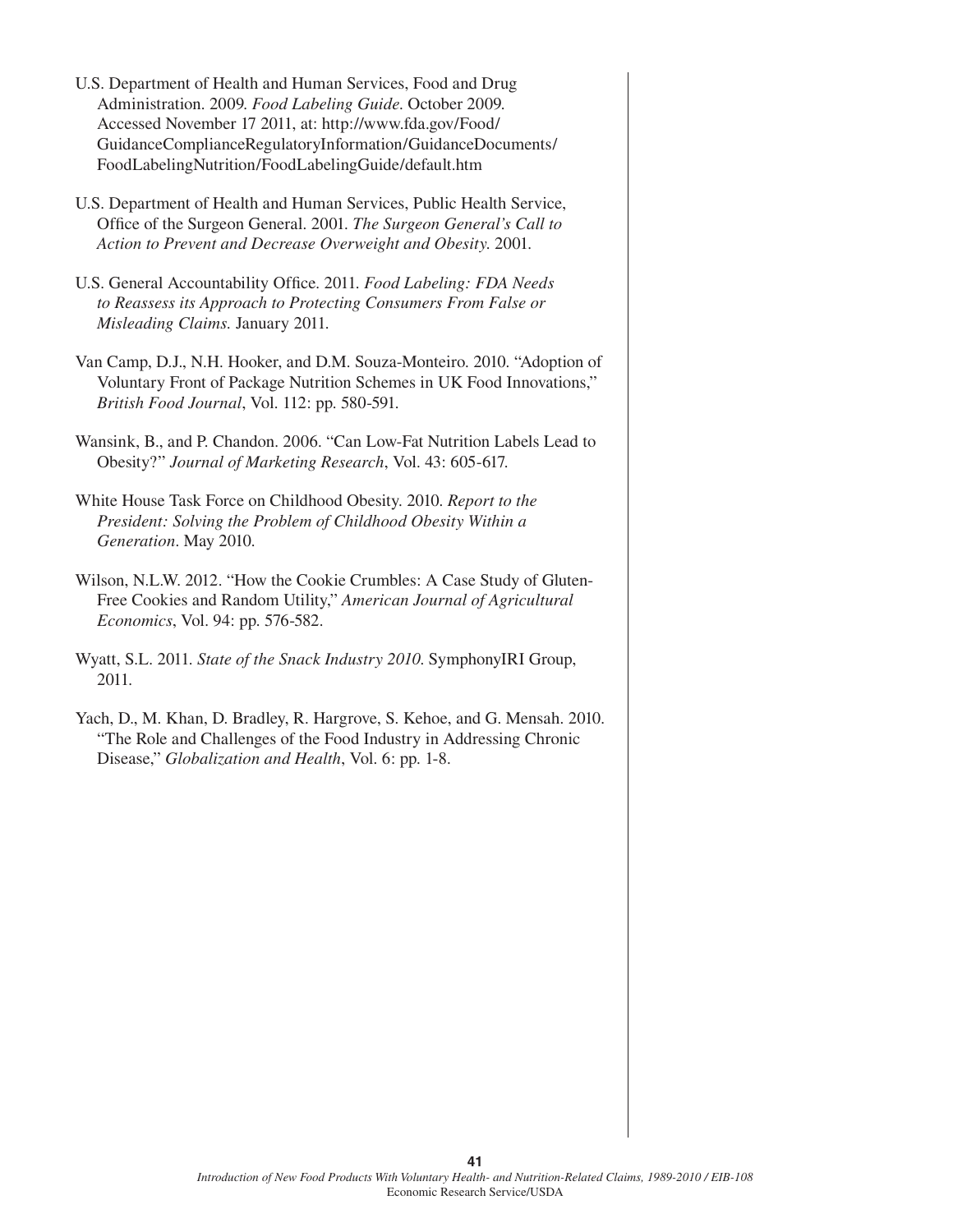U.S. Department of Health and Human Services, Food and Drug Administration. 2009. *Food Labeling Guide*. October 2009. Accessed November 17 2011, at: http://www.fda.gov/Food/GuidanceComplianceRegulatoryInformation/GuidanceDocuments/FoodLabelingNutrition/FoodLabelingGuide/default.htm

U.S. Department of Health and Human Services, Public Health Service, Office of the Surgeon General. 2001. *The Surgeon General's Call to Action to Prevent and Decrease Overweight and Obesity*. 2001.

U.S. General Accountability Office. 2011. *Food Labeling: FDA Needs to Reassess its Approach to Protecting Consumers From False or Misleading Claims*. January 2011.

Van Camp, D.J., N.H. Hooker, and D.M. Souza-Monteiro. 2010. "Adoption of Voluntary Front of Package Nutrition Schemes in UK Food Innovations," *British Food Journal*, Vol. 112: pp. 580-591.

Wansink, B., and P. Chandon. 2006. "Can Low-Fat Nutrition Labels Lead to Obesity?" *Journal of Marketing Research*, Vol. 43: 605-617.

White House Task Force on Childhood Obesity. 2010. *Report to the President: Solving the Problem of Childhood Obesity Within a Generation*. May 2010.

Wilson, N.L.W. 2012. "How the Cookie Crumbles: A Case Study of Gluten-Free Cookies and Random Utility," *American Journal of Agricultural Economics*, Vol. 94: pp. 576-582.

Wyatt, S.L. 2011. *State of the Snack Industry 2010*. SymphonyIRI Group, 2011.

Yach, D., M. Khan, D. Bradley, R. Hargrove, S. Kehoe, and G. Mensah. 2010. "The Role and Challenges of the Food Industry in Addressing Chronic Disease," *Globalization and Health*, Vol. 6: pp. 1-8.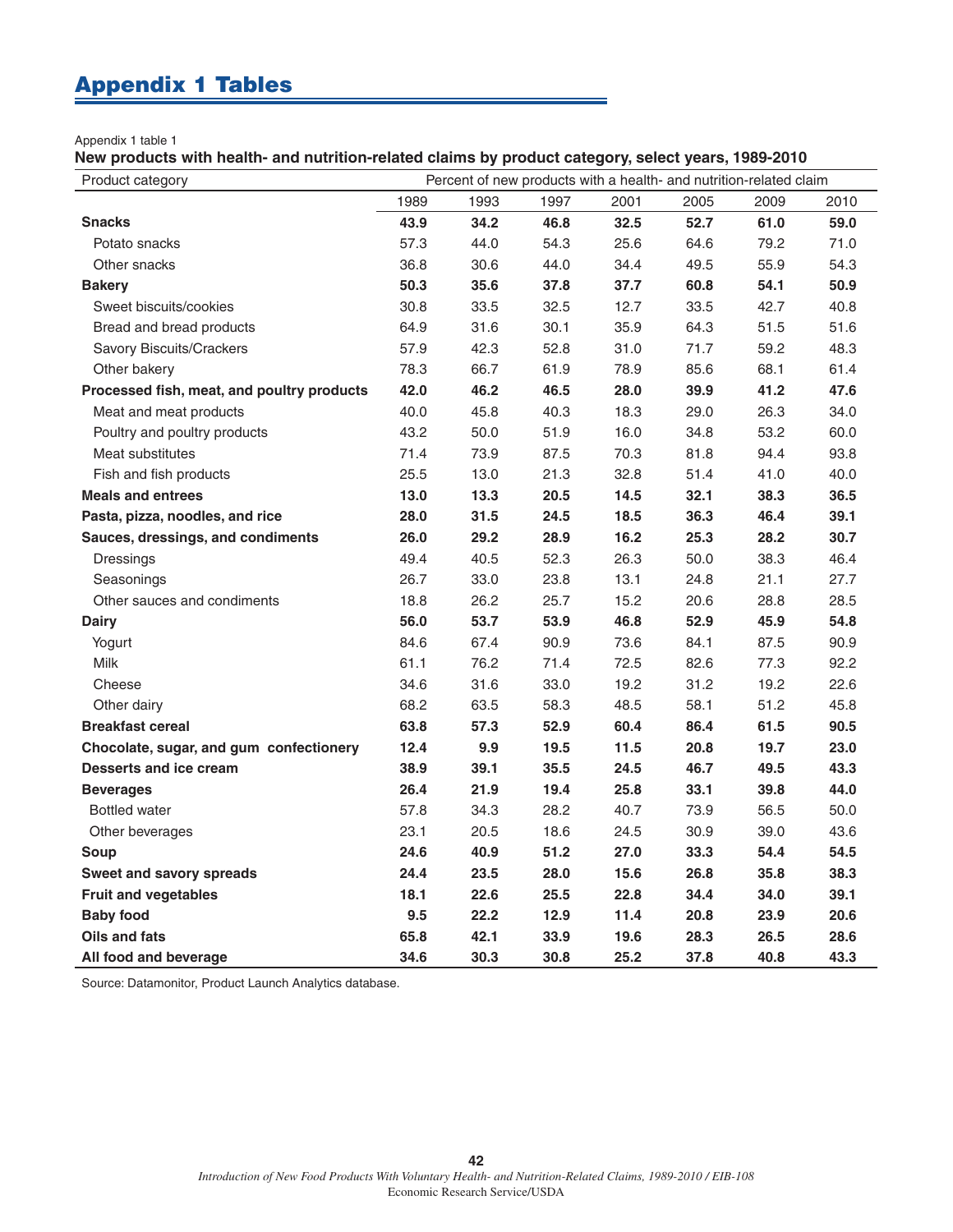# Appendix 1 Tables

Appendix 1 table 1

**New products with health- and nutrition-related claims by product category, select years, 1989-2010**

| Product category | Percent of new products with a health- and nutrition-related claim | | | | | | |
|---|---|---|---|---|---|---|---|
| | 1989 | 1993 | 1997 | 2001 | 2005 | 2009 | 2010 |
| **Snacks** | **43.9** | **34.2** | **46.8** | **32.5** | **52.7** | **61.0** | **59.0** |
| Potato snacks | 57.3 | 44.0 | 54.3 | 25.6 | 64.6 | 79.2 | 71.0 |
| Other snacks | 36.8 | 30.6 | 44.0 | 34.4 | 49.5 | 55.9 | 54.3 |
| **Bakery** | **50.3** | **35.6** | **37.8** | **37.7** | **60.8** | **54.1** | **50.9** |
| Sweet biscuits/cookies | 30.8 | 33.5 | 32.5 | 12.7 | 33.5 | 42.7 | 40.8 |
| Bread and bread products | 64.9 | 31.6 | 30.1 | 35.9 | 64.3 | 51.5 | 51.6 |
| Savory Biscuits/Crackers | 57.9 | 42.3 | 52.8 | 31.0 | 71.7 | 59.2 | 48.3 |
| Other bakery | 78.3 | 66.7 | 61.9 | 78.9 | 85.6 | 68.1 | 61.4 |
| **Processed fish, meat, and poultry products** | **42.0** | **46.2** | **46.5** | **28.0** | **39.9** | **41.2** | **47.6** |
| Meat and meat products | 40.0 | 45.8 | 40.3 | 18.3 | 29.0 | 26.3 | 34.0 |
| Poultry and poultry products | 43.2 | 50.0 | 51.9 | 16.0 | 34.8 | 53.2 | 60.0 |
| Meat substitutes | 71.4 | 73.9 | 87.5 | 70.3 | 81.8 | 94.4 | 93.8 |
| Fish and fish products | 25.5 | 13.0 | 21.3 | 32.8 | 51.4 | 41.0 | 40.0 |
| **Meals and entrees** | **13.0** | **13.3** | **20.5** | **14.5** | **32.1** | **38.3** | **36.5** |
| **Pasta, pizza, noodles, and rice** | **28.0** | **31.5** | **24.5** | **18.5** | **36.3** | **46.4** | **39.1** |
| **Sauces, dressings, and condiments** | **26.0** | **29.2** | **28.9** | **16.2** | **25.3** | **28.2** | **30.7** |
| Dressings | 49.4 | 40.5 | 52.3 | 26.3 | 50.0 | 38.3 | 46.4 |
| Seasonings | 26.7 | 33.0 | 23.8 | 13.1 | 24.8 | 21.1 | 27.7 |
| Other sauces and condiments | 18.8 | 26.2 | 25.7 | 15.2 | 20.6 | 28.8 | 28.5 |
| **Dairy** | **56.0** | **53.7** | **53.9** | **46.8** | **52.9** | **45.9** | **54.8** |
| Yogurt | 84.6 | 67.4 | 90.9 | 73.6 | 84.1 | 87.5 | 90.9 |
| Milk | 61.1 | 76.2 | 71.4 | 72.5 | 82.6 | 77.3 | 92.2 |
| Cheese | 34.6 | 31.6 | 33.0 | 19.2 | 31.2 | 19.2 | 22.6 |
| Other dairy | 68.2 | 63.5 | 58.3 | 48.5 | 58.1 | 51.2 | 45.8 |
| **Breakfast cereal** | **63.8** | **57.3** | **52.9** | **60.4** | **86.4** | **61.5** | **90.5** |
| **Chocolate, sugar, and gum confectionery** | **12.4** | **9.9** | **19.5** | **11.5** | **20.8** | **19.7** | **23.0** |
| **Desserts and ice cream** | **38.9** | **39.1** | **35.5** | **24.5** | **46.7** | **49.5** | **43.3** |
| **Beverages** | **26.4** | **21.9** | **19.4** | **25.8** | **33.1** | **39.8** | **44.0** |
| Bottled water | 57.8 | 34.3 | 28.2 | 40.7 | 73.9 | 56.5 | 50.0 |
| Other beverages | 23.1 | 20.5 | 18.6 | 24.5 | 30.9 | 39.0 | 43.6 |
| **Soup** | **24.6** | **40.9** | **51.2** | **27.0** | **33.3** | **54.4** | **54.5** |
| **Sweet and savory spreads** | **24.4** | **23.5** | **28.0** | **15.6** | **26.8** | **35.8** | **38.3** |
| **Fruit and vegetables** | **18.1** | **22.6** | **25.5** | **22.8** | **34.4** | **34.0** | **39.1** |
| **Baby food** | **9.5** | **22.2** | **12.9** | **11.4** | **20.8** | **23.9** | **20.6** |
| **Oils and fats** | **65.8** | **42.1** | **33.9** | **19.6** | **28.3** | **26.5** | **28.6** |
| **All food and beverage** | **34.6** | **30.3** | **30.8** | **25.2** | **37.8** | **40.8** | **43.3** |

Source: Datamonitor, Product Launch Analytics database.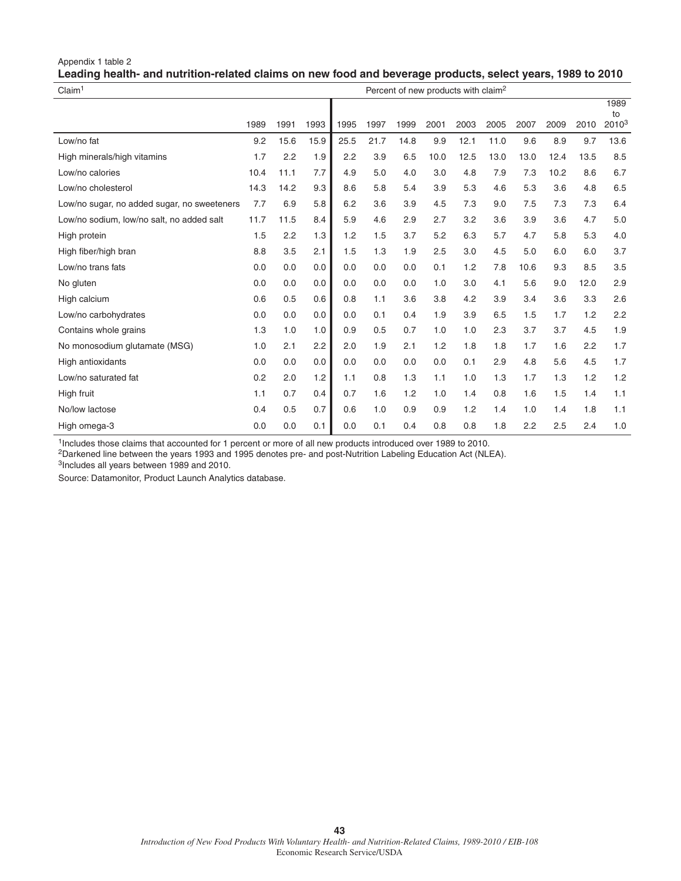Appendix 1 table 2

**Leading health- and nutrition-related claims on new food and beverage products, select years, 1989 to 2010**

| Claim[1] | Percent of new products with claim[2] | | | | | | | | | | | | | |
|---|---|---|---|---|---|---|---|---|---|---|---|---|---|---|
| | 1989 | 1991 | 1993 | 1995 | 1997 | 1999 | 2001 | 2003 | 2005 | 2007 | 2009 | 2010 | 1989 to 2010[3] |
| Low/no fat | 9.2 | 15.6 | 15.9 | 25.5 | 21.7 | 14.8 | 9.9 | 12.1 | 11.0 | 9.6 | 8.9 | 9.7 | 13.6 |
| High minerals/high vitamins | 1.7 | 2.2 | 1.9 | 2.2 | 3.9 | 6.5 | 10.0 | 12.5 | 13.0 | 13.0 | 12.4 | 13.5 | 8.5 |
| Low/no calories | 10.4 | 11.1 | 7.7 | 4.9 | 5.0 | 4.0 | 3.0 | 4.8 | 7.9 | 7.3 | 10.2 | 8.6 | 6.7 |
| Low/no cholesterol | 14.3 | 14.2 | 9.3 | 8.6 | 5.8 | 5.4 | 3.9 | 5.3 | 4.6 | 5.3 | 3.6 | 4.8 | 6.5 |
| Low/no sugar, no added sugar, no sweeteners | 7.7 | 6.9 | 5.8 | 6.2 | 3.6 | 3.9 | 4.5 | 7.3 | 9.0 | 7.5 | 7.3 | 7.3 | 6.4 |
| Low/no sodium, low/no salt, no added salt | 11.7 | 11.5 | 8.4 | 5.9 | 4.6 | 2.9 | 2.7 | 3.2 | 3.6 | 3.9 | 3.6 | 4.7 | 5.0 |
| High protein | 1.5 | 2.2 | 1.3 | 1.2 | 1.5 | 3.7 | 5.2 | 6.3 | 5.7 | 4.7 | 5.8 | 5.3 | 4.0 |
| High fiber/high bran | 8.8 | 3.5 | 2.1 | 1.5 | 1.3 | 1.9 | 2.5 | 3.0 | 4.5 | 5.0 | 6.0 | 6.0 | 3.7 |
| Low/no trans fats | 0.0 | 0.0 | 0.0 | 0.0 | 0.0 | 0.0 | 0.1 | 1.2 | 7.8 | 10.6 | 9.3 | 8.5 | 3.5 |
| No gluten | 0.0 | 0.0 | 0.0 | 0.0 | 0.0 | 0.0 | 1.0 | 3.0 | 4.1 | 5.6 | 9.0 | 12.0 | 2.9 |
| High calcium | 0.6 | 0.5 | 0.6 | 0.8 | 1.1 | 3.6 | 3.8 | 4.2 | 3.9 | 3.4 | 3.6 | 3.3 | 2.6 |
| Low/no carbohydrates | 0.0 | 0.0 | 0.0 | 0.0 | 0.1 | 0.4 | 1.9 | 3.9 | 6.5 | 1.5 | 1.7 | 1.2 | 2.2 |
| Contains whole grains | 1.3 | 1.0 | 1.0 | 0.9 | 0.5 | 0.7 | 1.0 | 1.0 | 2.3 | 3.7 | 3.7 | 4.5 | 1.9 |
| No monosodium glutamate (MSG) | 1.0 | 2.1 | 2.2 | 2.0 | 1.9 | 2.1 | 1.2 | 1.8 | 1.8 | 1.7 | 1.6 | 2.2 | 1.7 |
| High antioxidants | 0.0 | 0.0 | 0.0 | 0.0 | 0.0 | 0.0 | 0.0 | 0.1 | 2.9 | 4.8 | 5.6 | 4.5 | 1.7 |
| Low/no saturated fat | 0.2 | 2.0 | 1.2 | 1.1 | 0.8 | 1.3 | 1.1 | 1.0 | 1.3 | 1.7 | 1.3 | 1.2 | 1.2 |
| High fruit | 1.1 | 0.7 | 0.4 | 0.7 | 1.6 | 1.2 | 1.0 | 1.4 | 0.8 | 1.6 | 1.5 | 1.4 | 1.1 |
| No/low lactose | 0.4 | 0.5 | 0.7 | 0.6 | 1.0 | 0.9 | 0.9 | 1.2 | 1.4 | 1.0 | 1.4 | 1.8 | 1.1 |
| High omega-3 | 0.0 | 0.0 | 0.1 | 0.0 | 0.1 | 0.4 | 0.8 | 0.8 | 1.8 | 2.2 | 2.5 | 2.4 | 1.0 |

[1]Includes those claims that accounted for 1 percent or more of all new products introduced over 1989 to 2010.

[2]Darkened line between the years 1993 and 1995 denotes pre- and post-Nutrition Labeling Education Act (NLEA).

[3]Includes all years between 1989 and 2010.

Source: Datamonitor, Product Launch Analytics database.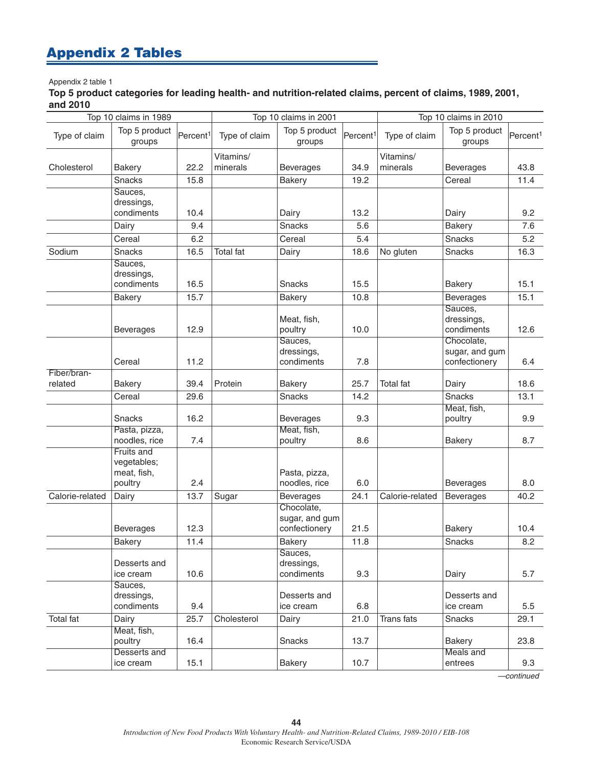# Appendix 2 Tables

Appendix 2 table 1

**Top 5 product categories for leading health- and nutrition-related claims, percent of claims, 1989, 2001, and 2010**

| Top 10 claims in 1989 | | | Top 10 claims in 2001 | | | Top 10 claims in 2010 | | |
|---|---|---|---|---|---|---|---|---|
| Type of claim | Top 5 product groups | Percent[1] | Type of claim | Top 5 product groups | Percent[1] | Type of claim | Top 5 product groups | Percent[1] |
| Cholesterol | Bakery | 22.2 | Vitamins/ minerals | Beverages | 34.9 | Vitamins/ minerals | Beverages | 43.8 |
| | Snacks | 15.8 | | Bakery | 19.2 | | Cereal | 11.4 |
| | Sauces, dressings, condiments | 10.4 | | Dairy | 13.2 | | Dairy | 9.2 |
| | Dairy | 9.4 | | Snacks | 5.6 | | Bakery | 7.6 |
| | Cereal | 6.2 | | Cereal | 5.4 | | Snacks | 5.2 |
| Sodium | Snacks | 16.5 | Total fat | Dairy | 18.6 | No gluten | Snacks | 16.3 |
| | Sauces, dressings, condiments | 16.5 | | Snacks | 15.5 | | Bakery | 15.1 |
| | Bakery | 15.7 | | Bakery | 10.8 | | Beverages | 15.1 |
| | Beverages | 12.9 | | Meat, fish, poultry | 10.0 | | Sauces, dressings, condiments | 12.6 |
| | Cereal | 11.2 | | Sauces, dressings, condiments | 7.8 | | Chocolate, sugar, and gum confectionery | 6.4 |
| Fiber/bran-related | Bakery | 39.4 | Protein | Bakery | 25.7 | Total fat | Dairy | 18.6 |
| | Cereal | 29.6 | | Snacks | 14.2 | | Snacks | 13.1 |
| | Snacks | 16.2 | | Beverages | 9.3 | | Meat, fish, poultry | 9.9 |
| | Pasta, pizza, noodles, rice | 7.4 | | Meat, fish, poultry | 8.6 | | Bakery | 8.7 |
| | Fruits and vegetables; meat, fish, poultry | 2.4 | | Pasta, pizza, noodles, rice | 6.0 | | Beverages | 8.0 |
| Calorie-related | Dairy | 13.7 | Sugar | Beverages | 24.1 | Calorie-related | Beverages | 40.2 |
| | Beverages | 12.3 | | Chocolate, sugar, and gum confectionery | 21.5 | | Bakery | 10.4 |
| | Bakery | 11.4 | | Bakery | 11.8 | | Snacks | 8.2 |
| | Desserts and ice cream | 10.6 | | Sauces, dressings, condiments | 9.3 | | Dairy | 5.7 |
| | Sauces, dressings, condiments | 9.4 | | Desserts and ice cream | 6.8 | | Desserts and ice cream | 5.5 |
| Total fat | Dairy | 25.7 | Cholesterol | Dairy | 21.0 | Trans fats | Snacks | 29.1 |
| | Meat, fish, poultry | 16.4 | | Snacks | 13.7 | | Bakery | 23.8 |
| | Desserts and ice cream | 15.1 | | Bakery | 10.7 | | Meals and entrees | 9.3 |

*—continued*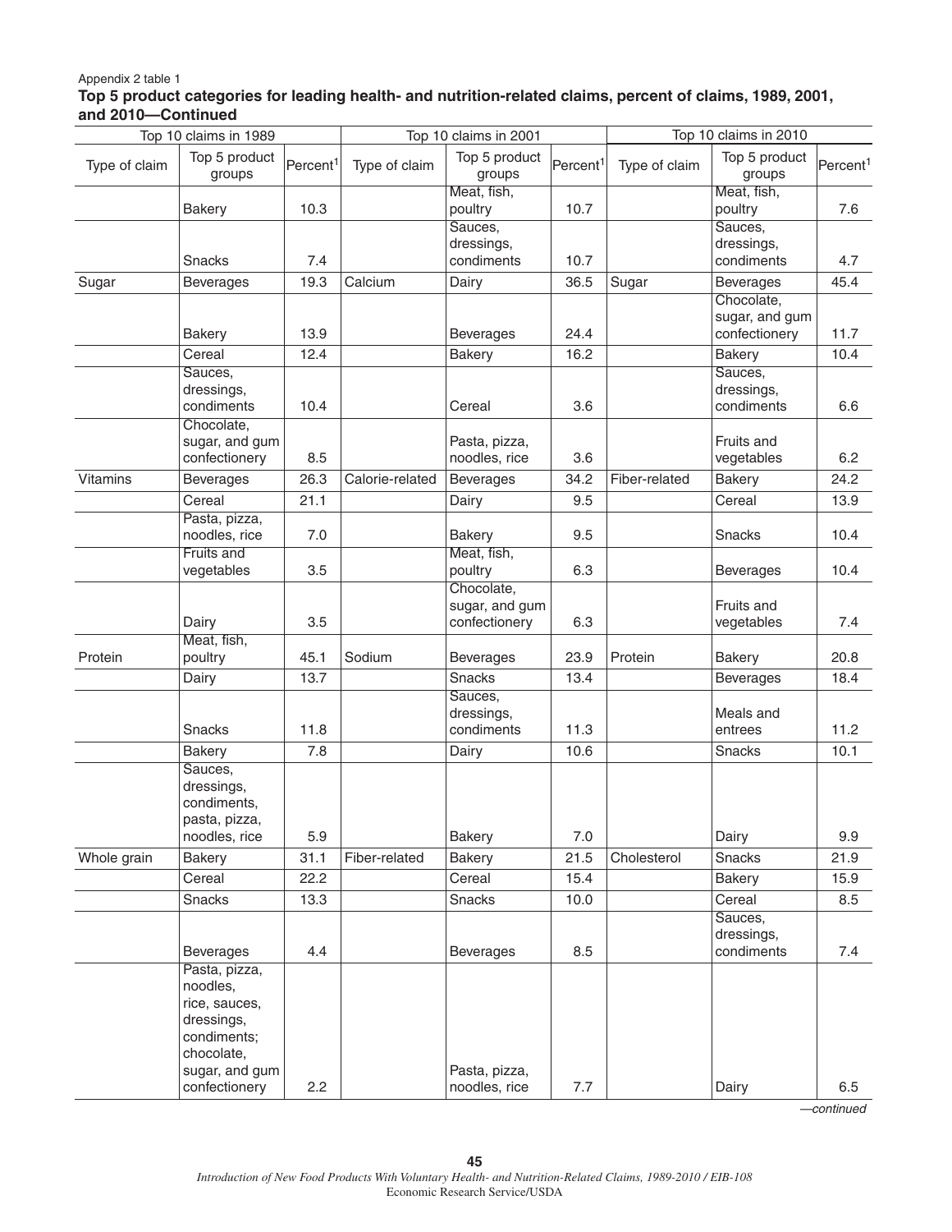Appendix 2 table 1

**Top 5 product categories for leading health- and nutrition-related claims, percent of claims, 1989, 2001, and 2010—Continued**

| Top 10 claims in 1989 | | | Top 10 claims in 2001 | | | Top 10 claims in 2010 | | |
|---|---|---|---|---|---|---|---|---|
| Type of claim | Top 5 product groups | Percent[1] | Type of claim | Top 5 product groups | Percent[1] | Type of claim | Top 5 product groups | Percent[1] |
| | Bakery | 10.3 | | Meat, fish, poultry | 10.7 | | Meat, fish, poultry | 7.6 |
| | Snacks | 7.4 | | Sauces, dressings, condiments | 10.7 | | Sauces, dressings, condiments | 4.7 |
| Sugar | Beverages | 19.3 | Calcium | Dairy | 36.5 | Sugar | Beverages | 45.4 |
| | Bakery | 13.9 | | Beverages | 24.4 | | Chocolate, sugar, and gum confectionery | 11.7 |
| | Cereal | 12.4 | | Bakery | 16.2 | | Bakery | 10.4 |
| | Sauces, dressings, condiments | 10.4 | | Cereal | 3.6 | | Sauces, dressings, condiments | 6.6 |
| | Chocolate, sugar, and gum confectionery | 8.5 | | Pasta, pizza, noodles, rice | 3.6 | | Fruits and vegetables | 6.2 |
| Vitamins | Beverages | 26.3 | Calorie-related | Beverages | 34.2 | Fiber-related | Bakery | 24.2 |
| | Cereal | 21.1 | | Dairy | 9.5 | | Cereal | 13.9 |
| | Pasta, pizza, noodles, rice | 7.0 | | Bakery | 9.5 | | Snacks | 10.4 |
| | Fruits and vegetables | 3.5 | | Meat, fish, poultry | 6.3 | | Beverages | 10.4 |
| | Dairy | 3.5 | | Chocolate, sugar, and gum confectionery | 6.3 | | Fruits and vegetables | 7.4 |
| Protein | Meat, fish, poultry | 45.1 | Sodium | Beverages | 23.9 | Protein | Bakery | 20.8 |
| | Dairy | 13.7 | | Snacks | 13.4 | | Beverages | 18.4 |
| | Snacks | 11.8 | | Sauces, dressings, condiments | 11.3 | | Meals and entrees | 11.2 |
| | Bakery | 7.8 | | Dairy | 10.6 | | Snacks | 10.1 |
| | Sauces, dressings, condiments, pasta, pizza, noodles, rice | 5.9 | | Bakery | 7.0 | | Dairy | 9.9 |
| Whole grain | Bakery | 31.1 | Fiber-related | Bakery | 21.5 | Cholesterol | Snacks | 21.9 |
| | Cereal | 22.2 | | Cereal | 15.4 | | Bakery | 15.9 |
| | Snacks | 13.3 | | Snacks | 10.0 | | Cereal | 8.5 |
| | Beverages | 4.4 | | Beverages | 8.5 | | Sauces, dressings, condiments | 7.4 |
| | Pasta, pizza, noodles, rice, sauces, dressings, condiments; chocolate, sugar, and gum confectionery | 2.2 | | Pasta, pizza, noodles, rice | 7.7 | | Dairy | 6.5 |

*—continued*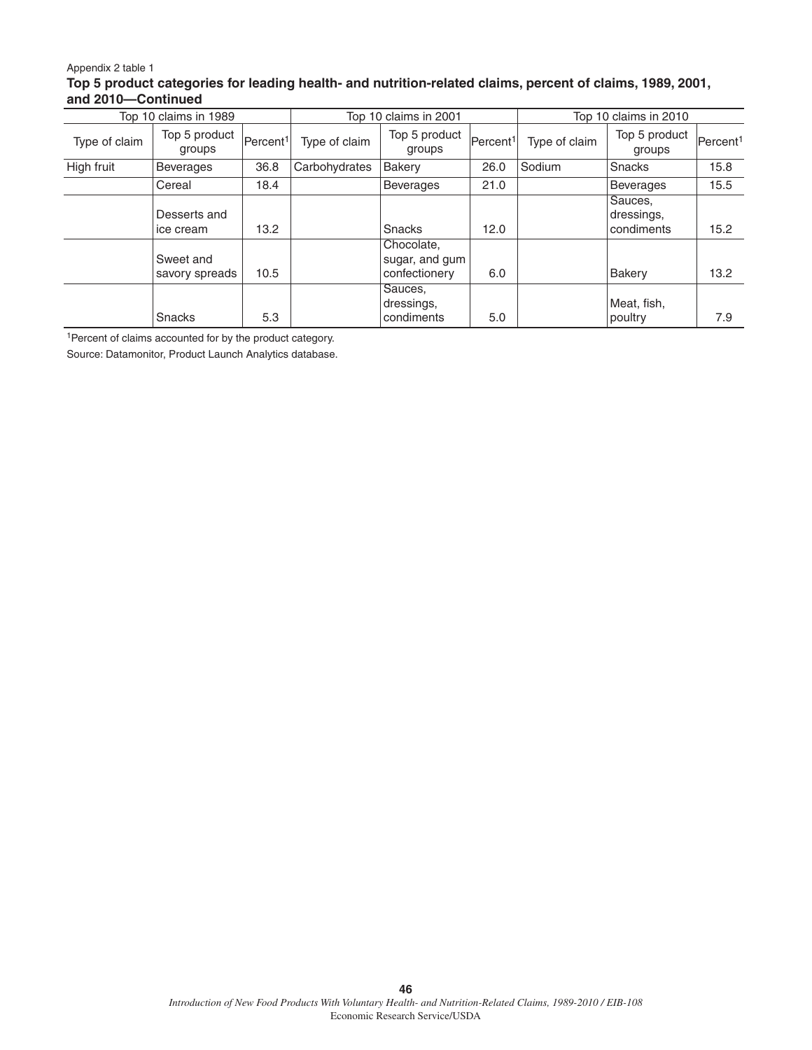Appendix 2 table 1

**Top 5 product categories for leading health- and nutrition-related claims, percent of claims, 1989, 2001, and 2010—Continued**

| Top 10 claims in 1989 | | | Top 10 claims in 2001 | | | Top 10 claims in 2010 | | |
|---|---|---|---|---|---|---|---|---|
| Type of claim | Top 5 product groups | Percent[1] | Type of claim | Top 5 product groups | Percent[1] | Type of claim | Top 5 product groups | Percent[1] |
| High fruit | Beverages | 36.8 | Carbohydrates | Bakery | 26.0 | Sodium | Snacks | 15.8 |
| | Cereal | 18.4 | | Beverages | 21.0 | | Beverages | 15.5 |
| | Desserts and ice cream | 13.2 | | Snacks | 12.0 | | Sauces, dressings, condiments | 15.2 |
| | Sweet and savory spreads | 10.5 | | Chocolate, sugar, and gum confectionery | 6.0 | | Bakery | 13.2 |
| | Snacks | 5.3 | | Sauces, dressings, condiments | 5.0 | | Meat, fish, poultry | 7.9 |

[1]Percent of claims accounted for by the product category.

Source: Datamonitor, Product Launch Analytics database.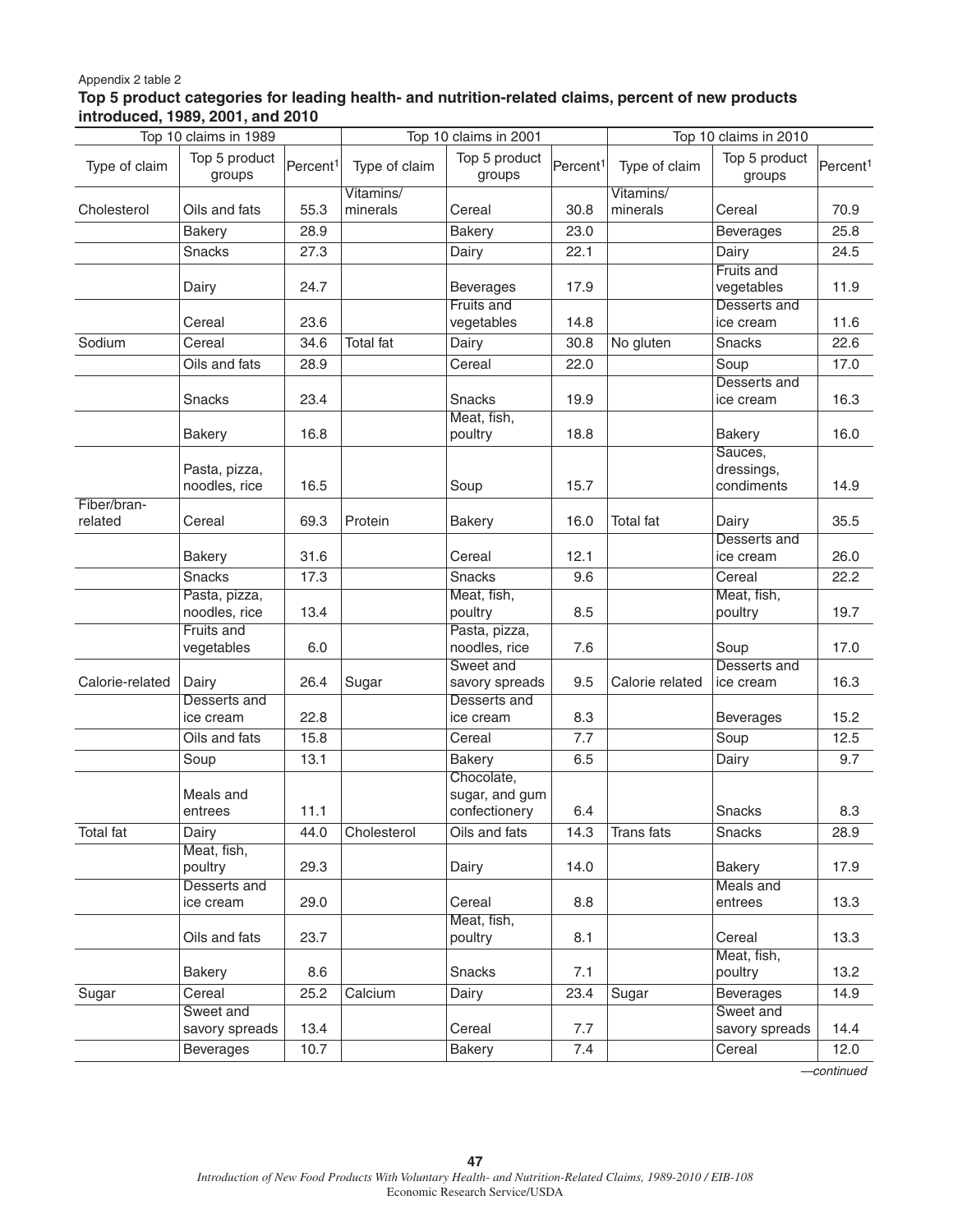Appendix 2 table 2

**Top 5 product categories for leading health- and nutrition-related claims, percent of new products introduced, 1989, 2001, and 2010**

| Top 10 claims in 1989 | | | Top 10 claims in 2001 | | | Top 10 claims in 2010 | | |
|---|---|---|---|---|---|---|---|---|
| Type of claim | Top 5 product groups | Percent[1] | Type of claim | Top 5 product groups | Percent[1] | Type of claim | Top 5 product groups | Percent[1] |
| Cholesterol | Oils and fats | 55.3 | Vitamins/ minerals | Cereal | 30.8 | Vitamins/ minerals | Cereal | 70.9 |
| | Bakery | 28.9 | | Bakery | 23.0 | | Beverages | 25.8 |
| | Snacks | 27.3 | | Dairy | 22.1 | | Dairy | 24.5 |
| | Dairy | 24.7 | | Beverages | 17.9 | | Fruits and vegetables | 11.9 |
| | Cereal | 23.6 | | Fruits and vegetables | 14.8 | | Desserts and ice cream | 11.6 |
| Sodium | Cereal | 34.6 | Total fat | Dairy | 30.8 | No gluten | Snacks | 22.6 |
| | Oils and fats | 28.9 | | Cereal | 22.0 | | Soup | 17.0 |
| | Snacks | 23.4 | | Snacks | 19.9 | | Desserts and ice cream | 16.3 |
| | Bakery | 16.8 | | Meat, fish, poultry | 18.8 | | Bakery | 16.0 |
| | Pasta, pizza, noodles, rice | 16.5 | | Soup | 15.7 | | Sauces, dressings, condiments | 14.9 |
| Fiber/bran-related | Cereal | 69.3 | Protein | Bakery | 16.0 | Total fat | Dairy | 35.5 |
| | Bakery | 31.6 | | Cereal | 12.1 | | Desserts and ice cream | 26.0 |
| | Snacks | 17.3 | | Snacks | 9.6 | | Cereal | 22.2 |
| | Pasta, pizza, noodles, rice | 13.4 | | Meat, fish, poultry | 8.5 | | Meat, fish, poultry | 19.7 |
| | Fruits and vegetables | 6.0 | | Pasta, pizza, noodles, rice | 7.6 | | Soup | 17.0 |
| Calorie-related | Dairy | 26.4 | Sugar | Sweet and savory spreads | 9.5 | Calorie related | Desserts and ice cream | 16.3 |
| | Desserts and ice cream | 22.8 | | Desserts and ice cream | 8.3 | | Beverages | 15.2 |
| | Oils and fats | 15.8 | | Cereal | 7.7 | | Soup | 12.5 |
| | Soup | 13.1 | | Bakery | 6.5 | | Dairy | 9.7 |
| | Meals and entrees | 11.1 | | Chocolate, sugar, and gum confectionery | 6.4 | | Snacks | 8.3 |
| Total fat | Dairy | 44.0 | Cholesterol | Oils and fats | 14.3 | Trans fats | Snacks | 28.9 |
| | Meat, fish, poultry | 29.3 | | Dairy | 14.0 | | Bakery | 17.9 |
| | Desserts and ice cream | 29.0 | | Cereal | 8.8 | | Meals and entrees | 13.3 |
| | Oils and fats | 23.7 | | Meat, fish, poultry | 8.1 | | Cereal | 13.3 |
| | Bakery | 8.6 | | Snacks | 7.1 | | Meat, fish, poultry | 13.2 |
| Sugar | Cereal | 25.2 | Calcium | Dairy | 23.4 | Sugar | Beverages | 14.9 |
| | Sweet and savory spreads | 13.4 | | Cereal | 7.7 | | Sweet and savory spreads | 14.4 |
| | Beverages | 10.7 | | Bakery | 7.4 | | Cereal | 12.0 |

*—continued*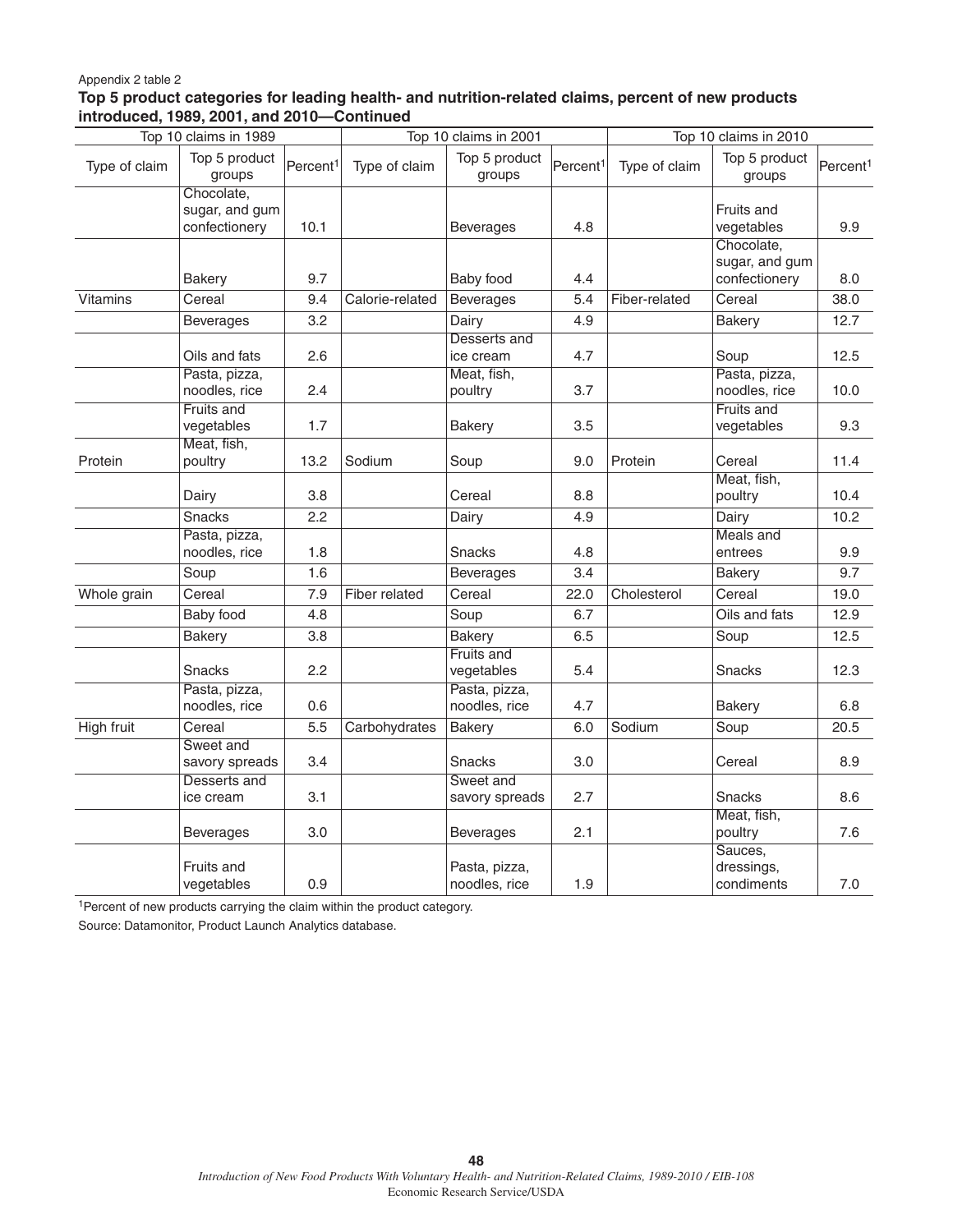Appendix 2 table 2

**Top 5 product categories for leading health- and nutrition-related claims, percent of new products introduced, 1989, 2001, and 2010—Continued**

| Top 10 claims in 1989 | | | Top 10 claims in 2001 | | | Top 10 claims in 2010 | | |
|---|---|---|---|---|---|---|---|---|
| Type of claim | Top 5 product groups | Percent[1] | Type of claim | Top 5 product groups | Percent[1] | Type of claim | Top 5 product groups | Percent[1] |
| | Chocolate, sugar, and gum confectionery | 10.1 | | Beverages | 4.8 | | Fruits and vegetables | 9.9 |
| | Bakery | 9.7 | | Baby food | 4.4 | | Chocolate, sugar, and gum confectionery | 8.0 |
| Vitamins | Cereal | 9.4 | Calorie-related | Beverages | 5.4 | Fiber-related | Cereal | 38.0 |
| | Beverages | 3.2 | | Dairy | 4.9 | | Bakery | 12.7 |
| | Oils and fats | 2.6 | | Desserts and ice cream | 4.7 | | Soup | 12.5 |
| | Pasta, pizza, noodles, rice | 2.4 | | Meat, fish, poultry | 3.7 | | Pasta, pizza, noodles, rice | 10.0 |
| | Fruits and vegetables | 1.7 | | Bakery | 3.5 | | Fruits and vegetables | 9.3 |
| Protein | Meat, fish, poultry | 13.2 | Sodium | Soup | 9.0 | Protein | Cereal | 11.4 |
| | Dairy | 3.8 | | Cereal | 8.8 | | Meat, fish, poultry | 10.4 |
| | Snacks | 2.2 | | Dairy | 4.9 | | Dairy | 10.2 |
| | Pasta, pizza, noodles, rice | 1.8 | | Snacks | 4.8 | | Meals and entrees | 9.9 |
| | Soup | 1.6 | | Beverages | 3.4 | | Bakery | 9.7 |
| Whole grain | Cereal | 7.9 | Fiber related | Cereal | 22.0 | Cholesterol | Cereal | 19.0 |
| | Baby food | 4.8 | | Soup | 6.7 | | Oils and fats | 12.9 |
| | Bakery | 3.8 | | Bakery | 6.5 | | Soup | 12.5 |
| | Snacks | 2.2 | | Fruits and vegetables | 5.4 | | Snacks | 12.3 |
| | Pasta, pizza, noodles, rice | 0.6 | | Pasta, pizza, noodles, rice | 4.7 | | Bakery | 6.8 |
| High fruit | Cereal | 5.5 | Carbohydrates | Bakery | 6.0 | Sodium | Soup | 20.5 |
| | Sweet and savory spreads | 3.4 | | Snacks | 3.0 | | Cereal | 8.9 |
| | Desserts and ice cream | 3.1 | | Sweet and savory spreads | 2.7 | | Snacks | 8.6 |
| | Beverages | 3.0 | | Beverages | 2.1 | | Meat, fish, poultry | 7.6 |
| | Fruits and vegetables | 0.9 | | Pasta, pizza, noodles, rice | 1.9 | | Sauces, dressings, condiments | 7.0 |

[1]Percent of new products carrying the claim within the product category.

Source: Datamonitor, Product Launch Analytics database.